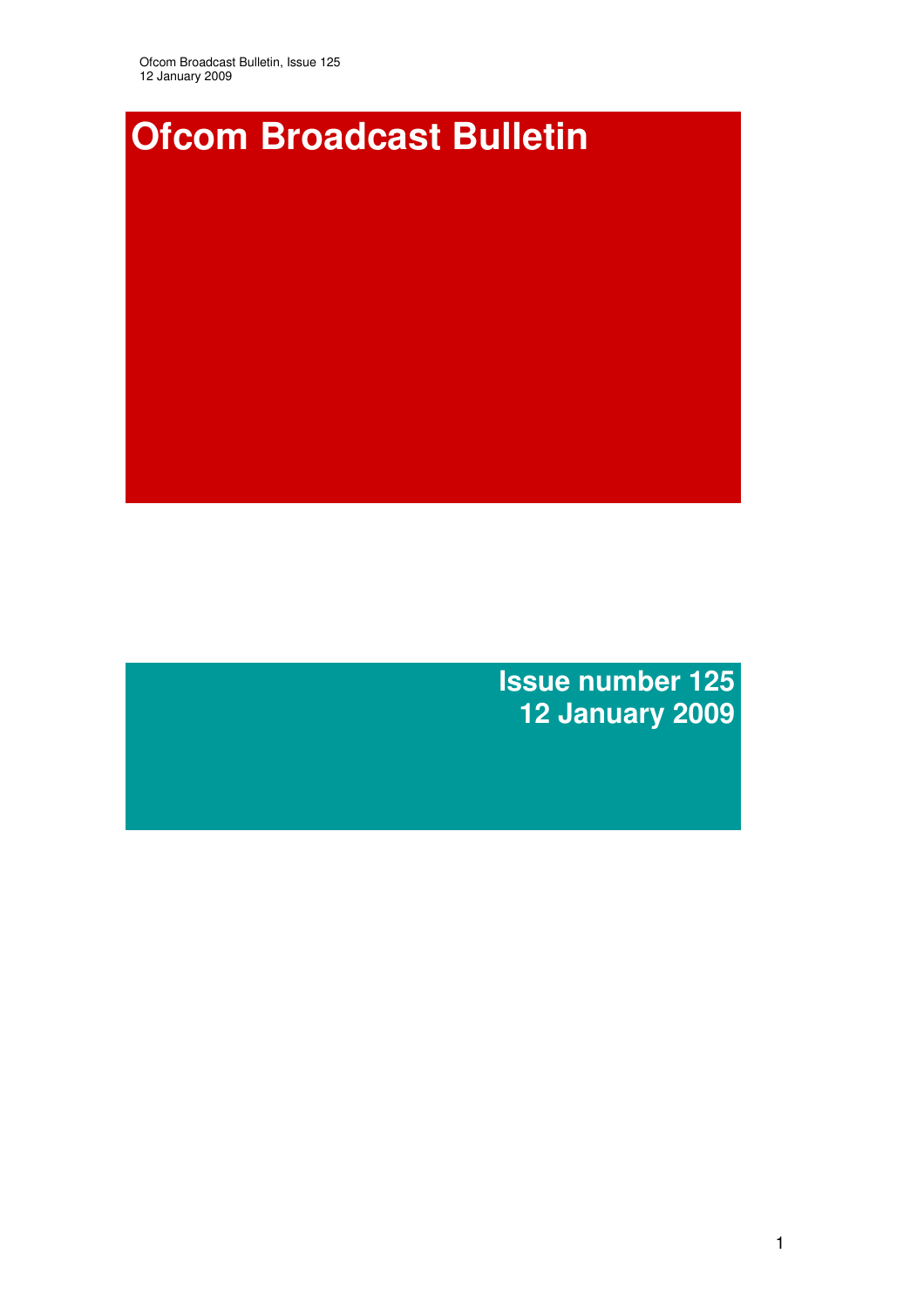# Ofcom Broadcast Bulletin

**Issue number 125**
**12 January 2009**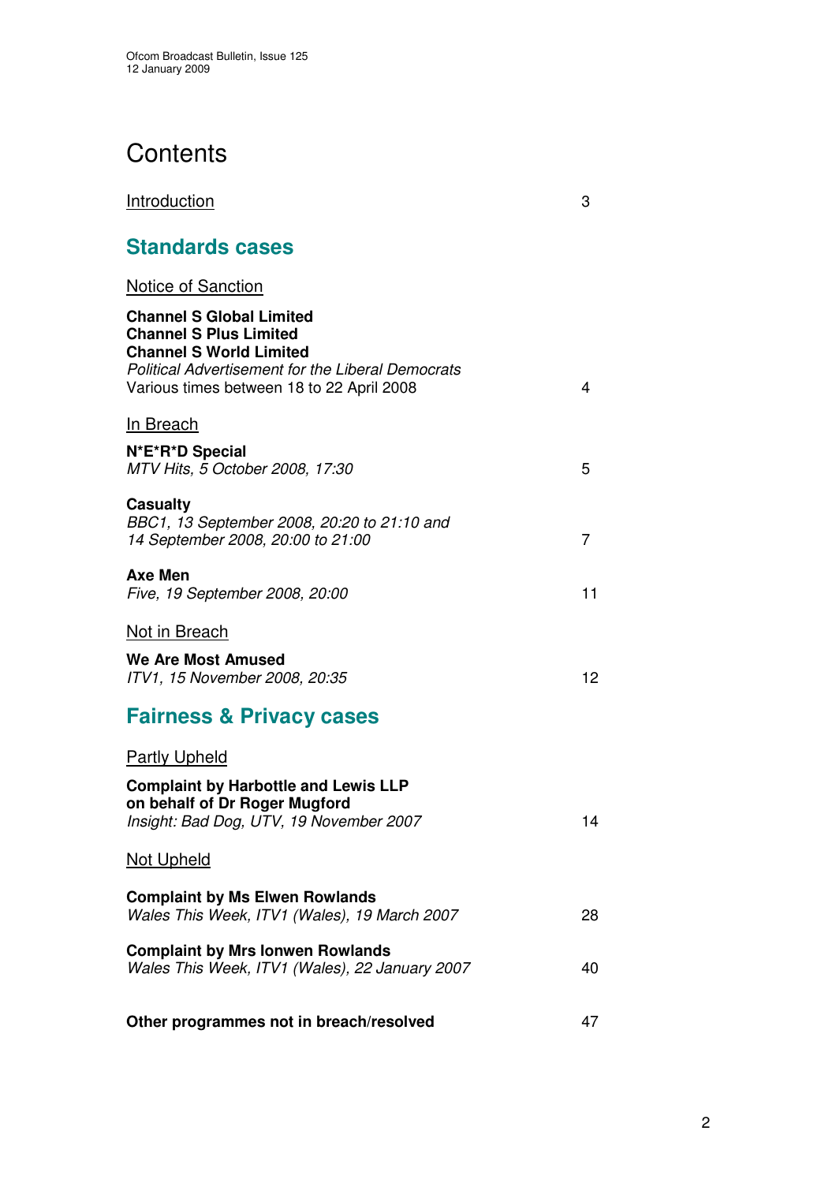# Contents

Introduction 3

## Standards cases

Notice of Sanction

**Channel S Global Limited**
**Channel S Plus Limited**
**Channel S World Limited**
*Political Advertisement for the Liberal Democrats*
Various times between 18 to 22 April 2008 4

In Breach

**N*E*R*D Special**
*MTV Hits, 5 October 2008, 17:30* 5

**Casualty**
*BBC1, 13 September 2008, 20:20 to 21:10 and 14 September 2008, 20:00 to 21:00* 7

**Axe Men**
*Five, 19 September 2008, 20:00* 11

Not in Breach

**We Are Most Amused**
*ITV1, 15 November 2008, 20:35* 12

## Fairness & Privacy cases

Partly Upheld

**Complaint by Harbottle and Lewis LLP on behalf of Dr Roger Mugford**
*Insight: Bad Dog, UTV, 19 November 2007* 14

Not Upheld

**Complaint by Ms Elwen Rowlands**
*Wales This Week, ITV1 (Wales), 19 March 2007* 28

**Complaint by Mrs Ionwen Rowlands**
*Wales This Week, ITV1 (Wales), 22 January 2007* 40

**Other programmes not in breach/resolved** 47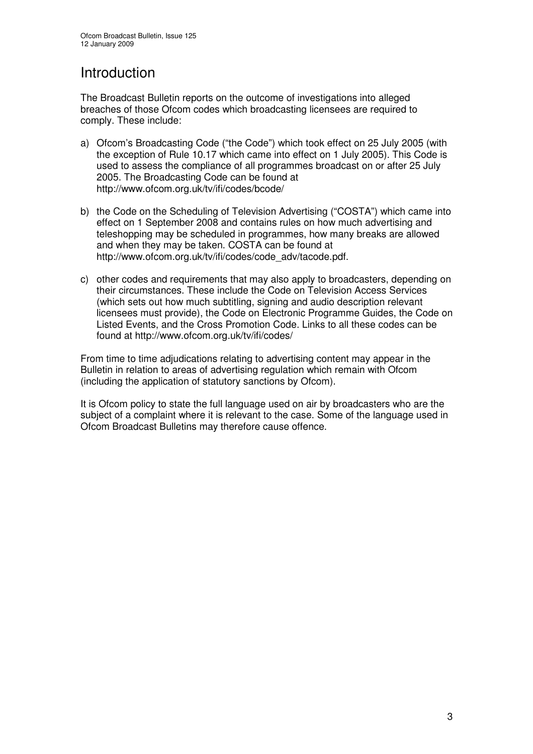# Introduction

The Broadcast Bulletin reports on the outcome of investigations into alleged breaches of those Ofcom codes which broadcasting licensees are required to comply. These include:

a) Ofcom's Broadcasting Code ("the Code") which took effect on 25 July 2005 (with the exception of Rule 10.17 which came into effect on 1 July 2005). This Code is used to assess the compliance of all programmes broadcast on or after 25 July 2005. The Broadcasting Code can be found at http://www.ofcom.org.uk/tv/ifi/codes/bcode/

b) the Code on the Scheduling of Television Advertising ("COSTA") which came into effect on 1 September 2008 and contains rules on how much advertising and teleshopping may be scheduled in programmes, how many breaks are allowed and when they may be taken. COSTA can be found at http://www.ofcom.org.uk/tv/ifi/codes/code_adv/tacode.pdf.

c) other codes and requirements that may also apply to broadcasters, depending on their circumstances. These include the Code on Television Access Services (which sets out how much subtitling, signing and audio description relevant licensees must provide), the Code on Electronic Programme Guides, the Code on Listed Events, and the Cross Promotion Code. Links to all these codes can be found at http://www.ofcom.org.uk/tv/ifi/codes/

From time to time adjudications relating to advertising content may appear in the Bulletin in relation to areas of advertising regulation which remain with Ofcom (including the application of statutory sanctions by Ofcom).

It is Ofcom policy to state the full language used on air by broadcasters who are the subject of a complaint where it is relevant to the case. Some of the language used in Ofcom Broadcast Bulletins may therefore cause offence.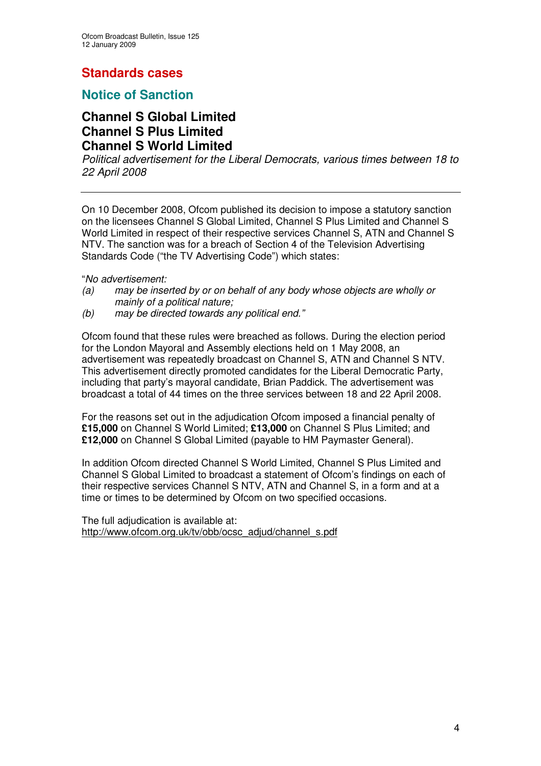## Standards cases

### Notice of Sanction

### Channel S Global Limited
### Channel S Plus Limited
### Channel S World Limited

*Political advertisement for the Liberal Democrats, various times between 18 to 22 April 2008*

---

On 10 December 2008, Ofcom published its decision to impose a statutory sanction on the licensees Channel S Global Limited, Channel S Plus Limited and Channel S World Limited in respect of their respective services Channel S, ATN and Channel S NTV. The sanction was for a breach of Section 4 of the Television Advertising Standards Code ("the TV Advertising Code") which states:

"*No advertisement:*
*(a) may be inserted by or on behalf of any body whose objects are wholly or mainly of a political nature;*
*(b) may be directed towards any political end."*

Ofcom found that these rules were breached as follows. During the election period for the London Mayoral and Assembly elections held on 1 May 2008, an advertisement was repeatedly broadcast on Channel S, ATN and Channel S NTV. This advertisement directly promoted candidates for the Liberal Democratic Party, including that party's mayoral candidate, Brian Paddick. The advertisement was broadcast a total of 44 times on the three services between 18 and 22 April 2008.

For the reasons set out in the adjudication Ofcom imposed a financial penalty of **£15,000** on Channel S World Limited; **£13,000** on Channel S Plus Limited; and **£12,000** on Channel S Global Limited (payable to HM Paymaster General).

In addition Ofcom directed Channel S World Limited, Channel S Plus Limited and Channel S Global Limited to broadcast a statement of Ofcom's findings on each of their respective services Channel S NTV, ATN and Channel S, in a form and at a time or times to be determined by Ofcom on two specified occasions.

The full adjudication is available at:
http://www.ofcom.org.uk/tv/obb/ocsc_adjud/channel_s.pdf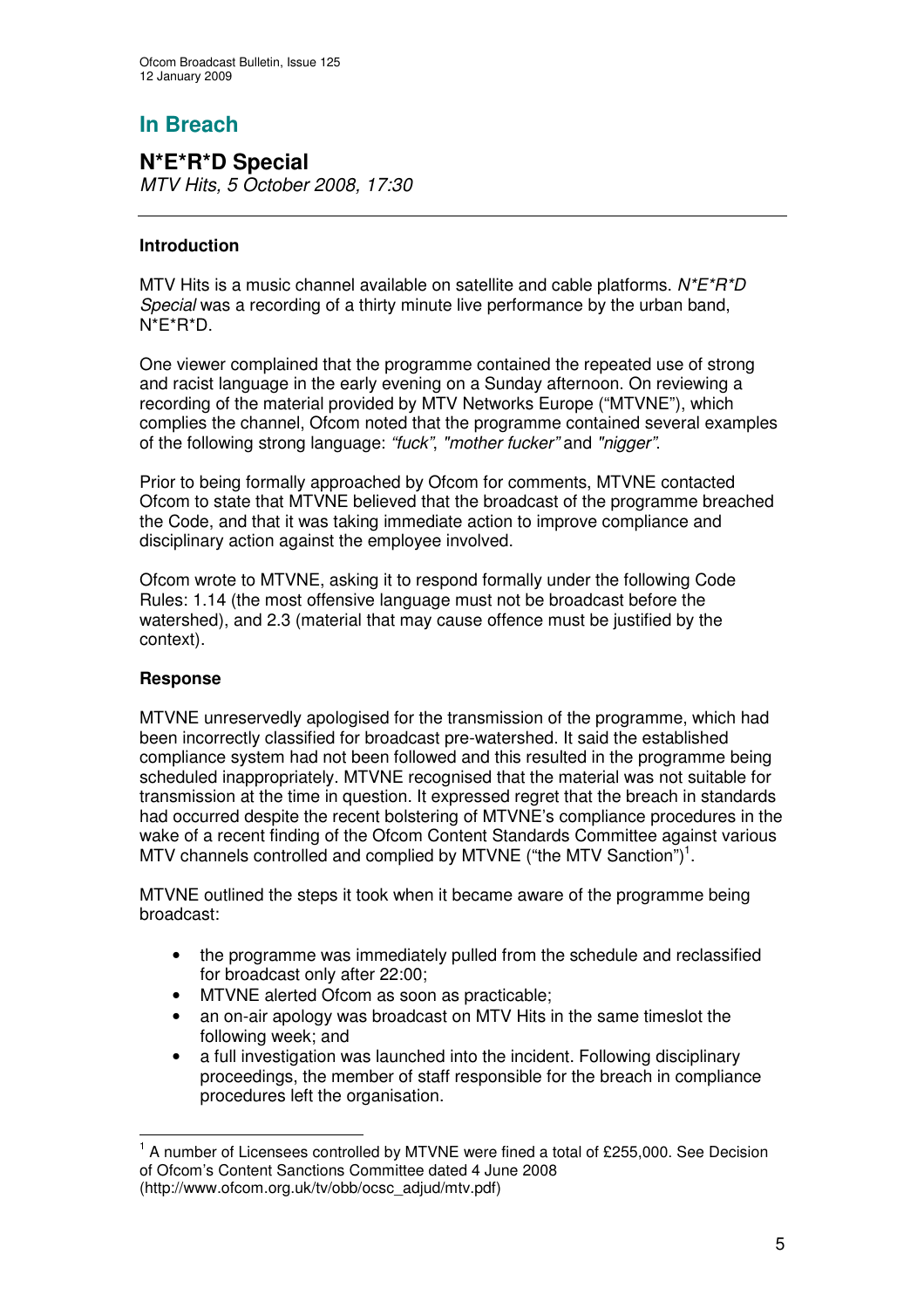## In Breach

### N*E*R*D Special

*MTV Hits, 5 October 2008, 17:30*

---

**Introduction**

MTV Hits is a music channel available on satellite and cable platforms. *N*E*R*D Special* was a recording of a thirty minute live performance by the urban band, N*E*R*D.

One viewer complained that the programme contained the repeated use of strong and racist language in the early evening on a Sunday afternoon. On reviewing a recording of the material provided by MTV Networks Europe ("MTVNE"), which complies the channel, Ofcom noted that the programme contained several examples of the following strong language: *"fuck"*, *"mother fucker"* and *"nigger"*.

Prior to being formally approached by Ofcom for comments, MTVNE contacted Ofcom to state that MTVNE believed that the broadcast of the programme breached the Code, and that it was taking immediate action to improve compliance and disciplinary action against the employee involved.

Ofcom wrote to MTVNE, asking it to respond formally under the following Code Rules: 1.14 (the most offensive language must not be broadcast before the watershed), and 2.3 (material that may cause offence must be justified by the context).

**Response**

MTVNE unreservedly apologised for the transmission of the programme, which had been incorrectly classified for broadcast pre-watershed. It said the established compliance system had not been followed and this resulted in the programme being scheduled inappropriately. MTVNE recognised that the material was not suitable for transmission at the time in question. It expressed regret that the breach in standards had occurred despite the recent bolstering of MTVNE's compliance procedures in the wake of a recent finding of the Ofcom Content Standards Committee against various MTV channels controlled and complied by MTVNE ("the MTV Sanction")[1].

MTVNE outlined the steps it took when it became aware of the programme being broadcast:

- the programme was immediately pulled from the schedule and reclassified for broadcast only after 22:00;
- MTVNE alerted Ofcom as soon as practicable;
- an on-air apology was broadcast on MTV Hits in the same timeslot the following week; and
- a full investigation was launched into the incident. Following disciplinary proceedings, the member of staff responsible for the breach in compliance procedures left the organisation.

---

[1] A number of Licensees controlled by MTVNE were fined a total of £255,000. See Decision of Ofcom's Content Sanctions Committee dated 4 June 2008 (http://www.ofcom.org.uk/tv/obb/ocsc_adjud/mtv.pdf)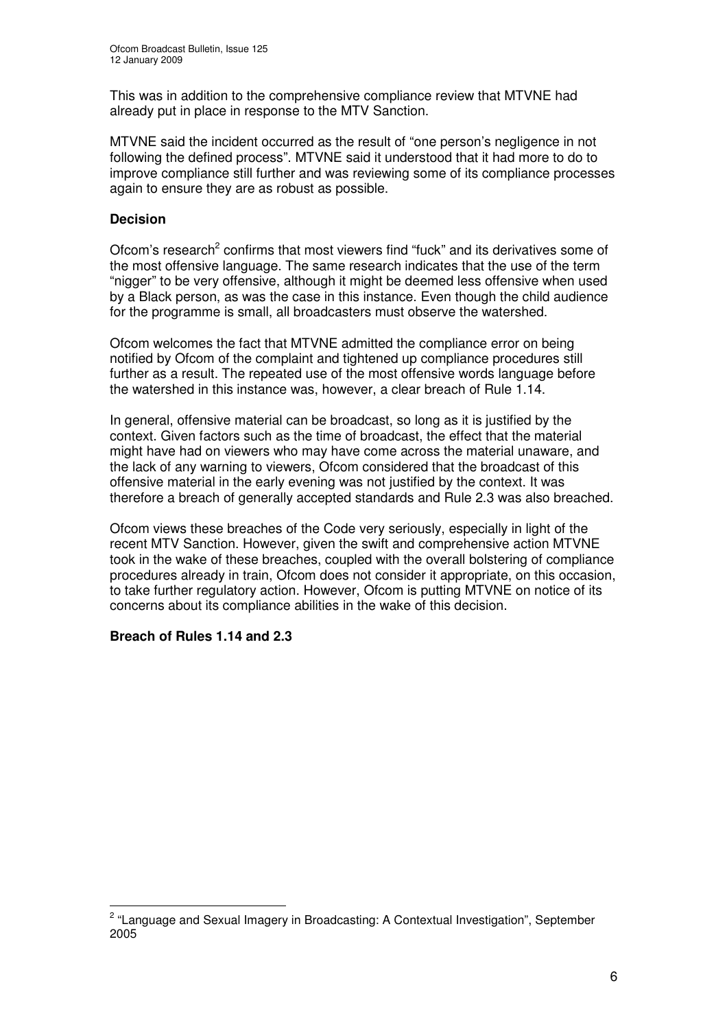This was in addition to the comprehensive compliance review that MTVNE had already put in place in response to the MTV Sanction.

MTVNE said the incident occurred as the result of "one person's negligence in not following the defined process". MTVNE said it understood that it had more to do to improve compliance still further and was reviewing some of its compliance processes again to ensure they are as robust as possible.

**Decision**

Ofcom's research[2] confirms that most viewers find "fuck" and its derivatives some of the most offensive language. The same research indicates that the use of the term "nigger" to be very offensive, although it might be deemed less offensive when used by a Black person, as was the case in this instance. Even though the child audience for the programme is small, all broadcasters must observe the watershed.

Ofcom welcomes the fact that MTVNE admitted the compliance error on being notified by Ofcom of the complaint and tightened up compliance procedures still further as a result. The repeated use of the most offensive words language before the watershed in this instance was, however, a clear breach of Rule 1.14.

In general, offensive material can be broadcast, so long as it is justified by the context. Given factors such as the time of broadcast, the effect that the material might have had on viewers who may have come across the material unaware, and the lack of any warning to viewers, Ofcom considered that the broadcast of this offensive material in the early evening was not justified by the context. It was therefore a breach of generally accepted standards and Rule 2.3 was also breached.

Ofcom views these breaches of the Code very seriously, especially in light of the recent MTV Sanction. However, given the swift and comprehensive action MTVNE took in the wake of these breaches, coupled with the overall bolstering of compliance procedures already in train, Ofcom does not consider it appropriate, on this occasion, to take further regulatory action. However, Ofcom is putting MTVNE on notice of its concerns about its compliance abilities in the wake of this decision.

**Breach of Rules 1.14 and 2.3**

[2] "Language and Sexual Imagery in Broadcasting: A Contextual Investigation", September 2005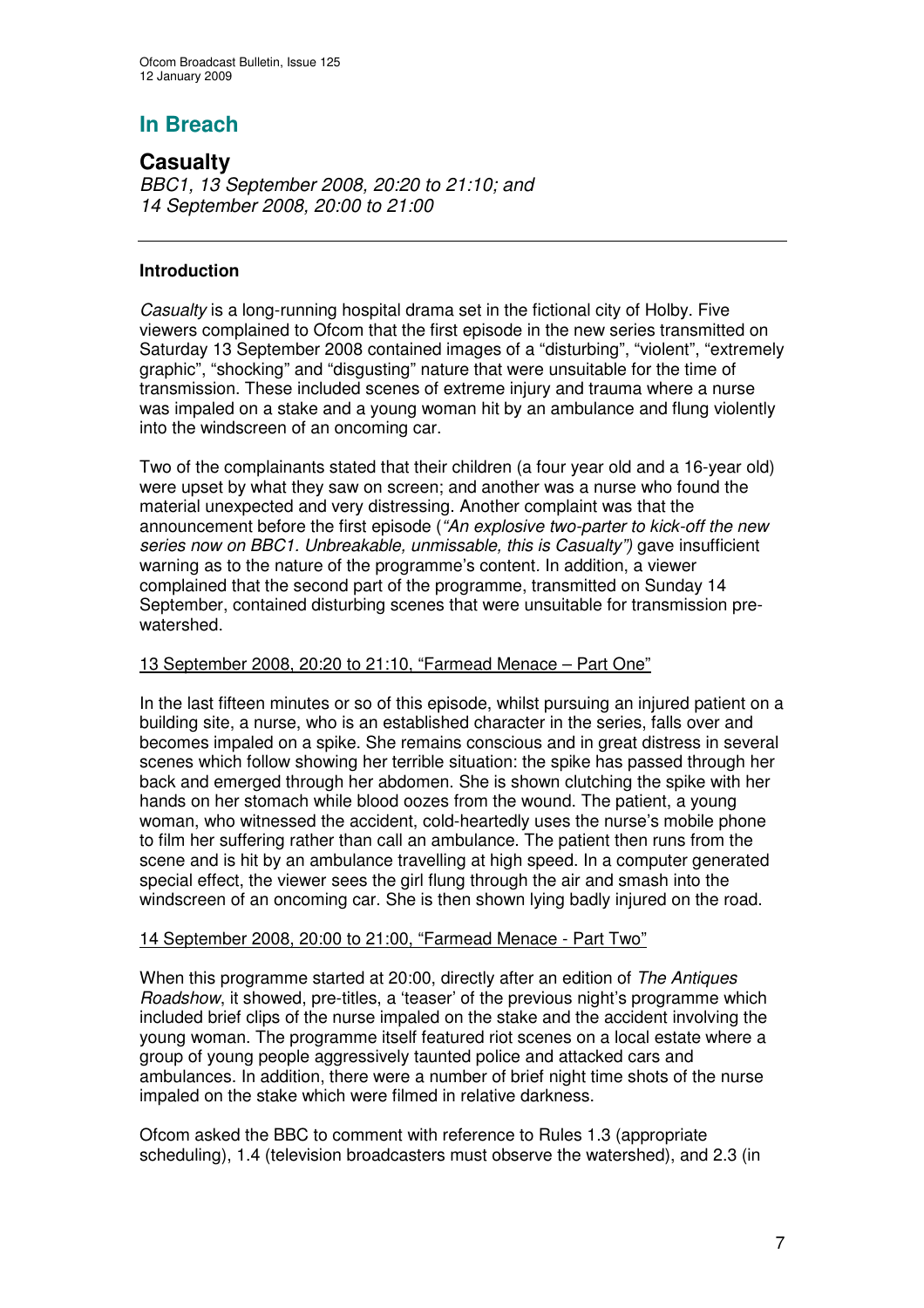## In Breach

### Casualty

*BBC1, 13 September 2008, 20:20 to 21:10; and*
*14 September 2008, 20:00 to 21:00*

---

#### Introduction

*Casualty* is a long-running hospital drama set in the fictional city of Holby. Five viewers complained to Ofcom that the first episode in the new series transmitted on Saturday 13 September 2008 contained images of a "disturbing", "violent", "extremely graphic", "shocking" and "disgusting" nature that were unsuitable for the time of transmission. These included scenes of extreme injury and trauma where a nurse was impaled on a stake and a young woman hit by an ambulance and flung violently into the windscreen of an oncoming car.

Two of the complainants stated that their children (a four year old and a 16-year old) were upset by what they saw on screen; and another was a nurse who found the material unexpected and very distressing. Another complaint was that the announcement before the first episode (*"An explosive two-parter to kick-off the new series now on BBC1. Unbreakable, unmissable, this is Casualty")* gave insufficient warning as to the nature of the programme's content. In addition, a viewer complained that the second part of the programme, transmitted on Sunday 14 September, contained disturbing scenes that were unsuitable for transmission pre-watershed.

<u>13 September 2008, 20:20 to 21:10, "Farmead Menace – Part One"</u>

In the last fifteen minutes or so of this episode, whilst pursuing an injured patient on a building site, a nurse, who is an established character in the series, falls over and becomes impaled on a spike. She remains conscious and in great distress in several scenes which follow showing her terrible situation: the spike has passed through her back and emerged through her abdomen. She is shown clutching the spike with her hands on her stomach while blood oozes from the wound. The patient, a young woman, who witnessed the accident, cold-heartedly uses the nurse's mobile phone to film her suffering rather than call an ambulance. The patient then runs from the scene and is hit by an ambulance travelling at high speed. In a computer generated special effect, the viewer sees the girl flung through the air and smash into the windscreen of an oncoming car. She is then shown lying badly injured on the road.

<u>14 September 2008, 20:00 to 21:00, "Farmead Menace - Part Two"</u>

When this programme started at 20:00, directly after an edition of *The Antiques Roadshow*, it showed, pre-titles, a 'teaser' of the previous night's programme which included brief clips of the nurse impaled on the stake and the accident involving the young woman. The programme itself featured riot scenes on a local estate where a group of young people aggressively taunted police and attacked cars and ambulances. In addition, there were a number of brief night time shots of the nurse impaled on the stake which were filmed in relative darkness.

Ofcom asked the BBC to comment with reference to Rules 1.3 (appropriate scheduling), 1.4 (television broadcasters must observe the watershed), and 2.3 (in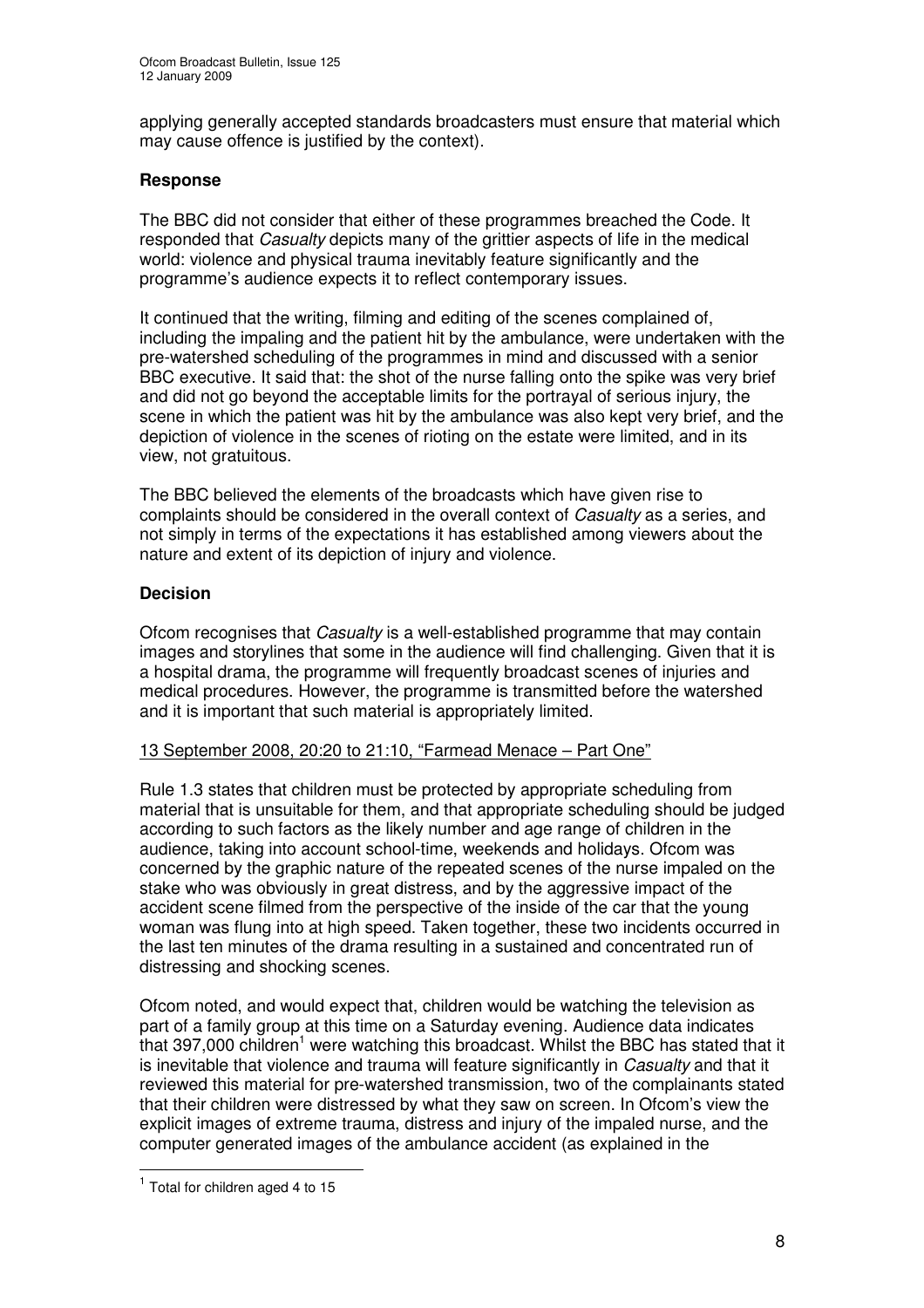applying generally accepted standards broadcasters must ensure that material which may cause offence is justified by the context).

### Response

The BBC did not consider that either of these programmes breached the Code. It responded that *Casualty* depicts many of the grittier aspects of life in the medical world: violence and physical trauma inevitably feature significantly and the programme's audience expects it to reflect contemporary issues.

It continued that the writing, filming and editing of the scenes complained of, including the impaling and the patient hit by the ambulance, were undertaken with the pre-watershed scheduling of the programmes in mind and discussed with a senior BBC executive. It said that: the shot of the nurse falling onto the spike was very brief and did not go beyond the acceptable limits for the portrayal of serious injury, the scene in which the patient was hit by the ambulance was also kept very brief, and the depiction of violence in the scenes of rioting on the estate were limited, and in its view, not gratuitous.

The BBC believed the elements of the broadcasts which have given rise to complaints should be considered in the overall context of *Casualty* as a series, and not simply in terms of the expectations it has established among viewers about the nature and extent of its depiction of injury and violence.

### Decision

Ofcom recognises that *Casualty* is a well-established programme that may contain images and storylines that some in the audience will find challenging. Given that it is a hospital drama, the programme will frequently broadcast scenes of injuries and medical procedures. However, the programme is transmitted before the watershed and it is important that such material is appropriately limited.

<u>13 September 2008, 20:20 to 21:10, "Farmead Menace – Part One"</u>

Rule 1.3 states that children must be protected by appropriate scheduling from material that is unsuitable for them, and that appropriate scheduling should be judged according to such factors as the likely number and age range of children in the audience, taking into account school-time, weekends and holidays. Ofcom was concerned by the graphic nature of the repeated scenes of the nurse impaled on the stake who was obviously in great distress, and by the aggressive impact of the accident scene filmed from the perspective of the inside of the car that the young woman was flung into at high speed. Taken together, these two incidents occurred in the last ten minutes of the drama resulting in a sustained and concentrated run of distressing and shocking scenes.

Ofcom noted, and would expect that, children would be watching the television as part of a family group at this time on a Saturday evening. Audience data indicates that 397,000 children[1] were watching this broadcast. Whilst the BBC has stated that it is inevitable that violence and trauma will feature significantly in *Casualty* and that it reviewed this material for pre-watershed transmission, two of the complainants stated that their children were distressed by what they saw on screen. In Ofcom's view the explicit images of extreme trauma, distress and injury of the impaled nurse, and the computer generated images of the ambulance accident (as explained in the

[1] Total for children aged 4 to 15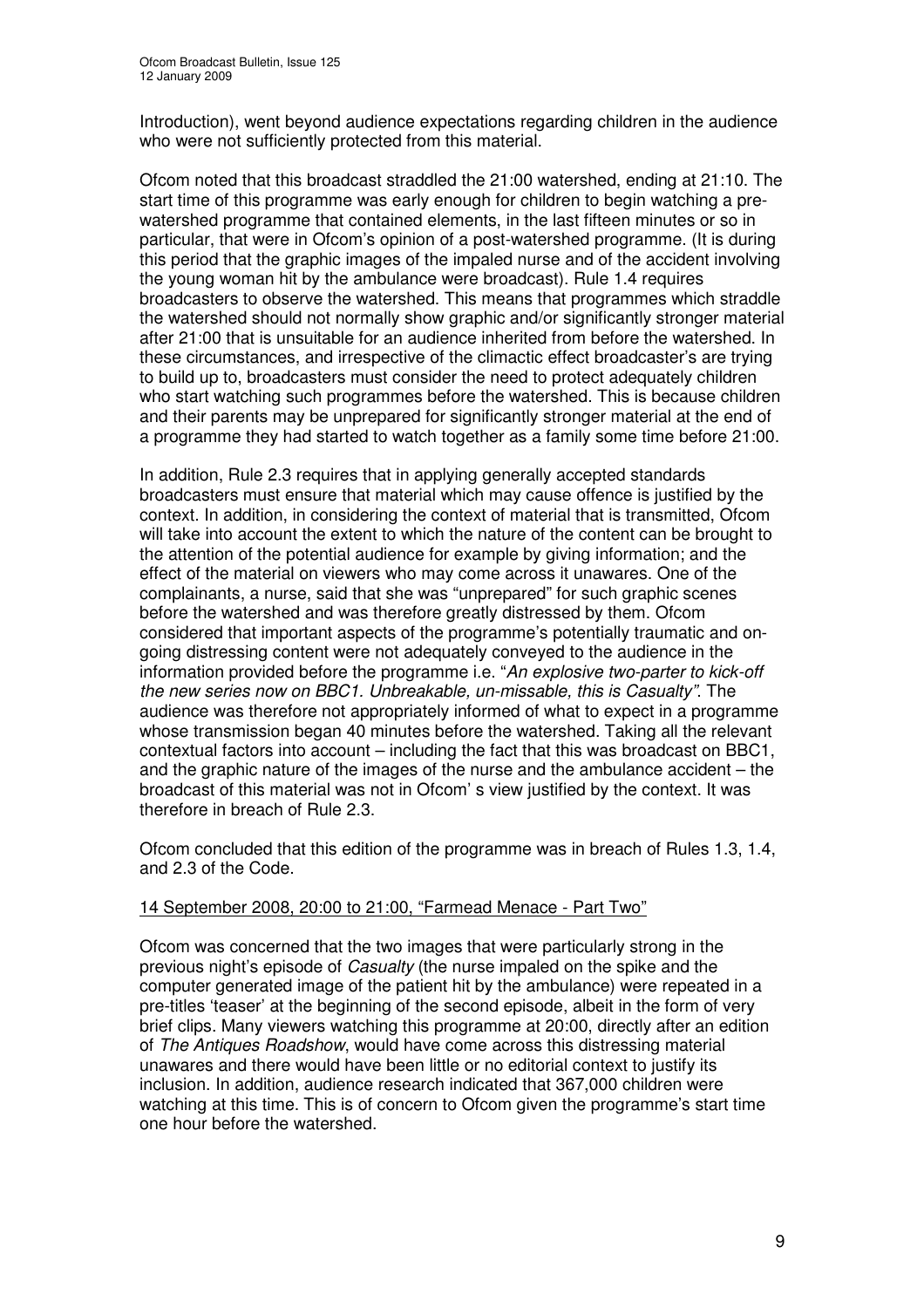Introduction), went beyond audience expectations regarding children in the audience who were not sufficiently protected from this material.

Ofcom noted that this broadcast straddled the 21:00 watershed, ending at 21:10. The start time of this programme was early enough for children to begin watching a pre-watershed programme that contained elements, in the last fifteen minutes or so in particular, that were in Ofcom's opinion of a post-watershed programme. (It is during this period that the graphic images of the impaled nurse and of the accident involving the young woman hit by the ambulance were broadcast). Rule 1.4 requires broadcasters to observe the watershed. This means that programmes which straddle the watershed should not normally show graphic and/or significantly stronger material after 21:00 that is unsuitable for an audience inherited from before the watershed. In these circumstances, and irrespective of the climactic effect broadcaster's are trying to build up to, broadcasters must consider the need to protect adequately children who start watching such programmes before the watershed. This is because children and their parents may be unprepared for significantly stronger material at the end of a programme they had started to watch together as a family some time before 21:00.

In addition, Rule 2.3 requires that in applying generally accepted standards broadcasters must ensure that material which may cause offence is justified by the context. In addition, in considering the context of material that is transmitted, Ofcom will take into account the extent to which the nature of the content can be brought to the attention of the potential audience for example by giving information; and the effect of the material on viewers who may come across it unawares. One of the complainants, a nurse, said that she was "unprepared" for such graphic scenes before the watershed and was therefore greatly distressed by them. Ofcom considered that important aspects of the programme's potentially traumatic and on-going distressing content were not adequately conveyed to the audience in the information provided before the programme i.e. "*An explosive two-parter to kick-off the new series now on BBC1. Unbreakable, un-missable, this is Casualty"*. The audience was therefore not appropriately informed of what to expect in a programme whose transmission began 40 minutes before the watershed. Taking all the relevant contextual factors into account – including the fact that this was broadcast on BBC1, and the graphic nature of the images of the nurse and the ambulance accident – the broadcast of this material was not in Ofcom' s view justified by the context. It was therefore in breach of Rule 2.3.

Ofcom concluded that this edition of the programme was in breach of Rules 1.3, 1.4, and 2.3 of the Code.

<u>14 September 2008, 20:00 to 21:00, "Farmead Menace - Part Two"</u>

Ofcom was concerned that the two images that were particularly strong in the previous night's episode of *Casualty* (the nurse impaled on the spike and the computer generated image of the patient hit by the ambulance) were repeated in a pre-titles 'teaser' at the beginning of the second episode, albeit in the form of very brief clips. Many viewers watching this programme at 20:00, directly after an edition of *The Antiques Roadshow*, would have come across this distressing material unawares and there would have been little or no editorial context to justify its inclusion. In addition, audience research indicated that 367,000 children were watching at this time. This is of concern to Ofcom given the programme's start time one hour before the watershed.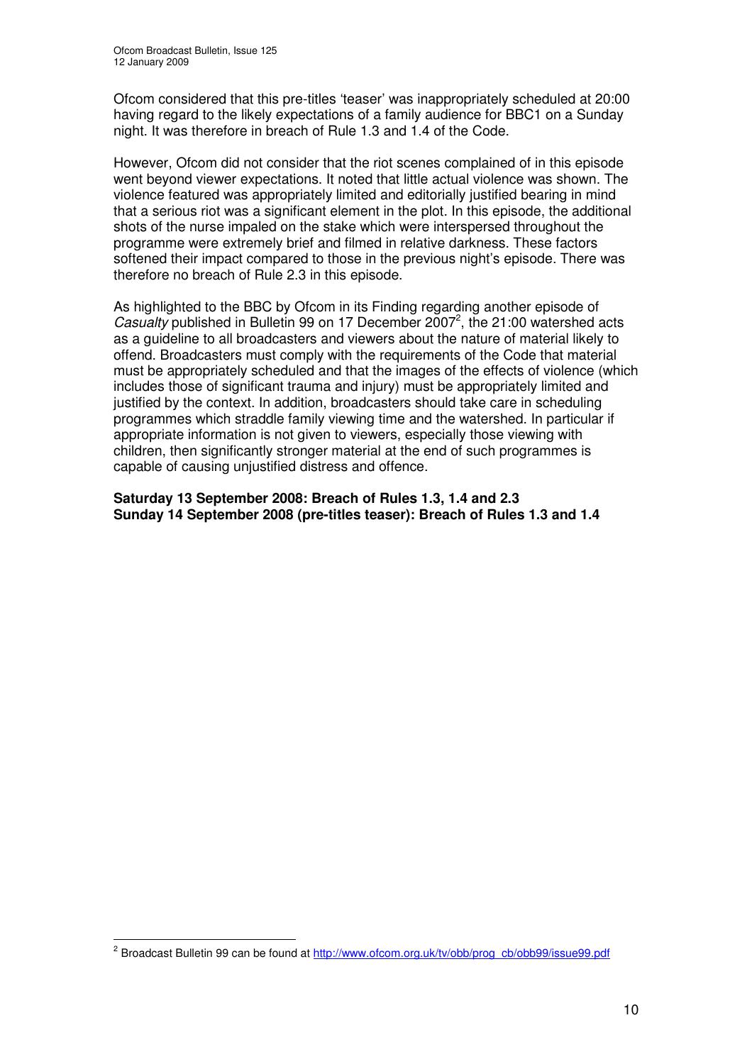Ofcom considered that this pre-titles 'teaser' was inappropriately scheduled at 20:00 having regard to the likely expectations of a family audience for BBC1 on a Sunday night. It was therefore in breach of Rule 1.3 and 1.4 of the Code.

However, Ofcom did not consider that the riot scenes complained of in this episode went beyond viewer expectations. It noted that little actual violence was shown. The violence featured was appropriately limited and editorially justified bearing in mind that a serious riot was a significant element in the plot. In this episode, the additional shots of the nurse impaled on the stake which were interspersed throughout the programme were extremely brief and filmed in relative darkness. These factors softened their impact compared to those in the previous night's episode. There was therefore no breach of Rule 2.3 in this episode.

As highlighted to the BBC by Ofcom in its Finding regarding another episode of *Casualty* published in Bulletin 99 on 17 December 2007[2], the 21:00 watershed acts as a guideline to all broadcasters and viewers about the nature of material likely to offend. Broadcasters must comply with the requirements of the Code that material must be appropriately scheduled and that the images of the effects of violence (which includes those of significant trauma and injury) must be appropriately limited and justified by the context. In addition, broadcasters should take care in scheduling programmes which straddle family viewing time and the watershed. In particular if appropriate information is not given to viewers, especially those viewing with children, then significantly stronger material at the end of such programmes is capable of causing unjustified distress and offence.

**Saturday 13 September 2008: Breach of Rules 1.3, 1.4 and 2.3**
**Sunday 14 September 2008 (pre-titles teaser): Breach of Rules 1.3 and 1.4**

---

[2] Broadcast Bulletin 99 can be found at http://www.ofcom.org.uk/tv/obb/prog_cb/obb99/issue99.pdf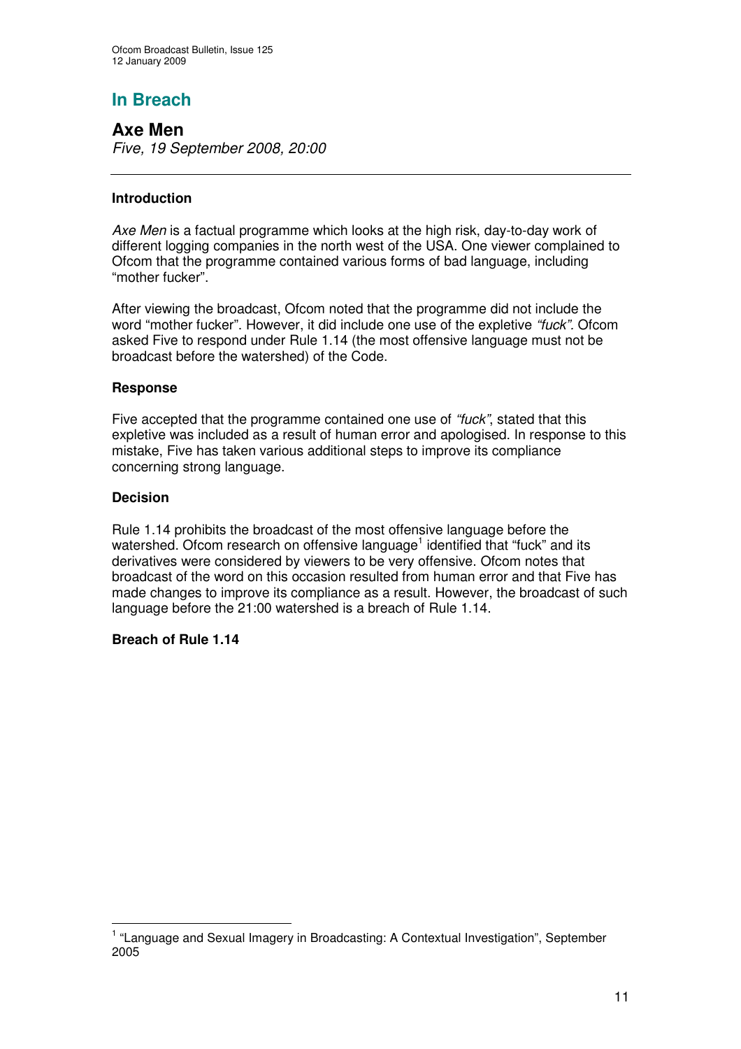## In Breach

### Axe Men

*Five, 19 September 2008, 20:00*

---

**Introduction**

*Axe Men* is a factual programme which looks at the high risk, day-to-day work of different logging companies in the north west of the USA. One viewer complained to Ofcom that the programme contained various forms of bad language, including "mother fucker".

After viewing the broadcast, Ofcom noted that the programme did not include the word "mother fucker". However, it did include one use of the expletive *"fuck"*. Ofcom asked Five to respond under Rule 1.14 (the most offensive language must not be broadcast before the watershed) of the Code.

**Response**

Five accepted that the programme contained one use of *"fuck"*, stated that this expletive was included as a result of human error and apologised. In response to this mistake, Five has taken various additional steps to improve its compliance concerning strong language.

**Decision**

Rule 1.14 prohibits the broadcast of the most offensive language before the watershed. Ofcom research on offensive language[1] identified that "fuck" and its derivatives were considered by viewers to be very offensive. Ofcom notes that broadcast of the word on this occasion resulted from human error and that Five has made changes to improve its compliance as a result. However, the broadcast of such language before the 21:00 watershed is a breach of Rule 1.14.

**Breach of Rule 1.14**

---

[1] "Language and Sexual Imagery in Broadcasting: A Contextual Investigation", September 2005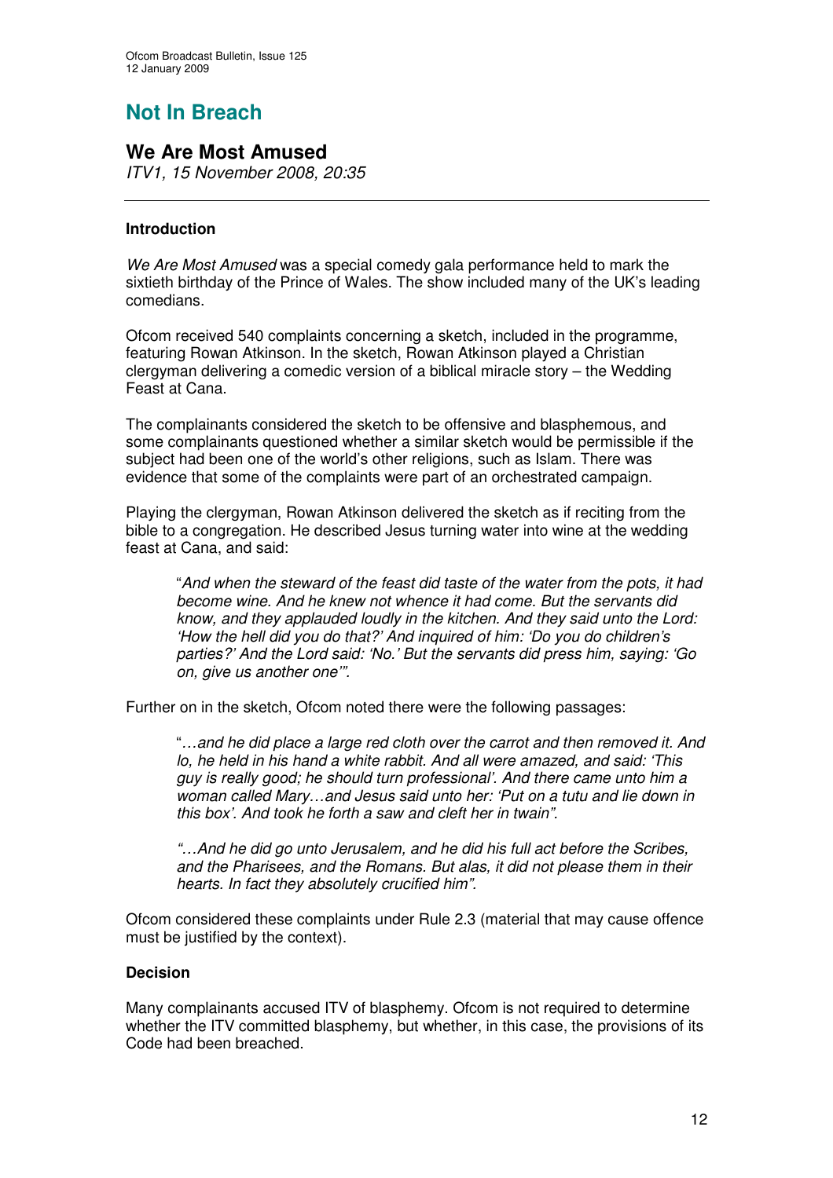# Not In Breach

## We Are Most Amused

*ITV1, 15 November 2008, 20:35*

---

**Introduction**

*We Are Most Amused* was a special comedy gala performance held to mark the sixtieth birthday of the Prince of Wales. The show included many of the UK's leading comedians.

Ofcom received 540 complaints concerning a sketch, included in the programme, featuring Rowan Atkinson. In the sketch, Rowan Atkinson played a Christian clergyman delivering a comedic version of a biblical miracle story – the Wedding Feast at Cana.

The complainants considered the sketch to be offensive and blasphemous, and some complainants questioned whether a similar sketch would be permissible if the subject had been one of the world's other religions, such as Islam. There was evidence that some of the complaints were part of an orchestrated campaign.

Playing the clergyman, Rowan Atkinson delivered the sketch as if reciting from the bible to a congregation. He described Jesus turning water into wine at the wedding feast at Cana, and said:

> "*And when the steward of the feast did taste of the water from the pots, it had become wine. And he knew not whence it had come. But the servants did know, and they applauded loudly in the kitchen. And they said unto the Lord: 'How the hell did you do that?' And inquired of him: 'Do you do children's parties?' And the Lord said: 'No.' But the servants did press him, saying: 'Go on, give us another one'*".

Further on in the sketch, Ofcom noted there were the following passages:

> "*…and he did place a large red cloth over the carrot and then removed it. And lo, he held in his hand a white rabbit. And all were amazed, and said: 'This guy is really good; he should turn professional'. And there came unto him a woman called Mary…and Jesus said unto her: 'Put on a tutu and lie down in this box'. And took he forth a saw and cleft her in twain".*
>
> *"…And he did go unto Jerusalem, and he did his full act before the Scribes, and the Pharisees, and the Romans. But alas, it did not please them in their hearts. In fact they absolutely crucified him".*

Ofcom considered these complaints under Rule 2.3 (material that may cause offence must be justified by the context).

**Decision**

Many complainants accused ITV of blasphemy. Ofcom is not required to determine whether the ITV committed blasphemy, but whether, in this case, the provisions of its Code had been breached.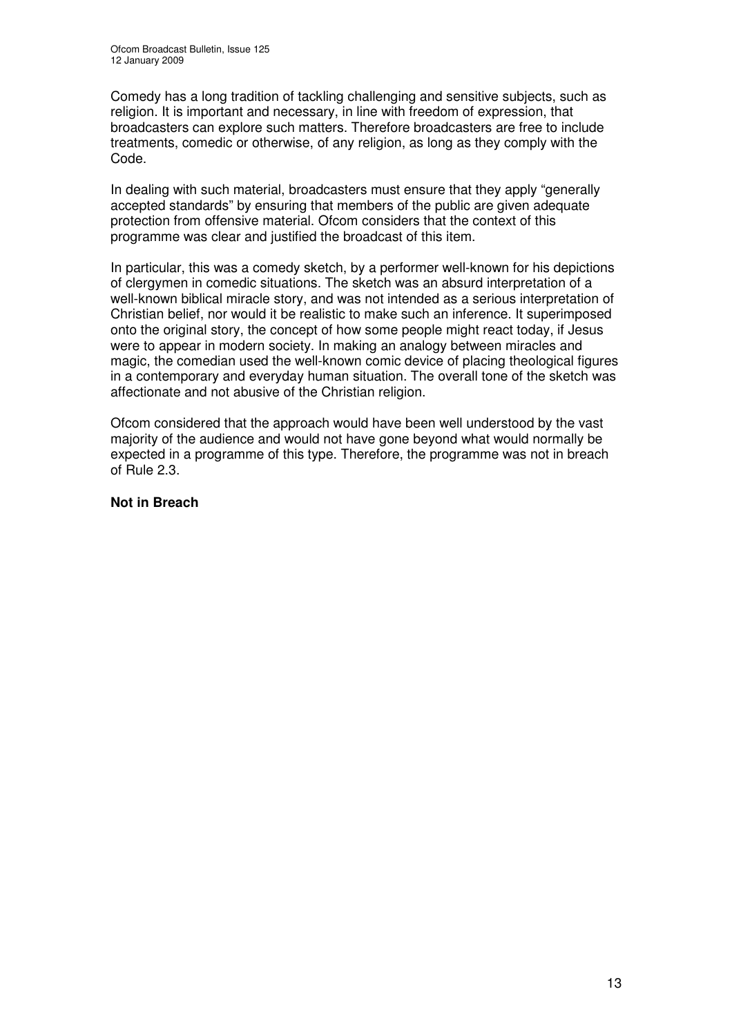Comedy has a long tradition of tackling challenging and sensitive subjects, such as religion. It is important and necessary, in line with freedom of expression, that broadcasters can explore such matters. Therefore broadcasters are free to include treatments, comedic or otherwise, of any religion, as long as they comply with the Code.

In dealing with such material, broadcasters must ensure that they apply "generally accepted standards" by ensuring that members of the public are given adequate protection from offensive material. Ofcom considers that the context of this programme was clear and justified the broadcast of this item.

In particular, this was a comedy sketch, by a performer well-known for his depictions of clergymen in comedic situations. The sketch was an absurd interpretation of a well-known biblical miracle story, and was not intended as a serious interpretation of Christian belief, nor would it be realistic to make such an inference. It superimposed onto the original story, the concept of how some people might react today, if Jesus were to appear in modern society. In making an analogy between miracles and magic, the comedian used the well-known comic device of placing theological figures in a contemporary and everyday human situation. The overall tone of the sketch was affectionate and not abusive of the Christian religion.

Ofcom considered that the approach would have been well understood by the vast majority of the audience and would not have gone beyond what would normally be expected in a programme of this type. Therefore, the programme was not in breach of Rule 2.3.

**Not in Breach**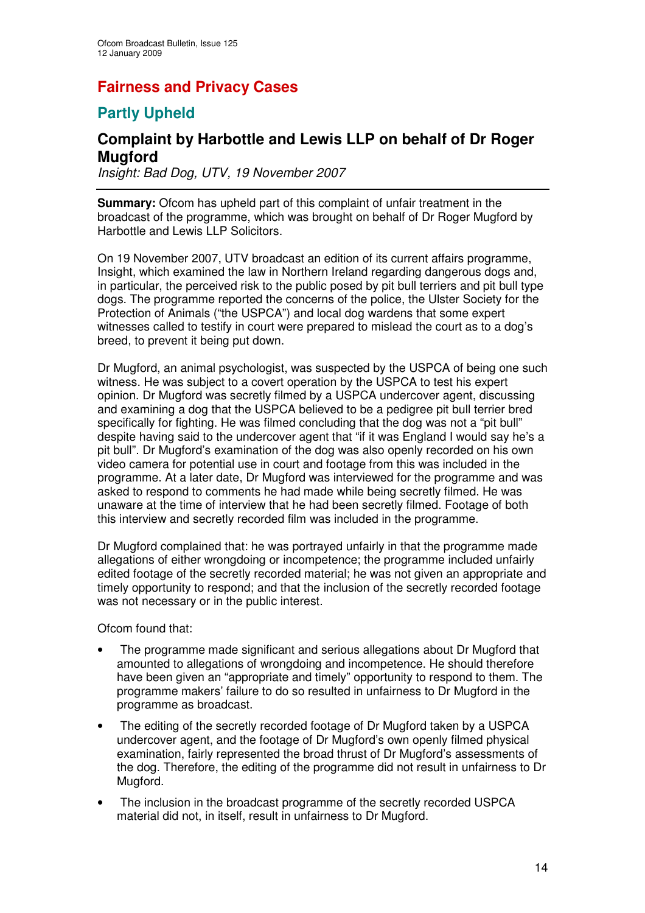# Fairness and Privacy Cases

## Partly Upheld

### Complaint by Harbottle and Lewis LLP on behalf of Dr Roger Mugford

*Insight: Bad Dog, UTV, 19 November 2007*

---

**Summary:** Ofcom has upheld part of this complaint of unfair treatment in the broadcast of the programme, which was brought on behalf of Dr Roger Mugford by Harbottle and Lewis LLP Solicitors.

On 19 November 2007, UTV broadcast an edition of its current affairs programme, Insight, which examined the law in Northern Ireland regarding dangerous dogs and, in particular, the perceived risk to the public posed by pit bull terriers and pit bull type dogs. The programme reported the concerns of the police, the Ulster Society for the Protection of Animals ("the USPCA") and local dog wardens that some expert witnesses called to testify in court were prepared to mislead the court as to a dog's breed, to prevent it being put down.

Dr Mugford, an animal psychologist, was suspected by the USPCA of being one such witness. He was subject to a covert operation by the USPCA to test his expert opinion. Dr Mugford was secretly filmed by a USPCA undercover agent, discussing and examining a dog that the USPCA believed to be a pedigree pit bull terrier bred specifically for fighting. He was filmed concluding that the dog was not a "pit bull" despite having said to the undercover agent that "if it was England I would say he's a pit bull". Dr Mugford's examination of the dog was also openly recorded on his own video camera for potential use in court and footage from this was included in the programme. At a later date, Dr Mugford was interviewed for the programme and was asked to respond to comments he had made while being secretly filmed. He was unaware at the time of interview that he had been secretly filmed. Footage of both this interview and secretly recorded film was included in the programme.

Dr Mugford complained that: he was portrayed unfairly in that the programme made allegations of either wrongdoing or incompetence; the programme included unfairly edited footage of the secretly recorded material; he was not given an appropriate and timely opportunity to respond; and that the inclusion of the secretly recorded footage was not necessary or in the public interest.

Ofcom found that:

- The programme made significant and serious allegations about Dr Mugford that amounted to allegations of wrongdoing and incompetence. He should therefore have been given an "appropriate and timely" opportunity to respond to them. The programme makers' failure to do so resulted in unfairness to Dr Mugford in the programme as broadcast.
- The editing of the secretly recorded footage of Dr Mugford taken by a USPCA undercover agent, and the footage of Dr Mugford's own openly filmed physical examination, fairly represented the broad thrust of Dr Mugford's assessments of the dog. Therefore, the editing of the programme did not result in unfairness to Dr Mugford.
- The inclusion in the broadcast programme of the secretly recorded USPCA material did not, in itself, result in unfairness to Dr Mugford.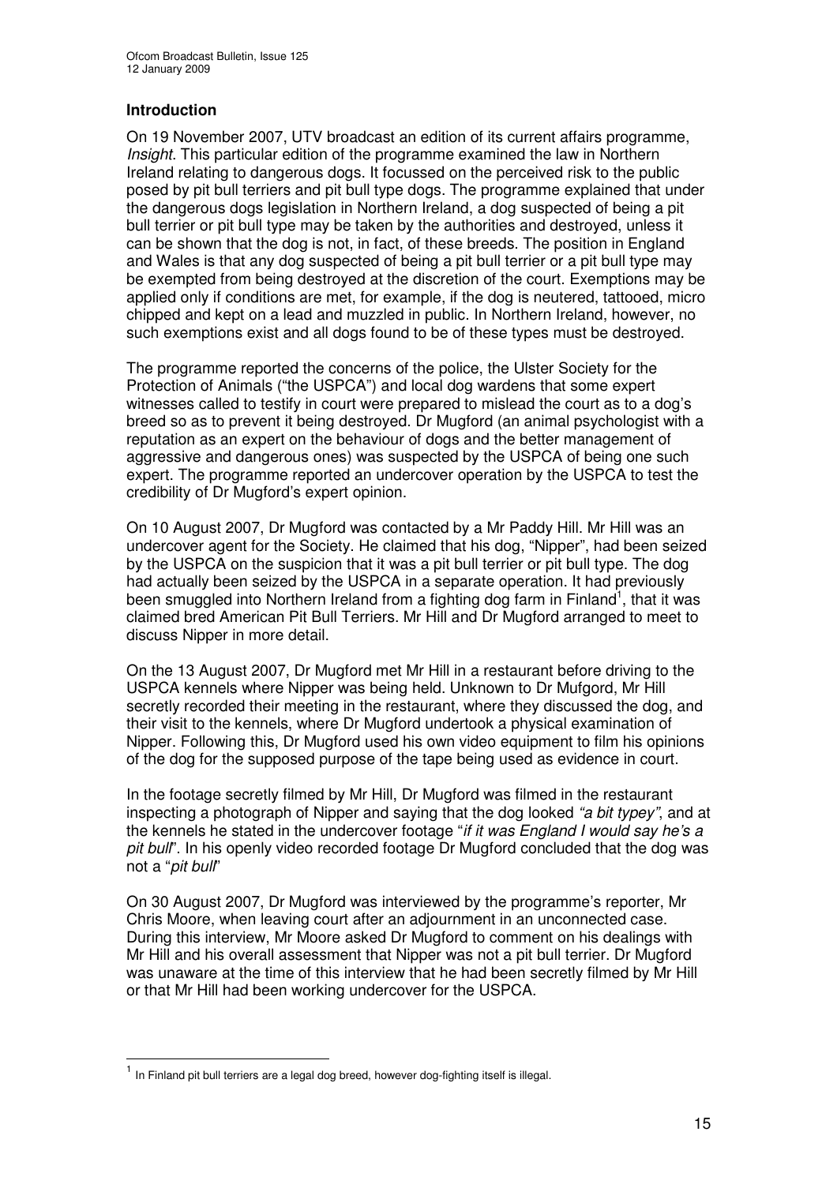## Introduction

On 19 November 2007, UTV broadcast an edition of its current affairs programme, *Insight*. This particular edition of the programme examined the law in Northern Ireland relating to dangerous dogs. It focussed on the perceived risk to the public posed by pit bull terriers and pit bull type dogs. The programme explained that under the dangerous dogs legislation in Northern Ireland, a dog suspected of being a pit bull terrier or pit bull type may be taken by the authorities and destroyed, unless it can be shown that the dog is not, in fact, of these breeds. The position in England and Wales is that any dog suspected of being a pit bull terrier or a pit bull type may be exempted from being destroyed at the discretion of the court. Exemptions may be applied only if conditions are met, for example, if the dog is neutered, tattooed, micro chipped and kept on a lead and muzzled in public. In Northern Ireland, however, no such exemptions exist and all dogs found to be of these types must be destroyed.

The programme reported the concerns of the police, the Ulster Society for the Protection of Animals ("the USPCA") and local dog wardens that some expert witnesses called to testify in court were prepared to mislead the court as to a dog's breed so as to prevent it being destroyed. Dr Mugford (an animal psychologist with a reputation as an expert on the behaviour of dogs and the better management of aggressive and dangerous ones) was suspected by the USPCA of being one such expert. The programme reported an undercover operation by the USPCA to test the credibility of Dr Mugford's expert opinion.

On 10 August 2007, Dr Mugford was contacted by a Mr Paddy Hill. Mr Hill was an undercover agent for the Society. He claimed that his dog, "Nipper", had been seized by the USPCA on the suspicion that it was a pit bull terrier or pit bull type. The dog had actually been seized by the USPCA in a separate operation. It had previously been smuggled into Northern Ireland from a fighting dog farm in Finland[1], that it was claimed bred American Pit Bull Terriers. Mr Hill and Dr Mugford arranged to meet to discuss Nipper in more detail.

On the 13 August 2007, Dr Mugford met Mr Hill in a restaurant before driving to the USPCA kennels where Nipper was being held. Unknown to Dr Mufgord, Mr Hill secretly recorded their meeting in the restaurant, where they discussed the dog, and their visit to the kennels, where Dr Mugford undertook a physical examination of Nipper. Following this, Dr Mugford used his own video equipment to film his opinions of the dog for the supposed purpose of the tape being used as evidence in court.

In the footage secretly filmed by Mr Hill, Dr Mugford was filmed in the restaurant inspecting a photograph of Nipper and saying that the dog looked *"a bit typey"*, and at the kennels he stated in the undercover footage "*if it was England I would say he's a pit bull*". In his openly video recorded footage Dr Mugford concluded that the dog was not a "*pit bull*"

On 30 August 2007, Dr Mugford was interviewed by the programme's reporter, Mr Chris Moore, when leaving court after an adjournment in an unconnected case. During this interview, Mr Moore asked Dr Mugford to comment on his dealings with Mr Hill and his overall assessment that Nipper was not a pit bull terrier. Dr Mugford was unaware at the time of this interview that he had been secretly filmed by Mr Hill or that Mr Hill had been working undercover for the USPCA.

---

[1] In Finland pit bull terriers are a legal dog breed, however dog-fighting itself is illegal.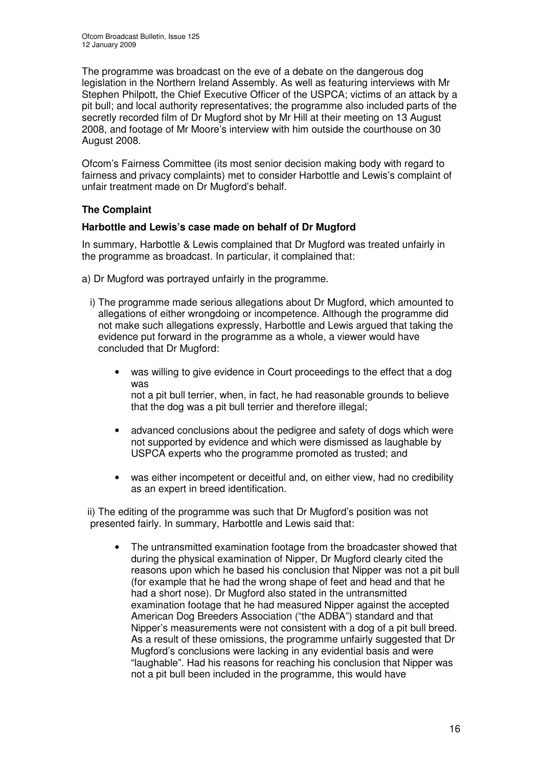The programme was broadcast on the eve of a debate on the dangerous dog legislation in the Northern Ireland Assembly. As well as featuring interviews with Mr Stephen Philpott, the Chief Executive Officer of the USPCA; victims of an attack by a pit bull; and local authority representatives; the programme also included parts of the secretly recorded film of Dr Mugford shot by Mr Hill at their meeting on 13 August 2008, and footage of Mr Moore's interview with him outside the courthouse on 30 August 2008.

Ofcom's Fairness Committee (its most senior decision making body with regard to fairness and privacy complaints) met to consider Harbottle and Lewis's complaint of unfair treatment made on Dr Mugford's behalf.

## The Complaint

### Harbottle and Lewis's case made on behalf of Dr Mugford

In summary, Harbottle & Lewis complained that Dr Mugford was treated unfairly in the programme as broadcast. In particular, it complained that:

a) Dr Mugford was portrayed unfairly in the programme.

i) The programme made serious allegations about Dr Mugford, which amounted to allegations of either wrongdoing or incompetence. Although the programme did not make such allegations expressly, Harbottle and Lewis argued that taking the evidence put forward in the programme as a whole, a viewer would have concluded that Dr Mugford:

- was willing to give evidence in Court proceedings to the effect that a dog was
not a pit bull terrier, when, in fact, he had reasonable grounds to believe that the dog was a pit bull terrier and therefore illegal;
- advanced conclusions about the pedigree and safety of dogs which were not supported by evidence and which were dismissed as laughable by USPCA experts who the programme promoted as trusted; and
- was either incompetent or deceitful and, on either view, had no credibility as an expert in breed identification.

ii) The editing of the programme was such that Dr Mugford's position was not presented fairly. In summary, Harbottle and Lewis said that:

- The untransmitted examination footage from the broadcaster showed that during the physical examination of Nipper, Dr Mugford clearly cited the reasons upon which he based his conclusion that Nipper was not a pit bull (for example that he had the wrong shape of feet and head and that he had a short nose). Dr Mugford also stated in the untransmitted examination footage that he had measured Nipper against the accepted American Dog Breeders Association ("the ADBA") standard and that Nipper's measurements were not consistent with a dog of a pit bull breed. As a result of these omissions, the programme unfairly suggested that Dr Mugford's conclusions were lacking in any evidential basis and were "laughable". Had his reasons for reaching his conclusion that Nipper was not a pit bull been included in the programme, this would have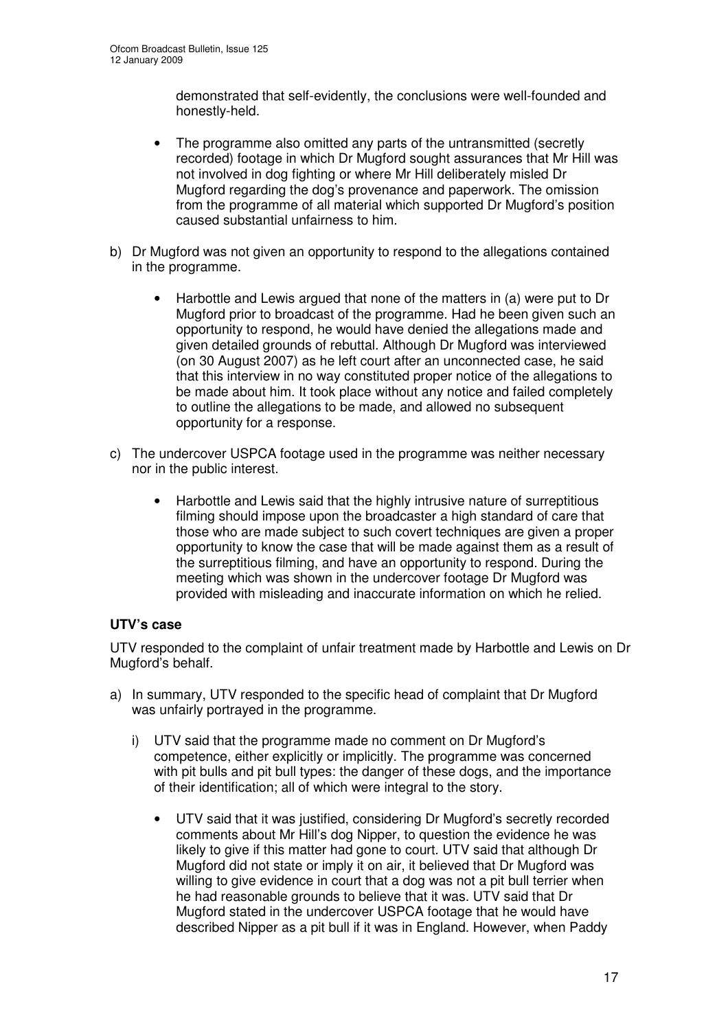demonstrated that self-evidently, the conclusions were well-founded and honestly-held.

- The programme also omitted any parts of the untransmitted (secretly recorded) footage in which Dr Mugford sought assurances that Mr Hill was not involved in dog fighting or where Mr Hill deliberately misled Dr Mugford regarding the dog's provenance and paperwork. The omission from the programme of all material which supported Dr Mugford's position caused substantial unfairness to him.

b) Dr Mugford was not given an opportunity to respond to the allegations contained in the programme.

- Harbottle and Lewis argued that none of the matters in (a) were put to Dr Mugford prior to broadcast of the programme. Had he been given such an opportunity to respond, he would have denied the allegations made and given detailed grounds of rebuttal. Although Dr Mugford was interviewed (on 30 August 2007) as he left court after an unconnected case, he said that this interview in no way constituted proper notice of the allegations to be made about him. It took place without any notice and failed completely to outline the allegations to be made, and allowed no subsequent opportunity for a response.

c) The undercover USPCA footage used in the programme was neither necessary nor in the public interest.

- Harbottle and Lewis said that the highly intrusive nature of surreptitious filming should impose upon the broadcaster a high standard of care that those who are made subject to such covert techniques are given a proper opportunity to know the case that will be made against them as a result of the surreptitious filming, and have an opportunity to respond. During the meeting which was shown in the undercover footage Dr Mugford was provided with misleading and inaccurate information on which he relied.

### UTV's case

UTV responded to the complaint of unfair treatment made by Harbottle and Lewis on Dr Mugford's behalf.

a) In summary, UTV responded to the specific head of complaint that Dr Mugford was unfairly portrayed in the programme.

   i) UTV said that the programme made no comment on Dr Mugford's competence, either explicitly or implicitly. The programme was concerned with pit bulls and pit bull types: the danger of these dogs, and the importance of their identification; all of which were integral to the story.

   - UTV said that it was justified, considering Dr Mugford's secretly recorded comments about Mr Hill's dog Nipper, to question the evidence he was likely to give if this matter had gone to court. UTV said that although Dr Mugford did not state or imply it on air, it believed that Dr Mugford was willing to give evidence in court that a dog was not a pit bull terrier when he had reasonable grounds to believe that it was. UTV said that Dr Mugford stated in the undercover USPCA footage that he would have described Nipper as a pit bull if it was in England. However, when Paddy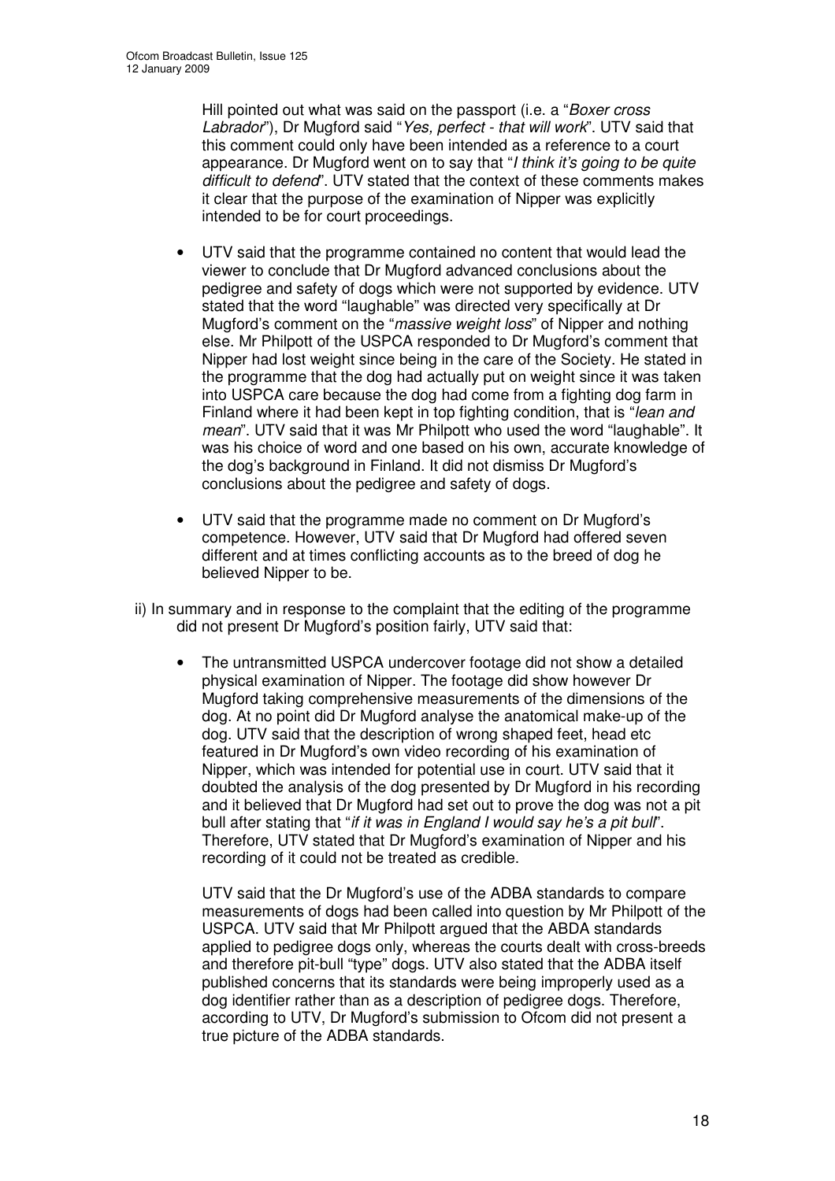Hill pointed out what was said on the passport (i.e. a "*Boxer cross Labrador*"), Dr Mugford said "*Yes, perfect - that will work*". UTV said that this comment could only have been intended as a reference to a court appearance. Dr Mugford went on to say that "*I think it's going to be quite difficult to defend*". UTV stated that the context of these comments makes it clear that the purpose of the examination of Nipper was explicitly intended to be for court proceedings.

- UTV said that the programme contained no content that would lead the viewer to conclude that Dr Mugford advanced conclusions about the pedigree and safety of dogs which were not supported by evidence. UTV stated that the word "laughable" was directed very specifically at Dr Mugford's comment on the "*massive weight loss*" of Nipper and nothing else. Mr Philpott of the USPCA responded to Dr Mugford's comment that Nipper had lost weight since being in the care of the Society. He stated in the programme that the dog had actually put on weight since it was taken into USPCA care because the dog had come from a fighting dog farm in Finland where it had been kept in top fighting condition, that is "*lean and mean*". UTV said that it was Mr Philpott who used the word "laughable". It was his choice of word and one based on his own, accurate knowledge of the dog's background in Finland. It did not dismiss Dr Mugford's conclusions about the pedigree and safety of dogs.

- UTV said that the programme made no comment on Dr Mugford's competence. However, UTV said that Dr Mugford had offered seven different and at times conflicting accounts as to the breed of dog he believed Nipper to be.

ii) In summary and in response to the complaint that the editing of the programme did not present Dr Mugford's position fairly, UTV said that:

- The untransmitted USPCA undercover footage did not show a detailed physical examination of Nipper. The footage did show however Dr Mugford taking comprehensive measurements of the dimensions of the dog. At no point did Dr Mugford analyse the anatomical make-up of the dog. UTV said that the description of wrong shaped feet, head etc featured in Dr Mugford's own video recording of his examination of Nipper, which was intended for potential use in court. UTV said that it doubted the analysis of the dog presented by Dr Mugford in his recording and it believed that Dr Mugford had set out to prove the dog was not a pit bull after stating that "*if it was in England I would say he's a pit bull*". Therefore, UTV stated that Dr Mugford's examination of Nipper and his recording of it could not be treated as credible.

  UTV said that the Dr Mugford's use of the ADBA standards to compare measurements of dogs had been called into question by Mr Philpott of the USPCA. UTV said that Mr Philpott argued that the ABDA standards applied to pedigree dogs only, whereas the courts dealt with cross-breeds and therefore pit-bull "type" dogs. UTV also stated that the ADBA itself published concerns that its standards were being improperly used as a dog identifier rather than as a description of pedigree dogs. Therefore, according to UTV, Dr Mugford's submission to Ofcom did not present a true picture of the ADBA standards.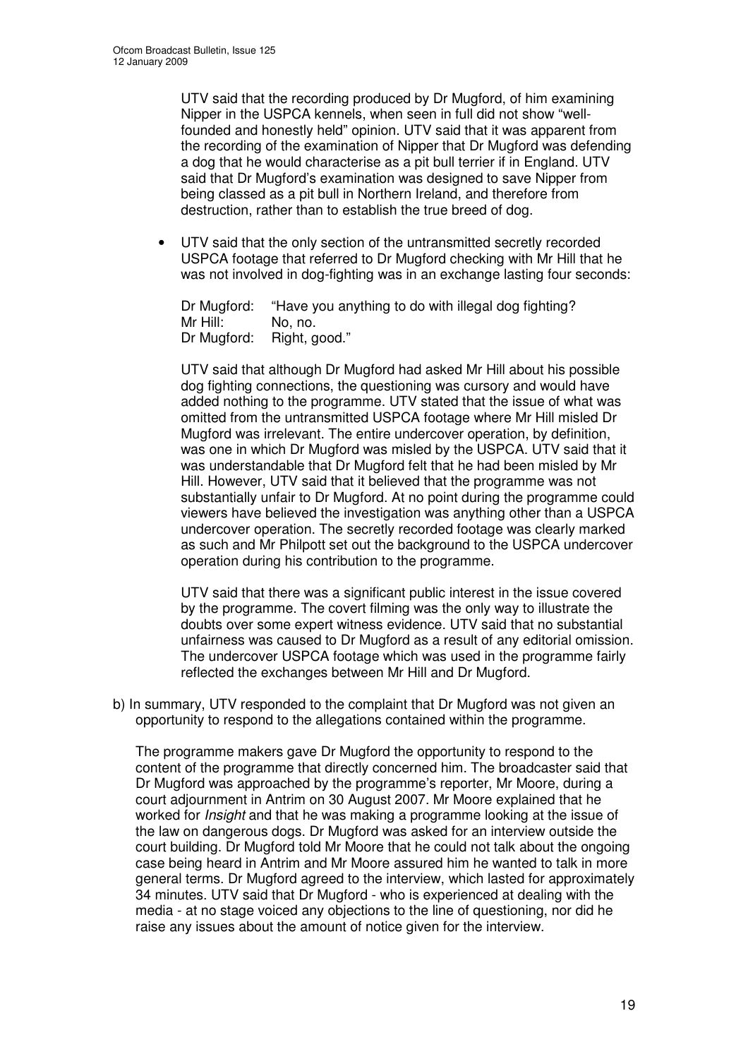UTV said that the recording produced by Dr Mugford, of him examining Nipper in the USPCA kennels, when seen in full did not show "well-founded and honestly held" opinion. UTV said that it was apparent from the recording of the examination of Nipper that Dr Mugford was defending a dog that he would characterise as a pit bull terrier if in England. UTV said that Dr Mugford's examination was designed to save Nipper from being classed as a pit bull in Northern Ireland, and therefore from destruction, rather than to establish the true breed of dog.

- UTV said that the only section of the untransmitted secretly recorded USPCA footage that referred to Dr Mugford checking with Mr Hill that he was not involved in dog-fighting was in an exchange lasting four seconds:

  Dr Mugford: "Have you anything to do with illegal dog fighting?
  Mr Hill: No, no.
  Dr Mugford: Right, good."

  UTV said that although Dr Mugford had asked Mr Hill about his possible dog fighting connections, the questioning was cursory and would have added nothing to the programme. UTV stated that the issue of what was omitted from the untransmitted USPCA footage where Mr Hill misled Dr Mugford was irrelevant. The entire undercover operation, by definition, was one in which Dr Mugford was misled by the USPCA. UTV said that it was understandable that Dr Mugford felt that he had been misled by Mr Hill. However, UTV said that it believed that the programme was not substantially unfair to Dr Mugford. At no point during the programme could viewers have believed the investigation was anything other than a USPCA undercover operation. The secretly recorded footage was clearly marked as such and Mr Philpott set out the background to the USPCA undercover operation during his contribution to the programme.

  UTV said that there was a significant public interest in the issue covered by the programme. The covert filming was the only way to illustrate the doubts over some expert witness evidence. UTV said that no substantial unfairness was caused to Dr Mugford as a result of any editorial omission. The undercover USPCA footage which was used in the programme fairly reflected the exchanges between Mr Hill and Dr Mugford.

b) In summary, UTV responded to the complaint that Dr Mugford was not given an opportunity to respond to the allegations contained within the programme.

The programme makers gave Dr Mugford the opportunity to respond to the content of the programme that directly concerned him. The broadcaster said that Dr Mugford was approached by the programme's reporter, Mr Moore, during a court adjournment in Antrim on 30 August 2007. Mr Moore explained that he worked for *Insight* and that he was making a programme looking at the issue of the law on dangerous dogs. Dr Mugford was asked for an interview outside the court building. Dr Mugford told Mr Moore that he could not talk about the ongoing case being heard in Antrim and Mr Moore assured him he wanted to talk in more general terms. Dr Mugford agreed to the interview, which lasted for approximately 34 minutes. UTV said that Dr Mugford - who is experienced at dealing with the media - at no stage voiced any objections to the line of questioning, nor did he raise any issues about the amount of notice given for the interview.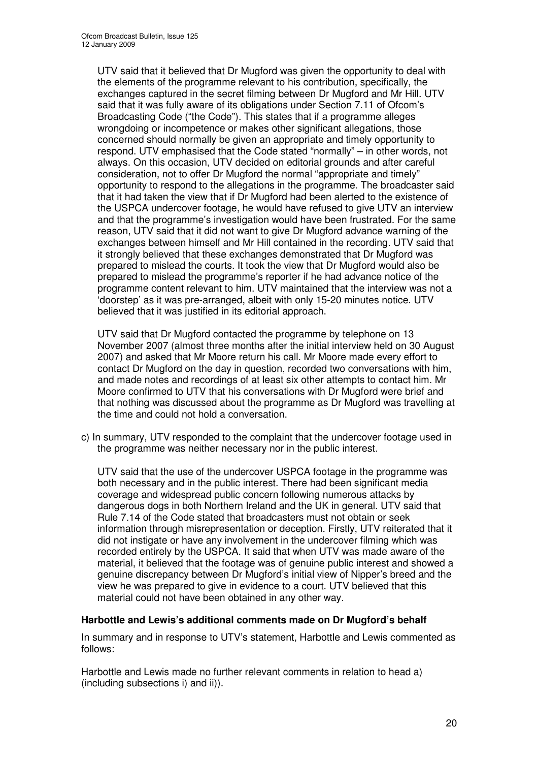UTV said that it believed that Dr Mugford was given the opportunity to deal with the elements of the programme relevant to his contribution, specifically, the exchanges captured in the secret filming between Dr Mugford and Mr Hill. UTV said that it was fully aware of its obligations under Section 7.11 of Ofcom's Broadcasting Code ("the Code"). This states that if a programme alleges wrongdoing or incompetence or makes other significant allegations, those concerned should normally be given an appropriate and timely opportunity to respond. UTV emphasised that the Code stated "normally" – in other words, not always. On this occasion, UTV decided on editorial grounds and after careful consideration, not to offer Dr Mugford the normal "appropriate and timely" opportunity to respond to the allegations in the programme. The broadcaster said that it had taken the view that if Dr Mugford had been alerted to the existence of the USPCA undercover footage, he would have refused to give UTV an interview and that the programme's investigation would have been frustrated. For the same reason, UTV said that it did not want to give Dr Mugford advance warning of the exchanges between himself and Mr Hill contained in the recording. UTV said that it strongly believed that these exchanges demonstrated that Dr Mugford was prepared to mislead the courts. It took the view that Dr Mugford would also be prepared to mislead the programme's reporter if he had advance notice of the programme content relevant to him. UTV maintained that the interview was not a 'doorstep' as it was pre-arranged, albeit with only 15-20 minutes notice. UTV believed that it was justified in its editorial approach.

UTV said that Dr Mugford contacted the programme by telephone on 13 November 2007 (almost three months after the initial interview held on 30 August 2007) and asked that Mr Moore return his call. Mr Moore made every effort to contact Dr Mugford on the day in question, recorded two conversations with him, and made notes and recordings of at least six other attempts to contact him. Mr Moore confirmed to UTV that his conversations with Dr Mugford were brief and that nothing was discussed about the programme as Dr Mugford was travelling at the time and could not hold a conversation.

c) In summary, UTV responded to the complaint that the undercover footage used in the programme was neither necessary nor in the public interest.

UTV said that the use of the undercover USPCA footage in the programme was both necessary and in the public interest. There had been significant media coverage and widespread public concern following numerous attacks by dangerous dogs in both Northern Ireland and the UK in general. UTV said that Rule 7.14 of the Code stated that broadcasters must not obtain or seek information through misrepresentation or deception. Firstly, UTV reiterated that it did not instigate or have any involvement in the undercover filming which was recorded entirely by the USPCA. It said that when UTV was made aware of the material, it believed that the footage was of genuine public interest and showed a genuine discrepancy between Dr Mugford's initial view of Nipper's breed and the view he was prepared to give in evidence to a court. UTV believed that this material could not have been obtained in any other way.

**Harbottle and Lewis's additional comments made on Dr Mugford's behalf**

In summary and in response to UTV's statement, Harbottle and Lewis commented as follows:

Harbottle and Lewis made no further relevant comments in relation to head a) (including subsections i) and ii)).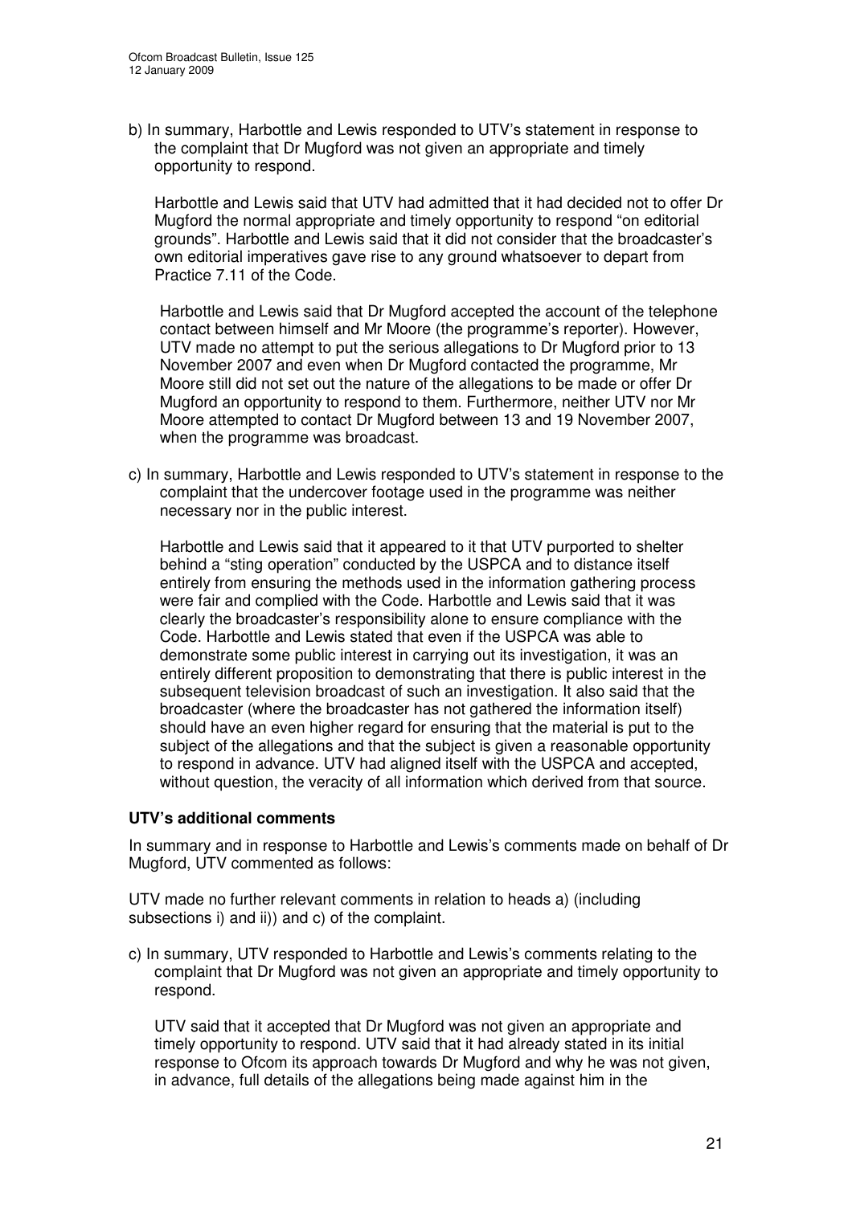b) In summary, Harbottle and Lewis responded to UTV's statement in response to the complaint that Dr Mugford was not given an appropriate and timely opportunity to respond.

   Harbottle and Lewis said that UTV had admitted that it had decided not to offer Dr Mugford the normal appropriate and timely opportunity to respond "on editorial grounds". Harbottle and Lewis said that it did not consider that the broadcaster's own editorial imperatives gave rise to any ground whatsoever to depart from Practice 7.11 of the Code.

   Harbottle and Lewis said that Dr Mugford accepted the account of the telephone contact between himself and Mr Moore (the programme's reporter). However, UTV made no attempt to put the serious allegations to Dr Mugford prior to 13 November 2007 and even when Dr Mugford contacted the programme, Mr Moore still did not set out the nature of the allegations to be made or offer Dr Mugford an opportunity to respond to them. Furthermore, neither UTV nor Mr Moore attempted to contact Dr Mugford between 13 and 19 November 2007, when the programme was broadcast.

c) In summary, Harbottle and Lewis responded to UTV's statement in response to the complaint that the undercover footage used in the programme was neither necessary nor in the public interest.

   Harbottle and Lewis said that it appeared to it that UTV purported to shelter behind a "sting operation" conducted by the USPCA and to distance itself entirely from ensuring the methods used in the information gathering process were fair and complied with the Code. Harbottle and Lewis said that it was clearly the broadcaster's responsibility alone to ensure compliance with the Code. Harbottle and Lewis stated that even if the USPCA was able to demonstrate some public interest in carrying out its investigation, it was an entirely different proposition to demonstrating that there is public interest in the subsequent television broadcast of such an investigation. It also said that the broadcaster (where the broadcaster has not gathered the information itself) should have an even higher regard for ensuring that the material is put to the subject of the allegations and that the subject is given a reasonable opportunity to respond in advance. UTV had aligned itself with the USPCA and accepted, without question, the veracity of all information which derived from that source.

**UTV's additional comments**

In summary and in response to Harbottle and Lewis's comments made on behalf of Dr Mugford, UTV commented as follows:

UTV made no further relevant comments in relation to heads a) (including subsections i) and ii)) and c) of the complaint.

c) In summary, UTV responded to Harbottle and Lewis's comments relating to the complaint that Dr Mugford was not given an appropriate and timely opportunity to respond.

   UTV said that it accepted that Dr Mugford was not given an appropriate and timely opportunity to respond. UTV said that it had already stated in its initial response to Ofcom its approach towards Dr Mugford and why he was not given, in advance, full details of the allegations being made against him in the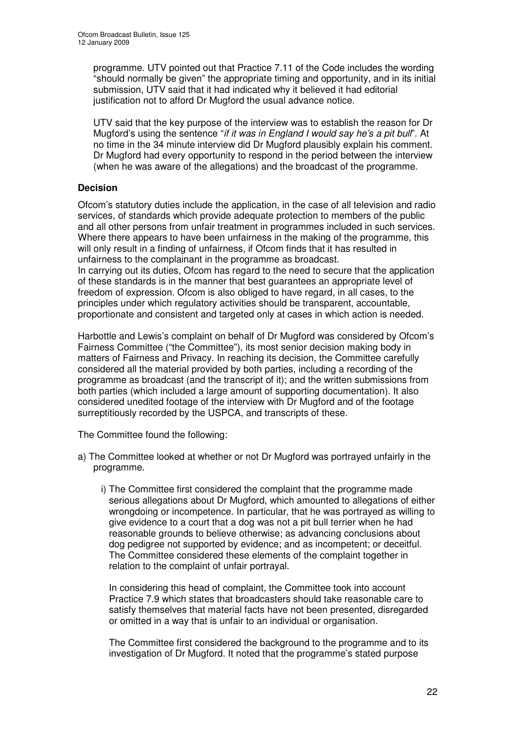programme. UTV pointed out that Practice 7.11 of the Code includes the wording "should normally be given" the appropriate timing and opportunity, and in its initial submission, UTV said that it had indicated why it believed it had editorial justification not to afford Dr Mugford the usual advance notice.

UTV said that the key purpose of the interview was to establish the reason for Dr Mugford's using the sentence "*if it was in England I would say he's a pit bull*". At no time in the 34 minute interview did Dr Mugford plausibly explain his comment. Dr Mugford had every opportunity to respond in the period between the interview (when he was aware of the allegations) and the broadcast of the programme.

**Decision**

Ofcom's statutory duties include the application, in the case of all television and radio services, of standards which provide adequate protection to members of the public and all other persons from unfair treatment in programmes included in such services. Where there appears to have been unfairness in the making of the programme, this will only result in a finding of unfairness, if Ofcom finds that it has resulted in unfairness to the complainant in the programme as broadcast.

In carrying out its duties, Ofcom has regard to the need to secure that the application of these standards is in the manner that best guarantees an appropriate level of freedom of expression. Ofcom is also obliged to have regard, in all cases, to the principles under which regulatory activities should be transparent, accountable, proportionate and consistent and targeted only at cases in which action is needed.

Harbottle and Lewis's complaint on behalf of Dr Mugford was considered by Ofcom's Fairness Committee ("the Committee"), its most senior decision making body in matters of Fairness and Privacy. In reaching its decision, the Committee carefully considered all the material provided by both parties, including a recording of the programme as broadcast (and the transcript of it); and the written submissions from both parties (which included a large amount of supporting documentation). It also considered unedited footage of the interview with Dr Mugford and of the footage surreptitiously recorded by the USPCA, and transcripts of these.

The Committee found the following:

a) The Committee looked at whether or not Dr Mugford was portrayed unfairly in the programme.

   i) The Committee first considered the complaint that the programme made serious allegations about Dr Mugford, which amounted to allegations of either wrongdoing or incompetence. In particular, that he was portrayed as willing to give evidence to a court that a dog was not a pit bull terrier when he had reasonable grounds to believe otherwise; as advancing conclusions about dog pedigree not supported by evidence; and as incompetent; or deceitful. The Committee considered these elements of the complaint together in relation to the complaint of unfair portrayal.

   In considering this head of complaint, the Committee took into account Practice 7.9 which states that broadcasters should take reasonable care to satisfy themselves that material facts have not been presented, disregarded or omitted in a way that is unfair to an individual or organisation.

   The Committee first considered the background to the programme and to its investigation of Dr Mugford. It noted that the programme's stated purpose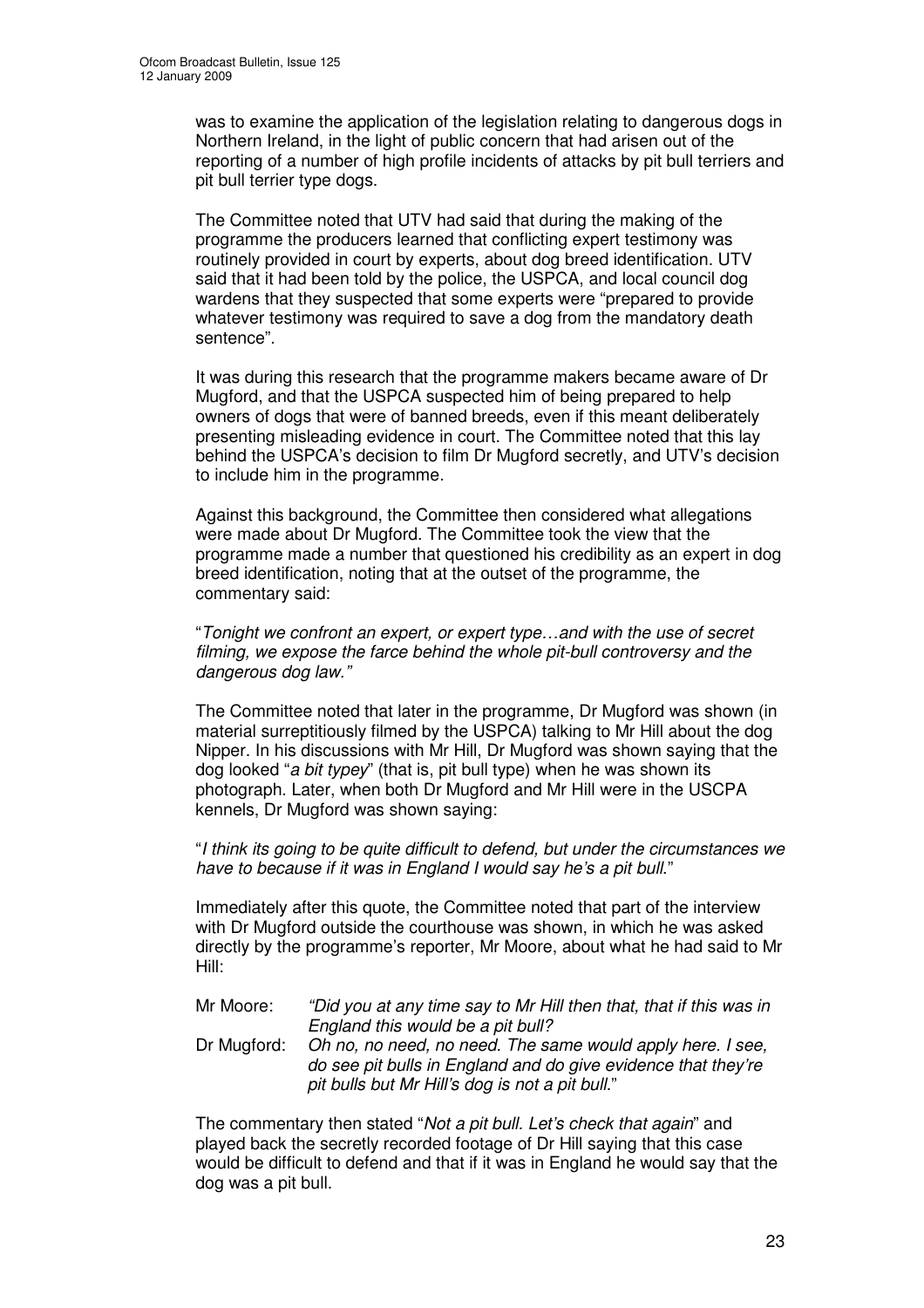was to examine the application of the legislation relating to dangerous dogs in Northern Ireland, in the light of public concern that had arisen out of the reporting of a number of high profile incidents of attacks by pit bull terriers and pit bull terrier type dogs.

The Committee noted that UTV had said that during the making of the programme the producers learned that conflicting expert testimony was routinely provided in court by experts, about dog breed identification. UTV said that it had been told by the police, the USPCA, and local council dog wardens that they suspected that some experts were "prepared to provide whatever testimony was required to save a dog from the mandatory death sentence".

It was during this research that the programme makers became aware of Dr Mugford, and that the USPCA suspected him of being prepared to help owners of dogs that were of banned breeds, even if this meant deliberately presenting misleading evidence in court. The Committee noted that this lay behind the USPCA's decision to film Dr Mugford secretly, and UTV's decision to include him in the programme.

Against this background, the Committee then considered what allegations were made about Dr Mugford. The Committee took the view that the programme made a number that questioned his credibility as an expert in dog breed identification, noting that at the outset of the programme, the commentary said:

"*Tonight we confront an expert, or expert type…and with the use of secret filming, we expose the farce behind the whole pit-bull controversy and the dangerous dog law."*

The Committee noted that later in the programme, Dr Mugford was shown (in material surreptitiously filmed by the USPCA) talking to Mr Hill about the dog Nipper. In his discussions with Mr Hill, Dr Mugford was shown saying that the dog looked "*a bit typey*" (that is, pit bull type) when he was shown its photograph. Later, when both Dr Mugford and Mr Hill were in the USCPA kennels, Dr Mugford was shown saying:

"*I think its going to be quite difficult to defend, but under the circumstances we have to because if it was in England I would say he's a pit bull.*"

Immediately after this quote, the Committee noted that part of the interview with Dr Mugford outside the courthouse was shown, in which he was asked directly by the programme's reporter, Mr Moore, about what he had said to Mr Hill:

Mr Moore: *"Did you at any time say to Mr Hill then that, that if this was in England this would be a pit bull?*

Dr Mugford: *Oh no, no need, no need. The same would apply here. I see, do see pit bulls in England and do give evidence that they're pit bulls but Mr Hill's dog is not a pit bull.*"

The commentary then stated "*Not a pit bull. Let's check that again*" and played back the secretly recorded footage of Dr Hill saying that this case would be difficult to defend and that if it was in England he would say that the dog was a pit bull.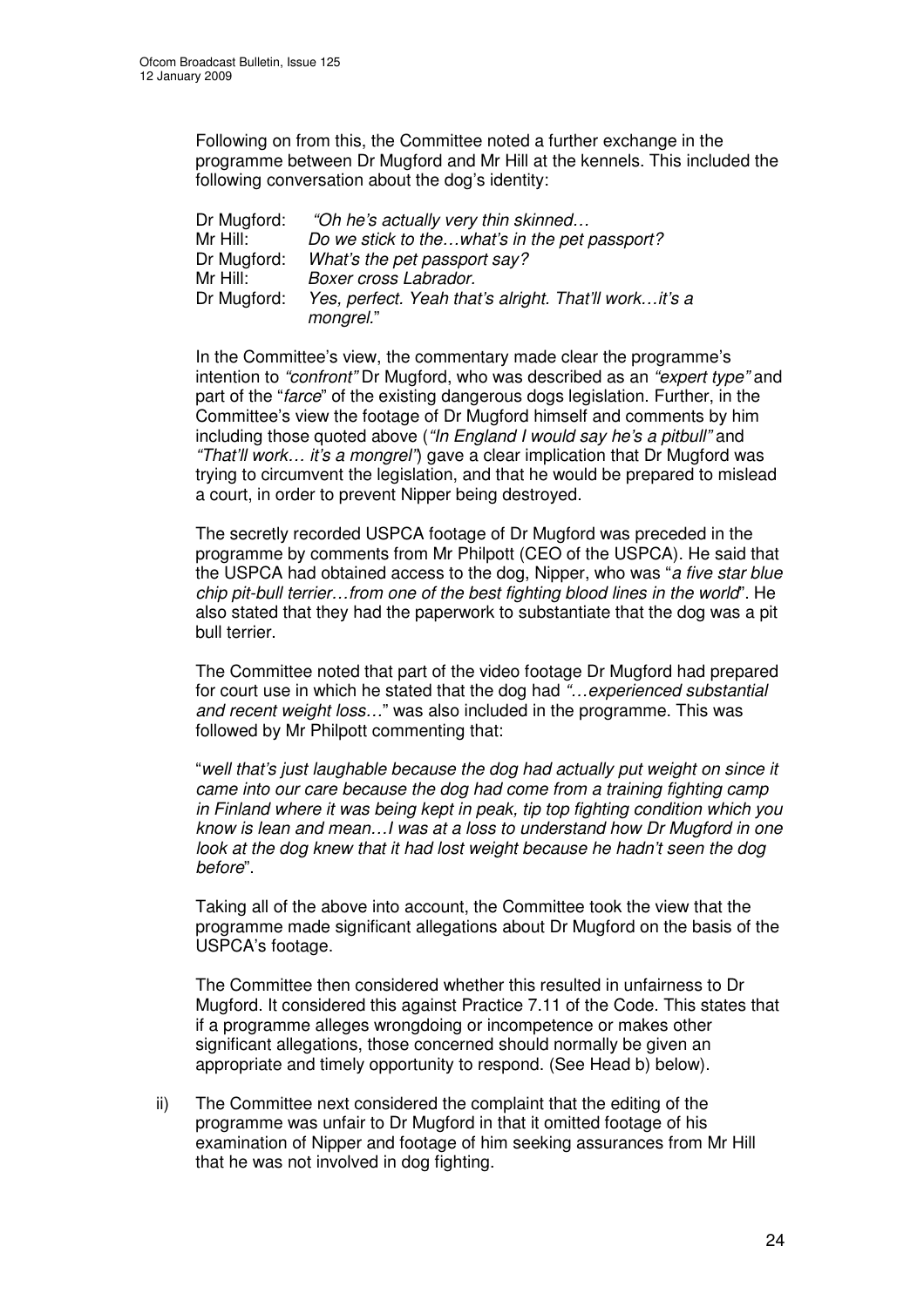Following on from this, the Committee noted a further exchange in the programme between Dr Mugford and Mr Hill at the kennels. This included the following conversation about the dog's identity:

| | |
|---|---|
| Dr Mugford: | *"Oh he's actually very thin skinned…* |
| Mr Hill: | *Do we stick to the…what's in the pet passport?* |
| Dr Mugford: | *What's the pet passport say?* |
| Mr Hill: | *Boxer cross Labrador.* |
| Dr Mugford: | *Yes, perfect. Yeah that's alright. That'll work…it's a mongrel.*" |

In the Committee's view, the commentary made clear the programme's intention to *"confront"* Dr Mugford, who was described as an *"expert type"* and part of the "*farce*" of the existing dangerous dogs legislation. Further, in the Committee's view the footage of Dr Mugford himself and comments by him including those quoted above (*"In England I would say he's a pitbull"* and *"That'll work… it's a mongrel"*) gave a clear implication that Dr Mugford was trying to circumvent the legislation, and that he would be prepared to mislead a court, in order to prevent Nipper being destroyed.

The secretly recorded USPCA footage of Dr Mugford was preceded in the programme by comments from Mr Philpott (CEO of the USPCA). He said that the USPCA had obtained access to the dog, Nipper, who was "*a five star blue chip pit-bull terrier…from one of the best fighting blood lines in the world*". He also stated that they had the paperwork to substantiate that the dog was a pit bull terrier.

The Committee noted that part of the video footage Dr Mugford had prepared for court use in which he stated that the dog had *"…experienced substantial and recent weight loss…"* was also included in the programme. This was followed by Mr Philpott commenting that:

"*well that's just laughable because the dog had actually put weight on since it came into our care because the dog had come from a training fighting camp in Finland where it was being kept in peak, tip top fighting condition which you know is lean and mean…I was at a loss to understand how Dr Mugford in one look at the dog knew that it had lost weight because he hadn't seen the dog before*".

Taking all of the above into account, the Committee took the view that the programme made significant allegations about Dr Mugford on the basis of the USPCA's footage.

The Committee then considered whether this resulted in unfairness to Dr Mugford. It considered this against Practice 7.11 of the Code. This states that if a programme alleges wrongdoing or incompetence or makes other significant allegations, those concerned should normally be given an appropriate and timely opportunity to respond. (See Head b) below).

ii) The Committee next considered the complaint that the editing of the programme was unfair to Dr Mugford in that it omitted footage of his examination of Nipper and footage of him seeking assurances from Mr Hill that he was not involved in dog fighting.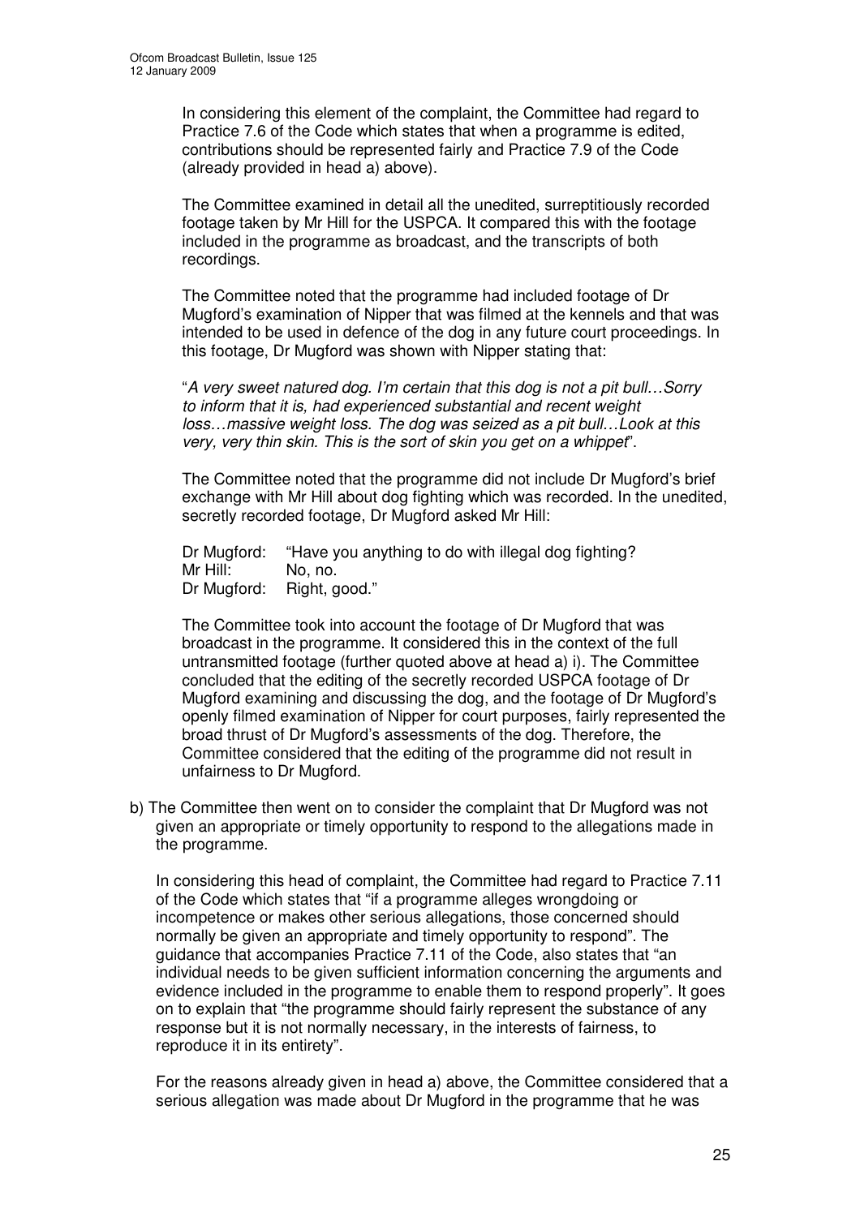In considering this element of the complaint, the Committee had regard to Practice 7.6 of the Code which states that when a programme is edited, contributions should be represented fairly and Practice 7.9 of the Code (already provided in head a) above).

The Committee examined in detail all the unedited, surreptitiously recorded footage taken by Mr Hill for the USPCA. It compared this with the footage included in the programme as broadcast, and the transcripts of both recordings.

The Committee noted that the programme had included footage of Dr Mugford's examination of Nipper that was filmed at the kennels and that was intended to be used in defence of the dog in any future court proceedings. In this footage, Dr Mugford was shown with Nipper stating that:

"*A very sweet natured dog. I'm certain that this dog is not a pit bull…Sorry to inform that it is, had experienced substantial and recent weight loss…massive weight loss. The dog was seized as a pit bull…Look at this very, very thin skin. This is the sort of skin you get on a whippet*".

The Committee noted that the programme did not include Dr Mugford's brief exchange with Mr Hill about dog fighting which was recorded. In the unedited, secretly recorded footage, Dr Mugford asked Mr Hill:

Dr Mugford: "Have you anything to do with illegal dog fighting?
Mr Hill: No, no.
Dr Mugford: Right, good."

The Committee took into account the footage of Dr Mugford that was broadcast in the programme. It considered this in the context of the full untransmitted footage (further quoted above at head a) i). The Committee concluded that the editing of the secretly recorded USPCA footage of Dr Mugford examining and discussing the dog, and the footage of Dr Mugford's openly filmed examination of Nipper for court purposes, fairly represented the broad thrust of Dr Mugford's assessments of the dog. Therefore, the Committee considered that the editing of the programme did not result in unfairness to Dr Mugford.

b) The Committee then went on to consider the complaint that Dr Mugford was not given an appropriate or timely opportunity to respond to the allegations made in the programme.

In considering this head of complaint, the Committee had regard to Practice 7.11 of the Code which states that "if a programme alleges wrongdoing or incompetence or makes other serious allegations, those concerned should normally be given an appropriate and timely opportunity to respond". The guidance that accompanies Practice 7.11 of the Code, also states that "an individual needs to be given sufficient information concerning the arguments and evidence included in the programme to enable them to respond properly". It goes on to explain that "the programme should fairly represent the substance of any response but it is not normally necessary, in the interests of fairness, to reproduce it in its entirety".

For the reasons already given in head a) above, the Committee considered that a serious allegation was made about Dr Mugford in the programme that he was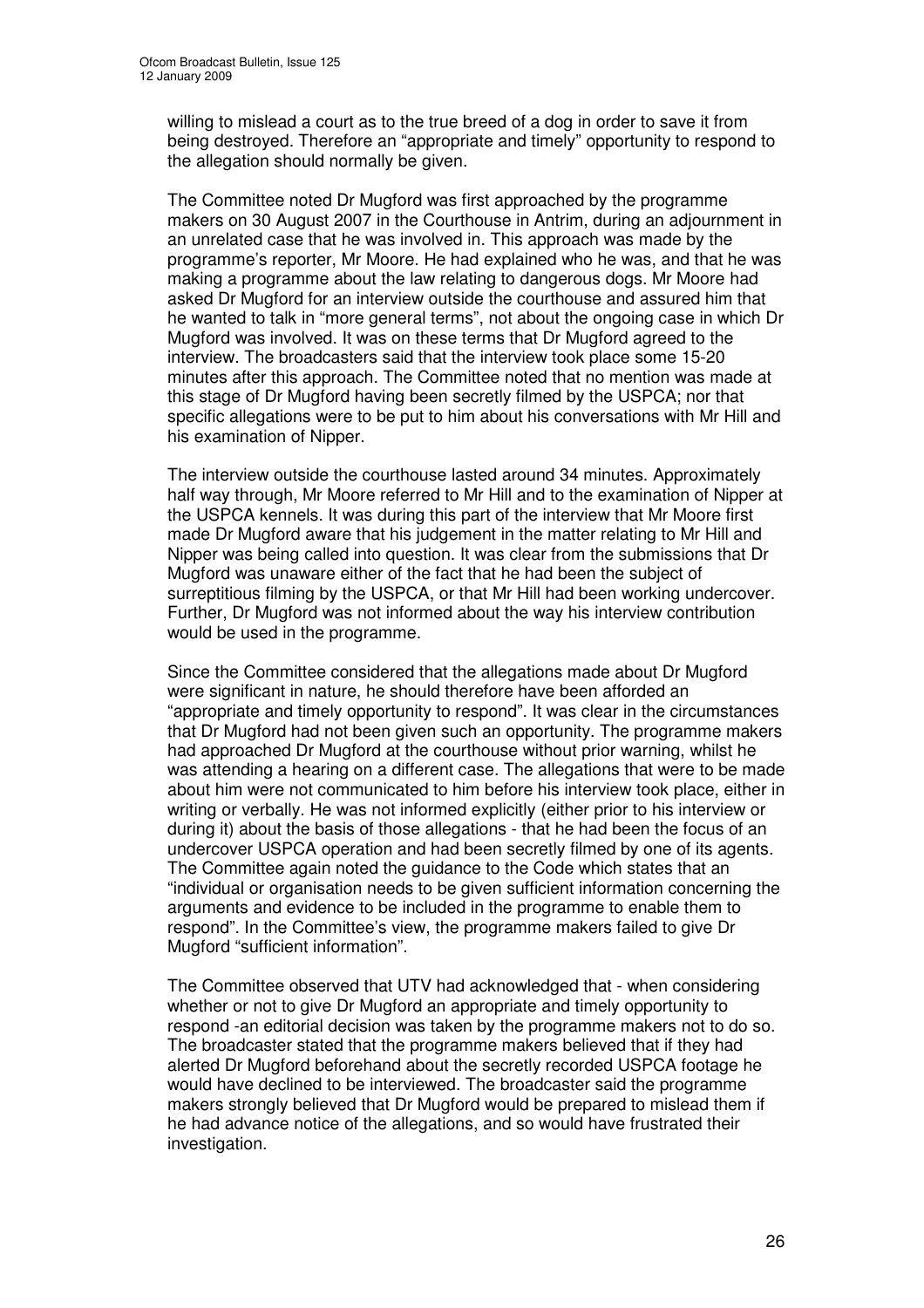willing to mislead a court as to the true breed of a dog in order to save it from being destroyed. Therefore an "appropriate and timely" opportunity to respond to the allegation should normally be given.

The Committee noted Dr Mugford was first approached by the programme makers on 30 August 2007 in the Courthouse in Antrim, during an adjournment in an unrelated case that he was involved in. This approach was made by the programme's reporter, Mr Moore. He had explained who he was, and that he was making a programme about the law relating to dangerous dogs. Mr Moore had asked Dr Mugford for an interview outside the courthouse and assured him that he wanted to talk in "more general terms", not about the ongoing case in which Dr Mugford was involved. It was on these terms that Dr Mugford agreed to the interview. The broadcasters said that the interview took place some 15-20 minutes after this approach. The Committee noted that no mention was made at this stage of Dr Mugford having been secretly filmed by the USPCA; nor that specific allegations were to be put to him about his conversations with Mr Hill and his examination of Nipper.

The interview outside the courthouse lasted around 34 minutes. Approximately half way through, Mr Moore referred to Mr Hill and to the examination of Nipper at the USPCA kennels. It was during this part of the interview that Mr Moore first made Dr Mugford aware that his judgement in the matter relating to Mr Hill and Nipper was being called into question. It was clear from the submissions that Dr Mugford was unaware either of the fact that he had been the subject of surreptitious filming by the USPCA, or that Mr Hill had been working undercover. Further, Dr Mugford was not informed about the way his interview contribution would be used in the programme.

Since the Committee considered that the allegations made about Dr Mugford were significant in nature, he should therefore have been afforded an "appropriate and timely opportunity to respond". It was clear in the circumstances that Dr Mugford had not been given such an opportunity. The programme makers had approached Dr Mugford at the courthouse without prior warning, whilst he was attending a hearing on a different case. The allegations that were to be made about him were not communicated to him before his interview took place, either in writing or verbally. He was not informed explicitly (either prior to his interview or during it) about the basis of those allegations - that he had been the focus of an undercover USPCA operation and had been secretly filmed by one of its agents. The Committee again noted the guidance to the Code which states that an "individual or organisation needs to be given sufficient information concerning the arguments and evidence to be included in the programme to enable them to respond". In the Committee's view, the programme makers failed to give Dr Mugford "sufficient information".

The Committee observed that UTV had acknowledged that - when considering whether or not to give Dr Mugford an appropriate and timely opportunity to respond -an editorial decision was taken by the programme makers not to do so. The broadcaster stated that the programme makers believed that if they had alerted Dr Mugford beforehand about the secretly recorded USPCA footage he would have declined to be interviewed. The broadcaster said the programme makers strongly believed that Dr Mugford would be prepared to mislead them if he had advance notice of the allegations, and so would have frustrated their investigation.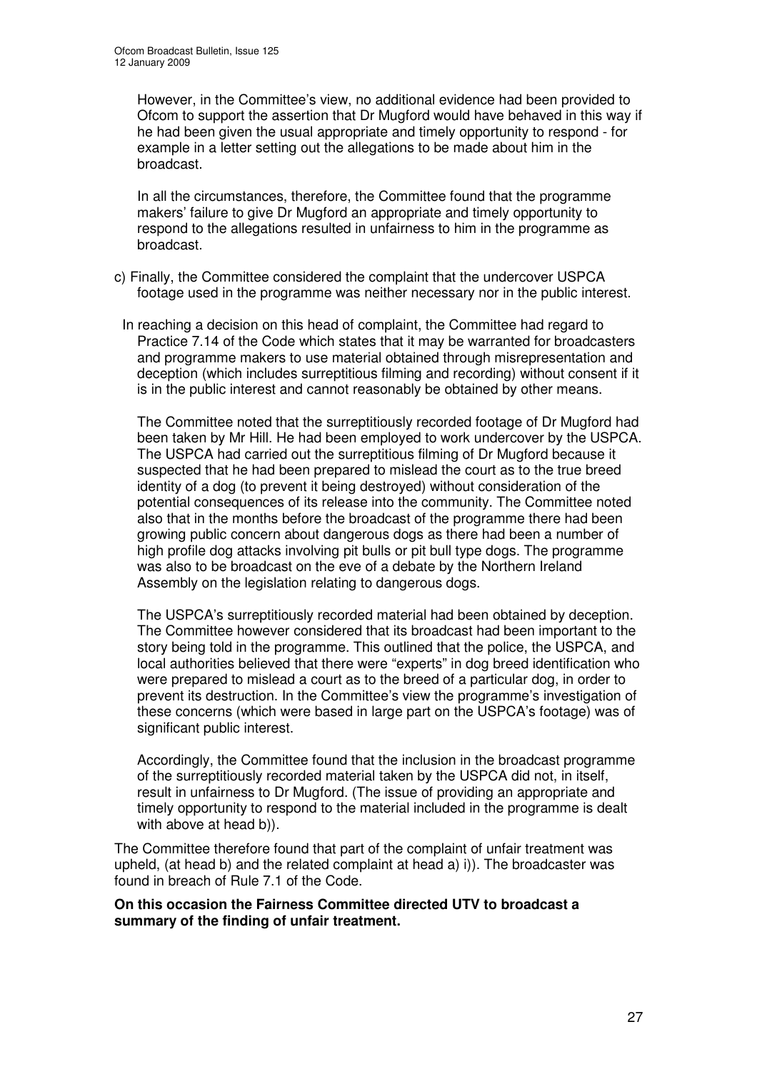However, in the Committee's view, no additional evidence had been provided to Ofcom to support the assertion that Dr Mugford would have behaved in this way if he had been given the usual appropriate and timely opportunity to respond - for example in a letter setting out the allegations to be made about him in the broadcast.

In all the circumstances, therefore, the Committee found that the programme makers' failure to give Dr Mugford an appropriate and timely opportunity to respond to the allegations resulted in unfairness to him in the programme as broadcast.

c) Finally, the Committee considered the complaint that the undercover USPCA footage used in the programme was neither necessary nor in the public interest.

In reaching a decision on this head of complaint, the Committee had regard to Practice 7.14 of the Code which states that it may be warranted for broadcasters and programme makers to use material obtained through misrepresentation and deception (which includes surreptitious filming and recording) without consent if it is in the public interest and cannot reasonably be obtained by other means.

The Committee noted that the surreptitiously recorded footage of Dr Mugford had been taken by Mr Hill. He had been employed to work undercover by the USPCA. The USPCA had carried out the surreptitious filming of Dr Mugford because it suspected that he had been prepared to mislead the court as to the true breed identity of a dog (to prevent it being destroyed) without consideration of the potential consequences of its release into the community. The Committee noted also that in the months before the broadcast of the programme there had been growing public concern about dangerous dogs as there had been a number of high profile dog attacks involving pit bulls or pit bull type dogs. The programme was also to be broadcast on the eve of a debate by the Northern Ireland Assembly on the legislation relating to dangerous dogs.

The USPCA's surreptitiously recorded material had been obtained by deception. The Committee however considered that its broadcast had been important to the story being told in the programme. This outlined that the police, the USPCA, and local authorities believed that there were "experts" in dog breed identification who were prepared to mislead a court as to the breed of a particular dog, in order to prevent its destruction. In the Committee's view the programme's investigation of these concerns (which were based in large part on the USPCA's footage) was of significant public interest.

Accordingly, the Committee found that the inclusion in the broadcast programme of the surreptitiously recorded material taken by the USPCA did not, in itself, result in unfairness to Dr Mugford. (The issue of providing an appropriate and timely opportunity to respond to the material included in the programme is dealt with above at head b)).

The Committee therefore found that part of the complaint of unfair treatment was upheld, (at head b) and the related complaint at head a) i)). The broadcaster was found in breach of Rule 7.1 of the Code.

**On this occasion the Fairness Committee directed UTV to broadcast a summary of the finding of unfair treatment.**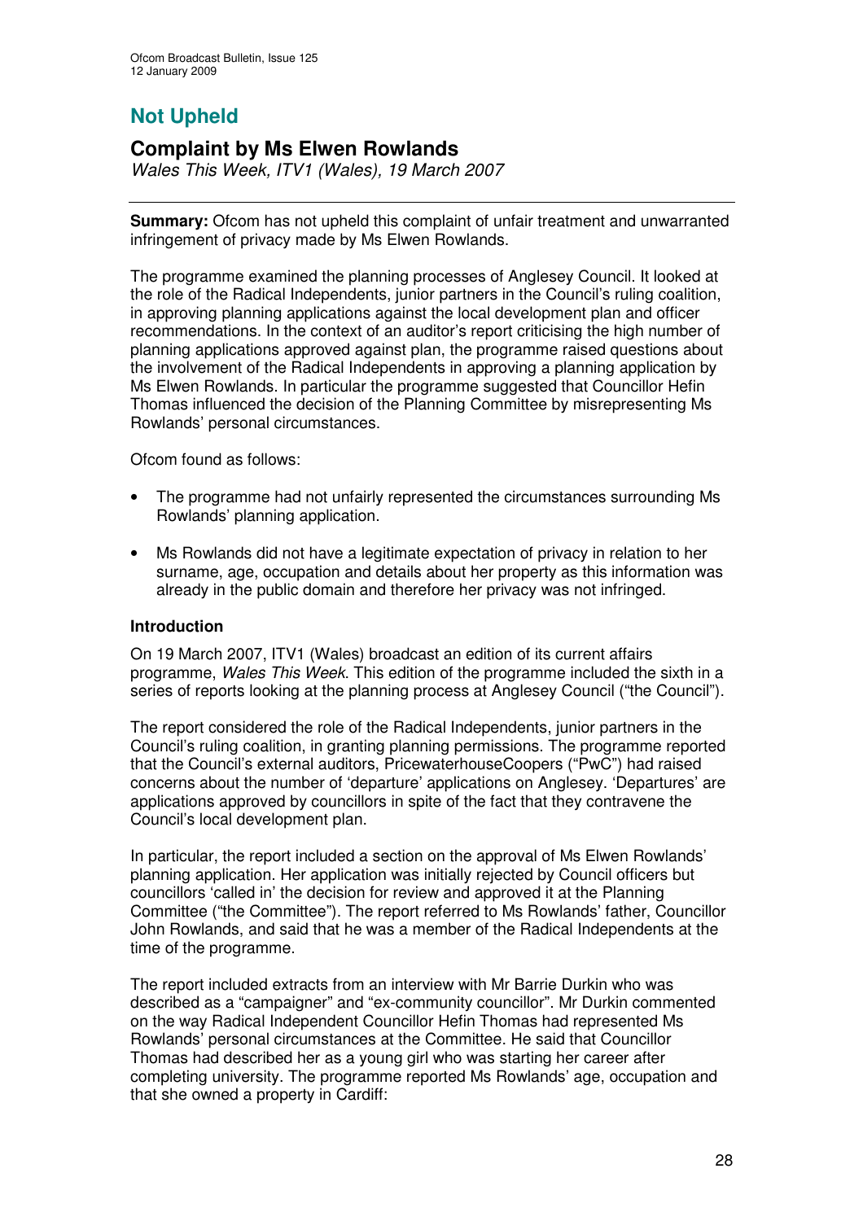## Not Upheld

### Complaint by Ms Elwen Rowlands

*Wales This Week, ITV1 (Wales), 19 March 2007*

---

**Summary:** Ofcom has not upheld this complaint of unfair treatment and unwarranted infringement of privacy made by Ms Elwen Rowlands.

The programme examined the planning processes of Anglesey Council. It looked at the role of the Radical Independents, junior partners in the Council's ruling coalition, in approving planning applications against the local development plan and officer recommendations. In the context of an auditor's report criticising the high number of planning applications approved against plan, the programme raised questions about the involvement of the Radical Independents in approving a planning application by Ms Elwen Rowlands. In particular the programme suggested that Councillor Hefin Thomas influenced the decision of the Planning Committee by misrepresenting Ms Rowlands' personal circumstances.

Ofcom found as follows:

- The programme had not unfairly represented the circumstances surrounding Ms Rowlands' planning application.
- Ms Rowlands did not have a legitimate expectation of privacy in relation to her surname, age, occupation and details about her property as this information was already in the public domain and therefore her privacy was not infringed.

**Introduction**

On 19 March 2007, ITV1 (Wales) broadcast an edition of its current affairs programme, *Wales This Week*. This edition of the programme included the sixth in a series of reports looking at the planning process at Anglesey Council ("the Council").

The report considered the role of the Radical Independents, junior partners in the Council's ruling coalition, in granting planning permissions. The programme reported that the Council's external auditors, PricewaterhouseCoopers ("PwC") had raised concerns about the number of 'departure' applications on Anglesey. 'Departures' are applications approved by councillors in spite of the fact that they contravene the Council's local development plan.

In particular, the report included a section on the approval of Ms Elwen Rowlands' planning application. Her application was initially rejected by Council officers but councillors 'called in' the decision for review and approved it at the Planning Committee ("the Committee"). The report referred to Ms Rowlands' father, Councillor John Rowlands, and said that he was a member of the Radical Independents at the time of the programme.

The report included extracts from an interview with Mr Barrie Durkin who was described as a "campaigner" and "ex-community councillor". Mr Durkin commented on the way Radical Independent Councillor Hefin Thomas had represented Ms Rowlands' personal circumstances at the Committee. He said that Councillor Thomas had described her as a young girl who was starting her career after completing university. The programme reported Ms Rowlands' age, occupation and that she owned a property in Cardiff: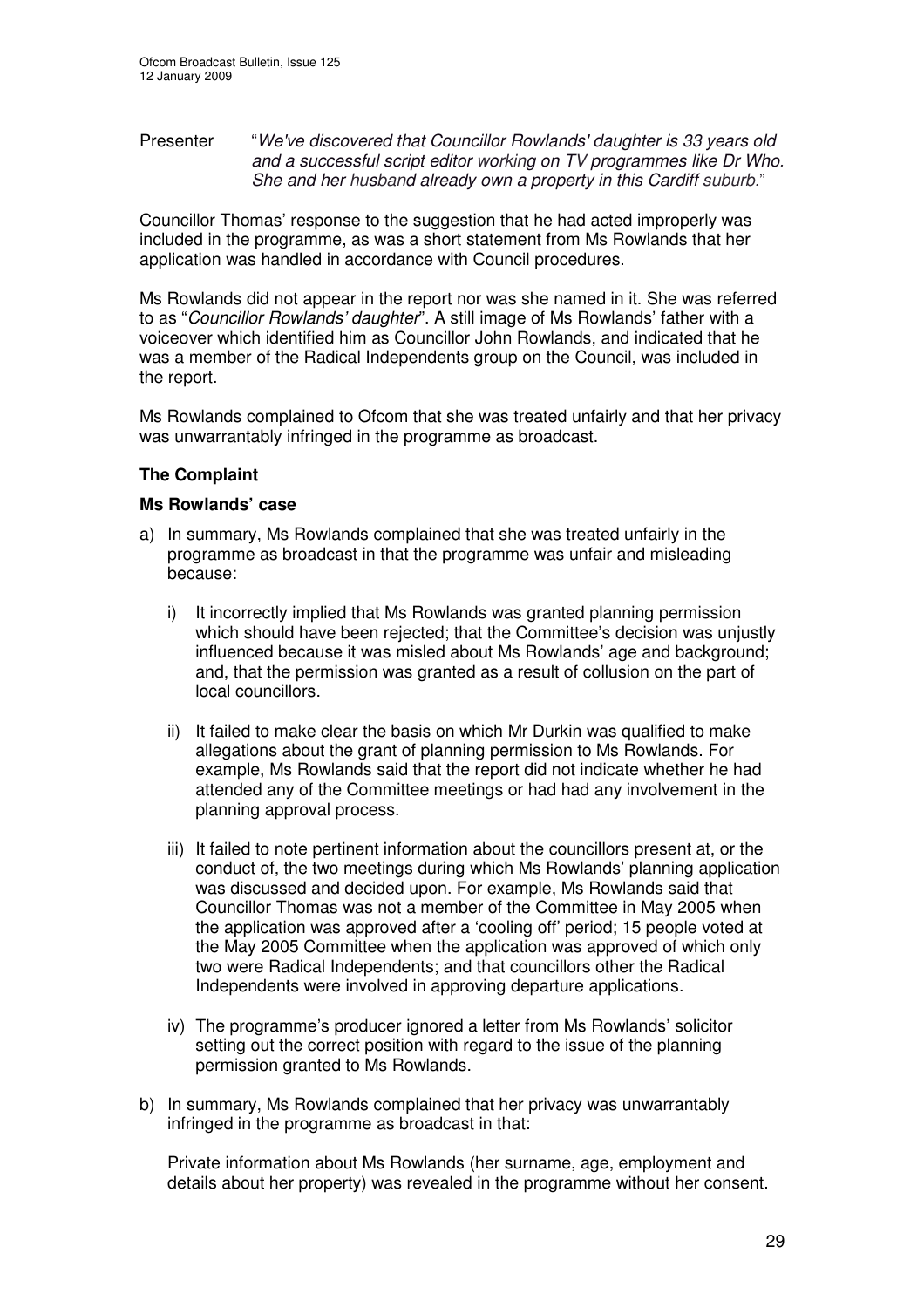Presenter "*We've discovered that Councillor Rowlands' daughter is 33 years old and a successful script editor working on TV programmes like Dr Who. She and her husband already own a property in this Cardiff suburb.*"

Councillor Thomas' response to the suggestion that he had acted improperly was included in the programme, as was a short statement from Ms Rowlands that her application was handled in accordance with Council procedures.

Ms Rowlands did not appear in the report nor was she named in it. She was referred to as "*Councillor Rowlands' daughter*". A still image of Ms Rowlands' father with a voiceover which identified him as Councillor John Rowlands, and indicated that he was a member of the Radical Independents group on the Council, was included in the report.

Ms Rowlands complained to Ofcom that she was treated unfairly and that her privacy was unwarrantably infringed in the programme as broadcast.

### The Complaint

### Ms Rowlands' case

a) In summary, Ms Rowlands complained that she was treated unfairly in the programme as broadcast in that the programme was unfair and misleading because:

   i) It incorrectly implied that Ms Rowlands was granted planning permission which should have been rejected; that the Committee's decision was unjustly influenced because it was misled about Ms Rowlands' age and background; and, that the permission was granted as a result of collusion on the part of local councillors.

   ii) It failed to make clear the basis on which Mr Durkin was qualified to make allegations about the grant of planning permission to Ms Rowlands. For example, Ms Rowlands said that the report did not indicate whether he had attended any of the Committee meetings or had had any involvement in the planning approval process.

   iii) It failed to note pertinent information about the councillors present at, or the conduct of, the two meetings during which Ms Rowlands' planning application was discussed and decided upon. For example, Ms Rowlands said that Councillor Thomas was not a member of the Committee in May 2005 when the application was approved after a 'cooling off' period; 15 people voted at the May 2005 Committee when the application was approved of which only two were Radical Independents; and that councillors other the Radical Independents were involved in approving departure applications.

   iv) The programme's producer ignored a letter from Ms Rowlands' solicitor setting out the correct position with regard to the issue of the planning permission granted to Ms Rowlands.

b) In summary, Ms Rowlands complained that her privacy was unwarrantably infringed in the programme as broadcast in that:

   Private information about Ms Rowlands (her surname, age, employment and details about her property) was revealed in the programme without her consent.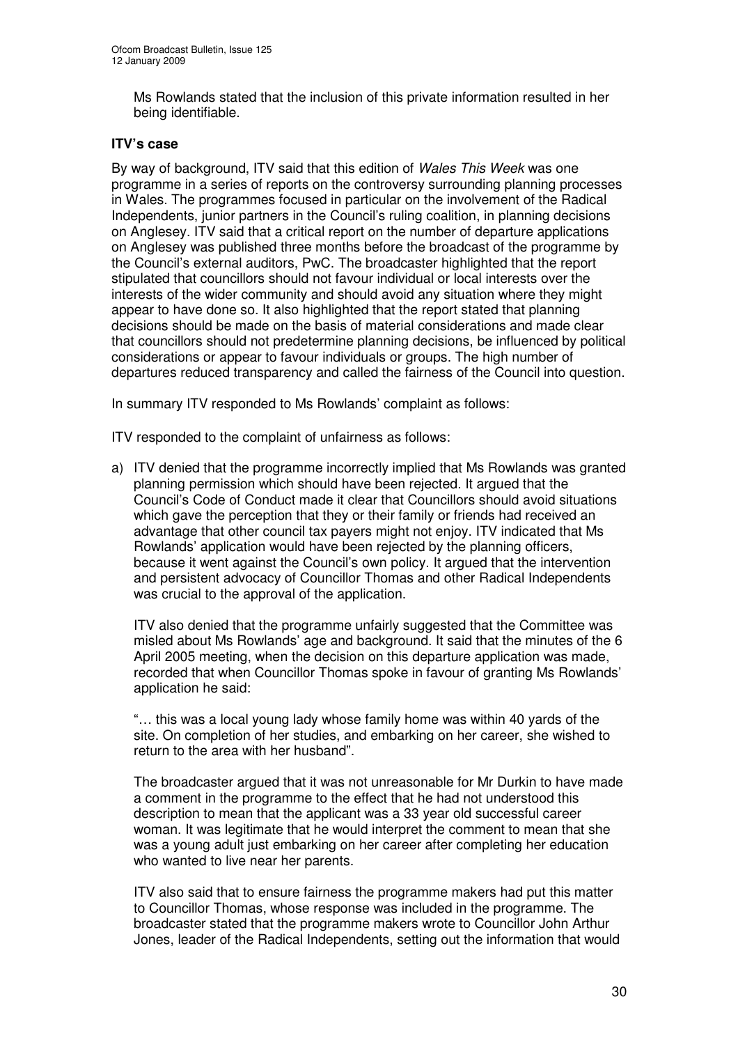Ms Rowlands stated that the inclusion of this private information resulted in her being identifiable.

**ITV's case**

By way of background, ITV said that this edition of *Wales This Week* was one programme in a series of reports on the controversy surrounding planning processes in Wales. The programmes focused in particular on the involvement of the Radical Independents, junior partners in the Council's ruling coalition, in planning decisions on Anglesey. ITV said that a critical report on the number of departure applications on Anglesey was published three months before the broadcast of the programme by the Council's external auditors, PwC. The broadcaster highlighted that the report stipulated that councillors should not favour individual or local interests over the interests of the wider community and should avoid any situation where they might appear to have done so. It also highlighted that the report stated that planning decisions should be made on the basis of material considerations and made clear that councillors should not predetermine planning decisions, be influenced by political considerations or appear to favour individuals or groups. The high number of departures reduced transparency and called the fairness of the Council into question.

In summary ITV responded to Ms Rowlands' complaint as follows:

ITV responded to the complaint of unfairness as follows:

a) ITV denied that the programme incorrectly implied that Ms Rowlands was granted planning permission which should have been rejected. It argued that the Council's Code of Conduct made it clear that Councillors should avoid situations which gave the perception that they or their family or friends had received an advantage that other council tax payers might not enjoy. ITV indicated that Ms Rowlands' application would have been rejected by the planning officers, because it went against the Council's own policy. It argued that the intervention and persistent advocacy of Councillor Thomas and other Radical Independents was crucial to the approval of the application.

   ITV also denied that the programme unfairly suggested that the Committee was misled about Ms Rowlands' age and background. It said that the minutes of the 6 April 2005 meeting, when the decision on this departure application was made, recorded that when Councillor Thomas spoke in favour of granting Ms Rowlands' application he said:

   "… this was a local young lady whose family home was within 40 yards of the site. On completion of her studies, and embarking on her career, she wished to return to the area with her husband".

   The broadcaster argued that it was not unreasonable for Mr Durkin to have made a comment in the programme to the effect that he had not understood this description to mean that the applicant was a 33 year old successful career woman. It was legitimate that he would interpret the comment to mean that she was a young adult just embarking on her career after completing her education who wanted to live near her parents.

   ITV also said that to ensure fairness the programme makers had put this matter to Councillor Thomas, whose response was included in the programme. The broadcaster stated that the programme makers wrote to Councillor John Arthur Jones, leader of the Radical Independents, setting out the information that would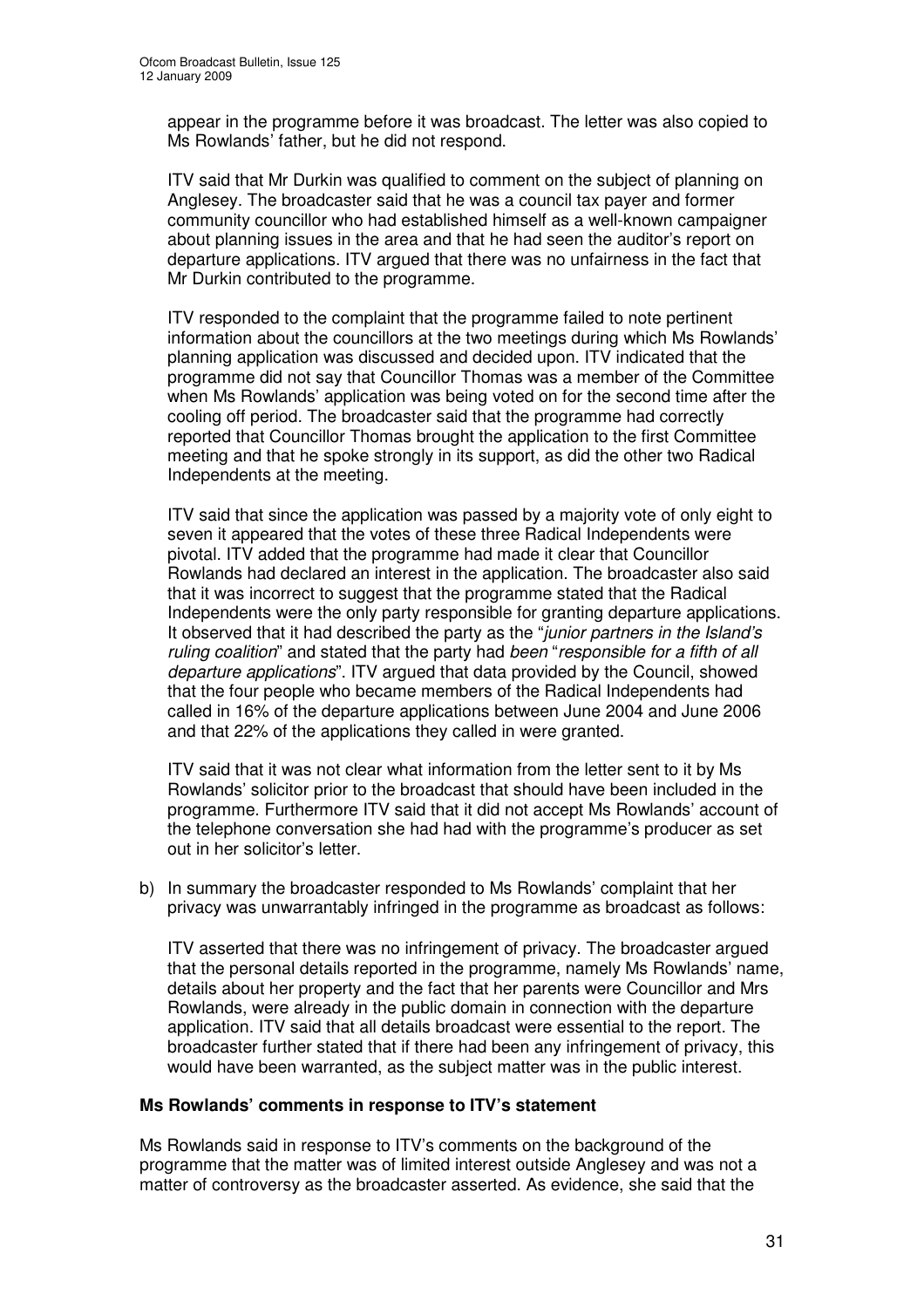appear in the programme before it was broadcast. The letter was also copied to Ms Rowlands' father, but he did not respond.

ITV said that Mr Durkin was qualified to comment on the subject of planning on Anglesey. The broadcaster said that he was a council tax payer and former community councillor who had established himself as a well-known campaigner about planning issues in the area and that he had seen the auditor's report on departure applications. ITV argued that there was no unfairness in the fact that Mr Durkin contributed to the programme.

ITV responded to the complaint that the programme failed to note pertinent information about the councillors at the two meetings during which Ms Rowlands' planning application was discussed and decided upon. ITV indicated that the programme did not say that Councillor Thomas was a member of the Committee when Ms Rowlands' application was being voted on for the second time after the cooling off period. The broadcaster said that the programme had correctly reported that Councillor Thomas brought the application to the first Committee meeting and that he spoke strongly in its support, as did the other two Radical Independents at the meeting.

ITV said that since the application was passed by a majority vote of only eight to seven it appeared that the votes of these three Radical Independents were pivotal. ITV added that the programme had made it clear that Councillor Rowlands had declared an interest in the application. The broadcaster also said that it was incorrect to suggest that the programme stated that the Radical Independents were the only party responsible for granting departure applications. It observed that it had described the party as the "*junior partners in the Island's ruling coalition*" and stated that the party had *been* "*responsible for a fifth of all departure applications*". ITV argued that data provided by the Council, showed that the four people who became members of the Radical Independents had called in 16% of the departure applications between June 2004 and June 2006 and that 22% of the applications they called in were granted.

ITV said that it was not clear what information from the letter sent to it by Ms Rowlands' solicitor prior to the broadcast that should have been included in the programme. Furthermore ITV said that it did not accept Ms Rowlands' account of the telephone conversation she had had with the programme's producer as set out in her solicitor's letter.

b) In summary the broadcaster responded to Ms Rowlands' complaint that her privacy was unwarrantably infringed in the programme as broadcast as follows:

ITV asserted that there was no infringement of privacy. The broadcaster argued that the personal details reported in the programme, namely Ms Rowlands' name, details about her property and the fact that her parents were Councillor and Mrs Rowlands, were already in the public domain in connection with the departure application. ITV said that all details broadcast were essential to the report. The broadcaster further stated that if there had been any infringement of privacy, this would have been warranted, as the subject matter was in the public interest.

**Ms Rowlands' comments in response to ITV's statement**

Ms Rowlands said in response to ITV's comments on the background of the programme that the matter was of limited interest outside Anglesey and was not a matter of controversy as the broadcaster asserted. As evidence, she said that the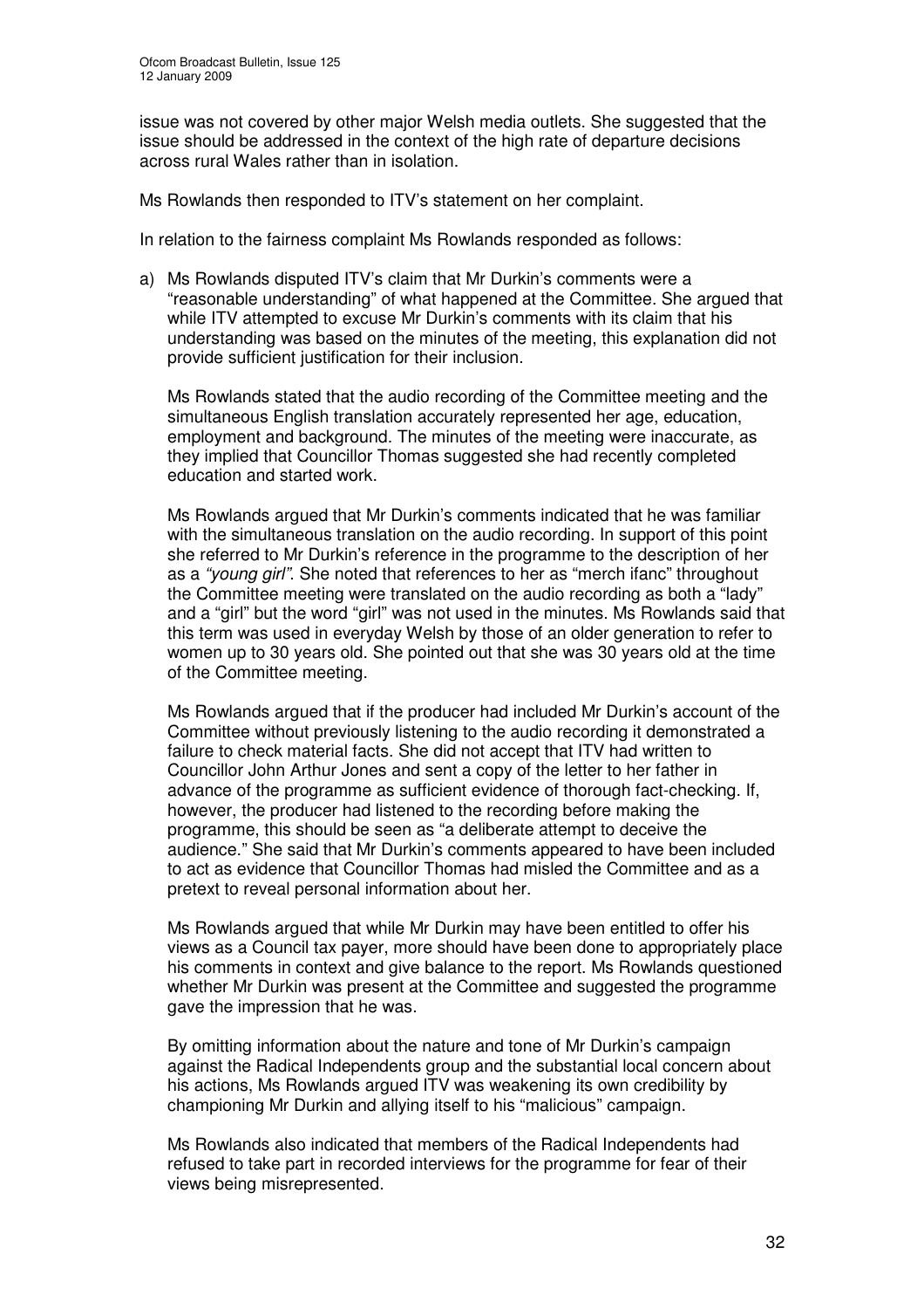issue was not covered by other major Welsh media outlets. She suggested that the issue should be addressed in the context of the high rate of departure decisions across rural Wales rather than in isolation.

Ms Rowlands then responded to ITV's statement on her complaint.

In relation to the fairness complaint Ms Rowlands responded as follows:

a) Ms Rowlands disputed ITV's claim that Mr Durkin's comments were a "reasonable understanding" of what happened at the Committee. She argued that while ITV attempted to excuse Mr Durkin's comments with its claim that his understanding was based on the minutes of the meeting, this explanation did not provide sufficient justification for their inclusion.

   Ms Rowlands stated that the audio recording of the Committee meeting and the simultaneous English translation accurately represented her age, education, employment and background. The minutes of the meeting were inaccurate, as they implied that Councillor Thomas suggested she had recently completed education and started work.

   Ms Rowlands argued that Mr Durkin's comments indicated that he was familiar with the simultaneous translation on the audio recording. In support of this point she referred to Mr Durkin's reference in the programme to the description of her as a *"young girl"*. She noted that references to her as "merch ifanc" throughout the Committee meeting were translated on the audio recording as both a "lady" and a "girl" but the word "girl" was not used in the minutes. Ms Rowlands said that this term was used in everyday Welsh by those of an older generation to refer to women up to 30 years old. She pointed out that she was 30 years old at the time of the Committee meeting.

   Ms Rowlands argued that if the producer had included Mr Durkin's account of the Committee without previously listening to the audio recording it demonstrated a failure to check material facts. She did not accept that ITV had written to Councillor John Arthur Jones and sent a copy of the letter to her father in advance of the programme as sufficient evidence of thorough fact-checking. If, however, the producer had listened to the recording before making the programme, this should be seen as "a deliberate attempt to deceive the audience." She said that Mr Durkin's comments appeared to have been included to act as evidence that Councillor Thomas had misled the Committee and as a pretext to reveal personal information about her.

   Ms Rowlands argued that while Mr Durkin may have been entitled to offer his views as a Council tax payer, more should have been done to appropriately place his comments in context and give balance to the report. Ms Rowlands questioned whether Mr Durkin was present at the Committee and suggested the programme gave the impression that he was.

   By omitting information about the nature and tone of Mr Durkin's campaign against the Radical Independents group and the substantial local concern about his actions, Ms Rowlands argued ITV was weakening its own credibility by championing Mr Durkin and allying itself to his "malicious" campaign.

   Ms Rowlands also indicated that members of the Radical Independents had refused to take part in recorded interviews for the programme for fear of their views being misrepresented.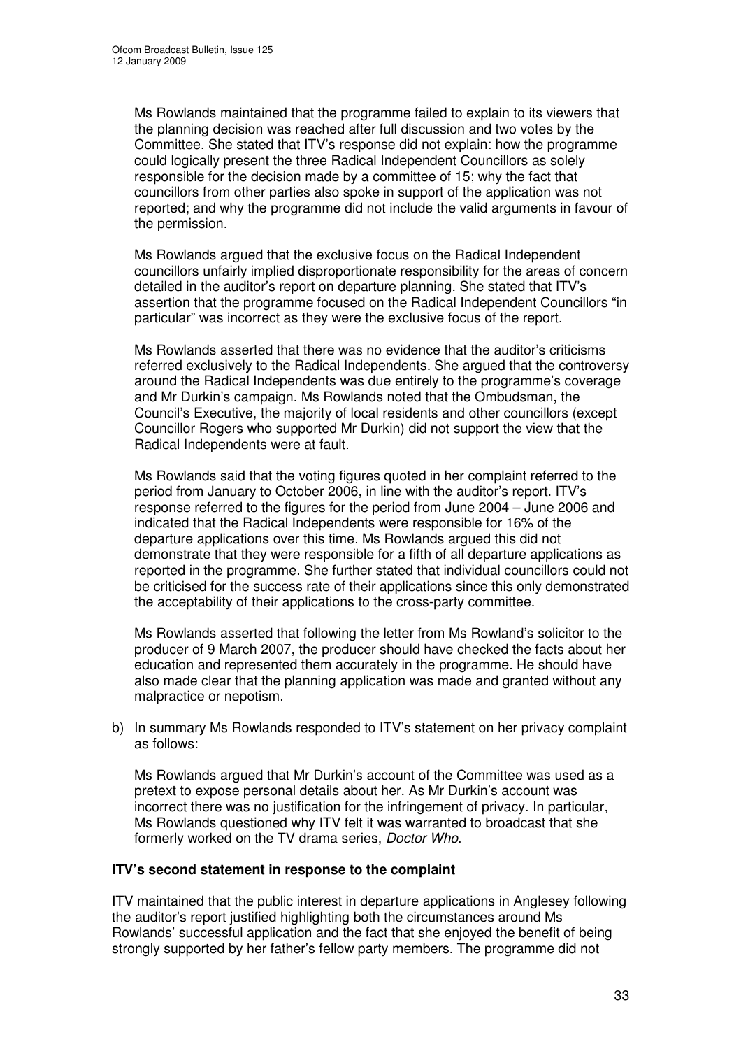Ms Rowlands maintained that the programme failed to explain to its viewers that the planning decision was reached after full discussion and two votes by the Committee. She stated that ITV's response did not explain: how the programme could logically present the three Radical Independent Councillors as solely responsible for the decision made by a committee of 15; why the fact that councillors from other parties also spoke in support of the application was not reported; and why the programme did not include the valid arguments in favour of the permission.

Ms Rowlands argued that the exclusive focus on the Radical Independent councillors unfairly implied disproportionate responsibility for the areas of concern detailed in the auditor's report on departure planning. She stated that ITV's assertion that the programme focused on the Radical Independent Councillors "in particular" was incorrect as they were the exclusive focus of the report.

Ms Rowlands asserted that there was no evidence that the auditor's criticisms referred exclusively to the Radical Independents. She argued that the controversy around the Radical Independents was due entirely to the programme's coverage and Mr Durkin's campaign. Ms Rowlands noted that the Ombudsman, the Council's Executive, the majority of local residents and other councillors (except Councillor Rogers who supported Mr Durkin) did not support the view that the Radical Independents were at fault.

Ms Rowlands said that the voting figures quoted in her complaint referred to the period from January to October 2006, in line with the auditor's report. ITV's response referred to the figures for the period from June 2004 – June 2006 and indicated that the Radical Independents were responsible for 16% of the departure applications over this time. Ms Rowlands argued this did not demonstrate that they were responsible for a fifth of all departure applications as reported in the programme. She further stated that individual councillors could not be criticised for the success rate of their applications since this only demonstrated the acceptability of their applications to the cross-party committee.

Ms Rowlands asserted that following the letter from Ms Rowland's solicitor to the producer of 9 March 2007, the producer should have checked the facts about her education and represented them accurately in the programme. He should have also made clear that the planning application was made and granted without any malpractice or nepotism.

b) In summary Ms Rowlands responded to ITV's statement on her privacy complaint as follows:

Ms Rowlands argued that Mr Durkin's account of the Committee was used as a pretext to expose personal details about her. As Mr Durkin's account was incorrect there was no justification for the infringement of privacy. In particular, Ms Rowlands questioned why ITV felt it was warranted to broadcast that she formerly worked on the TV drama series, *Doctor Who*.

**ITV's second statement in response to the complaint**

ITV maintained that the public interest in departure applications in Anglesey following the auditor's report justified highlighting both the circumstances around Ms Rowlands' successful application and the fact that she enjoyed the benefit of being strongly supported by her father's fellow party members. The programme did not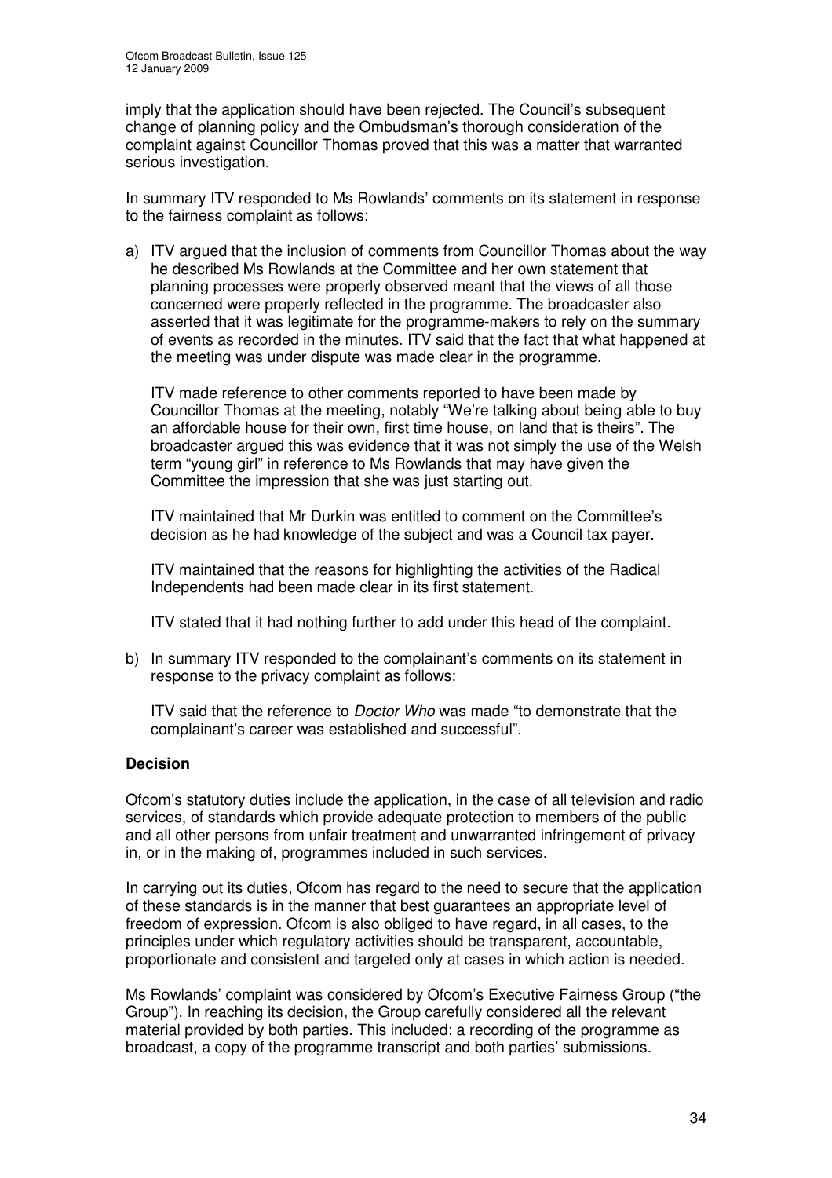imply that the application should have been rejected. The Council's subsequent change of planning policy and the Ombudsman's thorough consideration of the complaint against Councillor Thomas proved that this was a matter that warranted serious investigation.

In summary ITV responded to Ms Rowlands' comments on its statement in response to the fairness complaint as follows:

a) ITV argued that the inclusion of comments from Councillor Thomas about the way he described Ms Rowlands at the Committee and her own statement that planning processes were properly observed meant that the views of all those concerned were properly reflected in the programme. The broadcaster also asserted that it was legitimate for the programme-makers to rely on the summary of events as recorded in the minutes. ITV said that the fact that what happened at the meeting was under dispute was made clear in the programme.

   ITV made reference to other comments reported to have been made by Councillor Thomas at the meeting, notably "We're talking about being able to buy an affordable house for their own, first time house, on land that is theirs". The broadcaster argued this was evidence that it was not simply the use of the Welsh term "young girl" in reference to Ms Rowlands that may have given the Committee the impression that she was just starting out.

   ITV maintained that Mr Durkin was entitled to comment on the Committee's decision as he had knowledge of the subject and was a Council tax payer.

   ITV maintained that the reasons for highlighting the activities of the Radical Independents had been made clear in its first statement.

   ITV stated that it had nothing further to add under this head of the complaint.

b) In summary ITV responded to the complainant's comments on its statement in response to the privacy complaint as follows:

   ITV said that the reference to *Doctor Who* was made "to demonstrate that the complainant's career was established and successful".

## Decision

Ofcom's statutory duties include the application, in the case of all television and radio services, of standards which provide adequate protection to members of the public and all other persons from unfair treatment and unwarranted infringement of privacy in, or in the making of, programmes included in such services.

In carrying out its duties, Ofcom has regard to the need to secure that the application of these standards is in the manner that best guarantees an appropriate level of freedom of expression. Ofcom is also obliged to have regard, in all cases, to the principles under which regulatory activities should be transparent, accountable, proportionate and consistent and targeted only at cases in which action is needed.

Ms Rowlands' complaint was considered by Ofcom's Executive Fairness Group ("the Group"). In reaching its decision, the Group carefully considered all the relevant material provided by both parties. This included: a recording of the programme as broadcast, a copy of the programme transcript and both parties' submissions.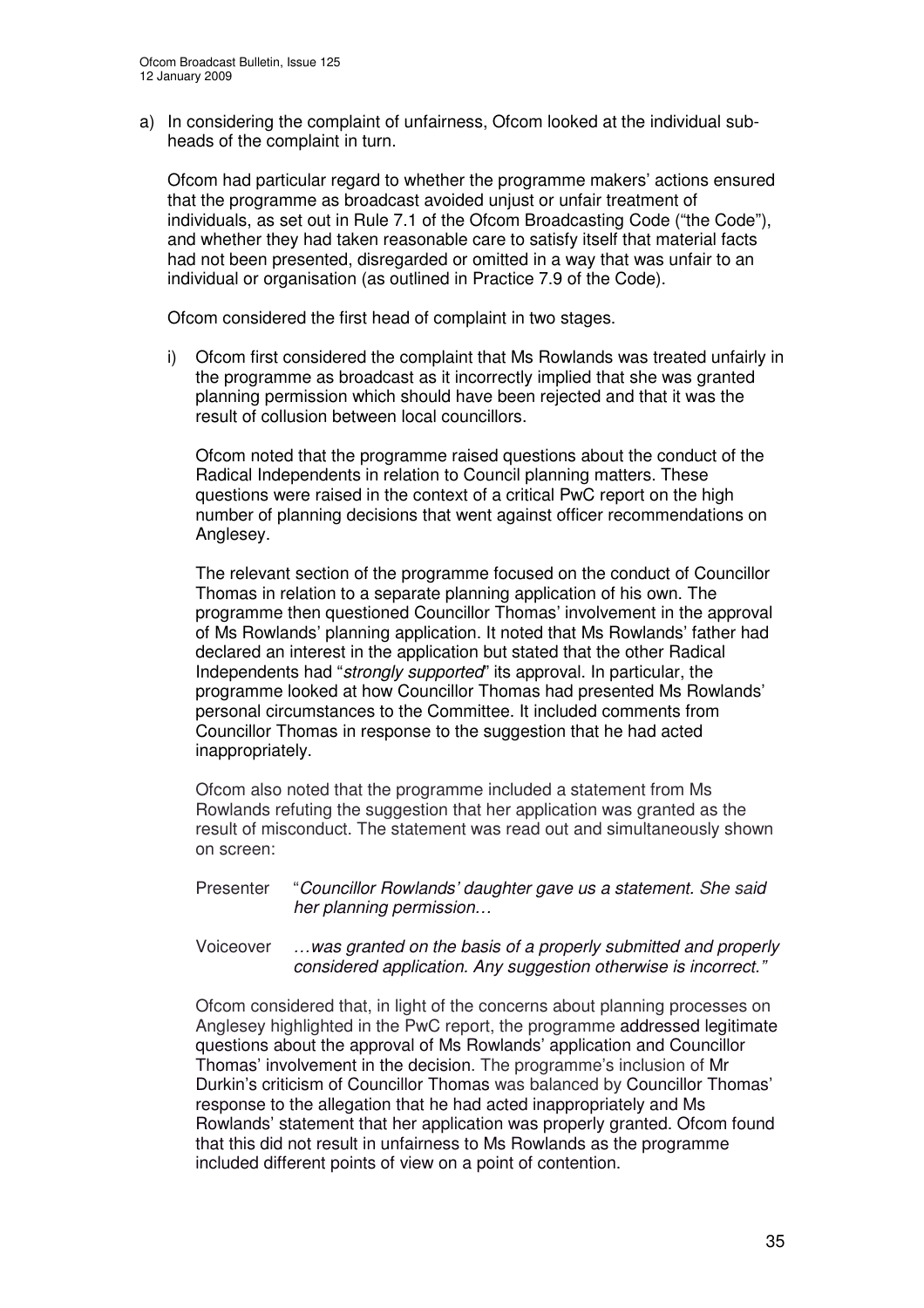a) In considering the complaint of unfairness, Ofcom looked at the individual sub-heads of the complaint in turn.

   Ofcom had particular regard to whether the programme makers' actions ensured that the programme as broadcast avoided unjust or unfair treatment of individuals, as set out in Rule 7.1 of the Ofcom Broadcasting Code ("the Code"), and whether they had taken reasonable care to satisfy itself that material facts had not been presented, disregarded or omitted in a way that was unfair to an individual or organisation (as outlined in Practice 7.9 of the Code).

   Ofcom considered the first head of complaint in two stages.

   i) Ofcom first considered the complaint that Ms Rowlands was treated unfairly in the programme as broadcast as it incorrectly implied that she was granted planning permission which should have been rejected and that it was the result of collusion between local councillors.

      Ofcom noted that the programme raised questions about the conduct of the Radical Independents in relation to Council planning matters. These questions were raised in the context of a critical PwC report on the high number of planning decisions that went against officer recommendations on Anglesey.

      The relevant section of the programme focused on the conduct of Councillor Thomas in relation to a separate planning application of his own. The programme then questioned Councillor Thomas' involvement in the approval of Ms Rowlands' planning application. It noted that Ms Rowlands' father had declared an interest in the application but stated that the other Radical Independents had "*strongly supported*" its approval. In particular, the programme looked at how Councillor Thomas had presented Ms Rowlands' personal circumstances to the Committee. It included comments from Councillor Thomas in response to the suggestion that he had acted inappropriately.

      Ofcom also noted that the programme included a statement from Ms Rowlands refuting the suggestion that her application was granted as the result of misconduct. The statement was read out and simultaneously shown on screen:

      Presenter "*Councillor Rowlands' daughter gave us a statement. She said her planning permission…*

      Voiceover *…was granted on the basis of a properly submitted and properly considered application. Any suggestion otherwise is incorrect."*

      Ofcom considered that, in light of the concerns about planning processes on Anglesey highlighted in the PwC report, the programme addressed legitimate questions about the approval of Ms Rowlands' application and Councillor Thomas' involvement in the decision. The programme's inclusion of Mr Durkin's criticism of Councillor Thomas was balanced by Councillor Thomas' response to the allegation that he had acted inappropriately and Ms Rowlands' statement that her application was properly granted. Ofcom found that this did not result in unfairness to Ms Rowlands as the programme included different points of view on a point of contention.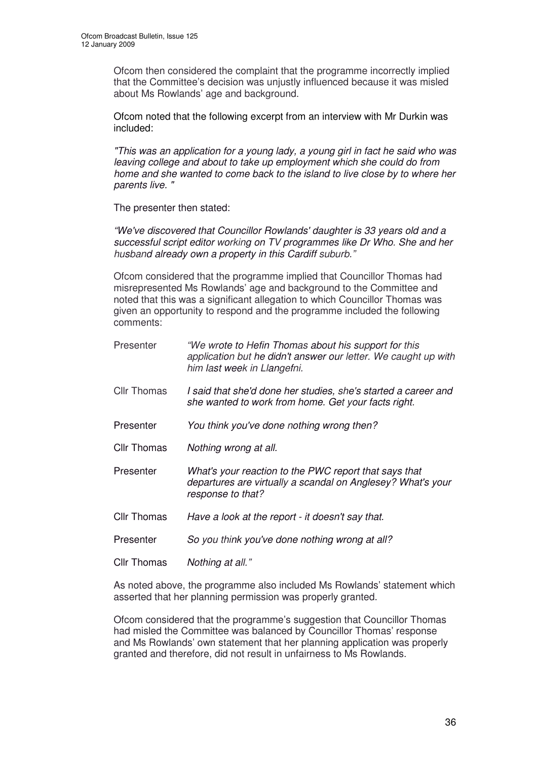Ofcom then considered the complaint that the programme incorrectly implied that the Committee's decision was unjustly influenced because it was misled about Ms Rowlands' age and background.

Ofcom noted that the following excerpt from an interview with Mr Durkin was included:

*"This was an application for a young lady, a young girl in fact he said who was leaving college and about to take up employment which she could do from home and she wanted to come back to the island to live close by to where her parents live. "*

The presenter then stated:

*"We've discovered that Councillor Rowlands' daughter is 33 years old and a successful script editor working on TV programmes like Dr Who. She and her husband already own a property in this Cardiff suburb."*

Ofcom considered that the programme implied that Councillor Thomas had misrepresented Ms Rowlands' age and background to the Committee and noted that this was a significant allegation to which Councillor Thomas was given an opportunity to respond and the programme included the following comments:

| | |
|---|---|
| Presenter | *"We wrote to Hefin Thomas about his support for this application but he didn't answer our letter. We caught up with him last week in Llangefni.* |
| Cllr Thomas | *I said that she'd done her studies, she's started a career and she wanted to work from home. Get your facts right.* |
| Presenter | *You think you've done nothing wrong then?* |
| Cllr Thomas | *Nothing wrong at all.* |
| Presenter | *What's your reaction to the PWC report that says that departures are virtually a scandal on Anglesey? What's your response to that?* |
| Cllr Thomas | *Have a look at the report - it doesn't say that.* |
| Presenter | *So you think you've done nothing wrong at all?* |
| Cllr Thomas | *Nothing at all."* |

As noted above, the programme also included Ms Rowlands' statement which asserted that her planning permission was properly granted.

Ofcom considered that the programme's suggestion that Councillor Thomas had misled the Committee was balanced by Councillor Thomas' response and Ms Rowlands' own statement that her planning application was properly granted and therefore, did not result in unfairness to Ms Rowlands.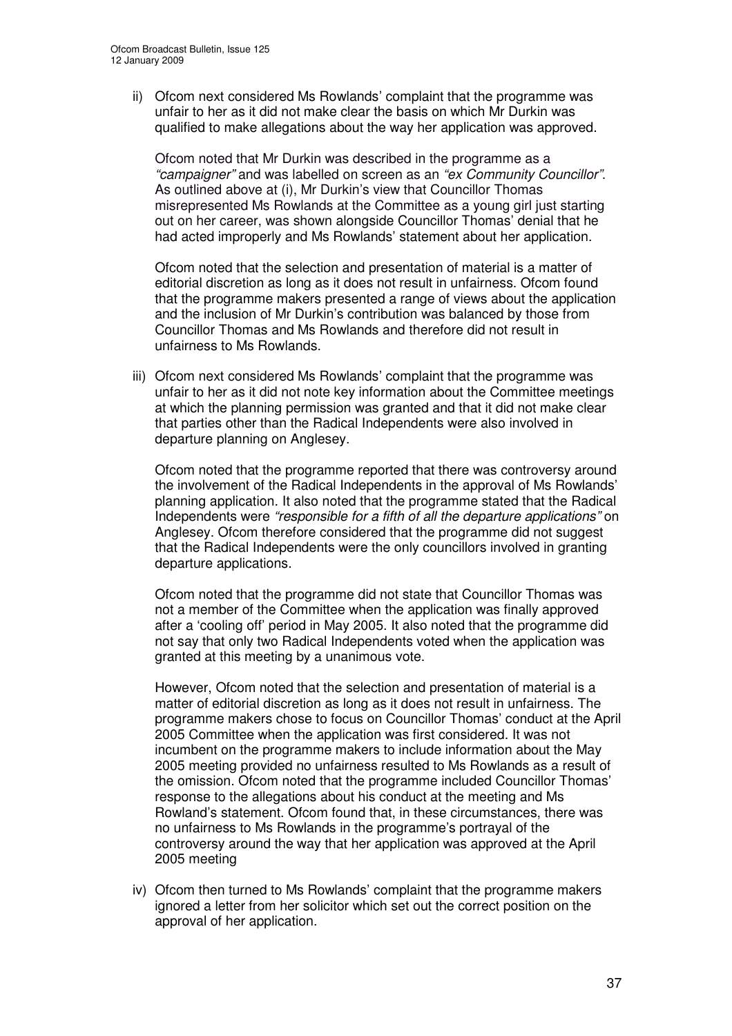ii) Ofcom next considered Ms Rowlands' complaint that the programme was unfair to her as it did not make clear the basis on which Mr Durkin was qualified to make allegations about the way her application was approved.

    Ofcom noted that Mr Durkin was described in the programme as a *"campaigner"* and was labelled on screen as an *"ex Community Councillor"*. As outlined above at (i), Mr Durkin's view that Councillor Thomas misrepresented Ms Rowlands at the Committee as a young girl just starting out on her career, was shown alongside Councillor Thomas' denial that he had acted improperly and Ms Rowlands' statement about her application.

    Ofcom noted that the selection and presentation of material is a matter of editorial discretion as long as it does not result in unfairness. Ofcom found that the programme makers presented a range of views about the application and the inclusion of Mr Durkin's contribution was balanced by those from Councillor Thomas and Ms Rowlands and therefore did not result in unfairness to Ms Rowlands.

iii) Ofcom next considered Ms Rowlands' complaint that the programme was unfair to her as it did not note key information about the Committee meetings at which the planning permission was granted and that it did not make clear that parties other than the Radical Independents were also involved in departure planning on Anglesey.

    Ofcom noted that the programme reported that there was controversy around the involvement of the Radical Independents in the approval of Ms Rowlands' planning application. It also noted that the programme stated that the Radical Independents were *"responsible for a fifth of all the departure applications"* on Anglesey. Ofcom therefore considered that the programme did not suggest that the Radical Independents were the only councillors involved in granting departure applications.

    Ofcom noted that the programme did not state that Councillor Thomas was not a member of the Committee when the application was finally approved after a 'cooling off' period in May 2005. It also noted that the programme did not say that only two Radical Independents voted when the application was granted at this meeting by a unanimous vote.

    However, Ofcom noted that the selection and presentation of material is a matter of editorial discretion as long as it does not result in unfairness. The programme makers chose to focus on Councillor Thomas' conduct at the April 2005 Committee when the application was first considered. It was not incumbent on the programme makers to include information about the May 2005 meeting provided no unfairness resulted to Ms Rowlands as a result of the omission. Ofcom noted that the programme included Councillor Thomas' response to the allegations about his conduct at the meeting and Ms Rowland's statement. Ofcom found that, in these circumstances, there was no unfairness to Ms Rowlands in the programme's portrayal of the controversy around the way that her application was approved at the April 2005 meeting

iv) Ofcom then turned to Ms Rowlands' complaint that the programme makers ignored a letter from her solicitor which set out the correct position on the approval of her application.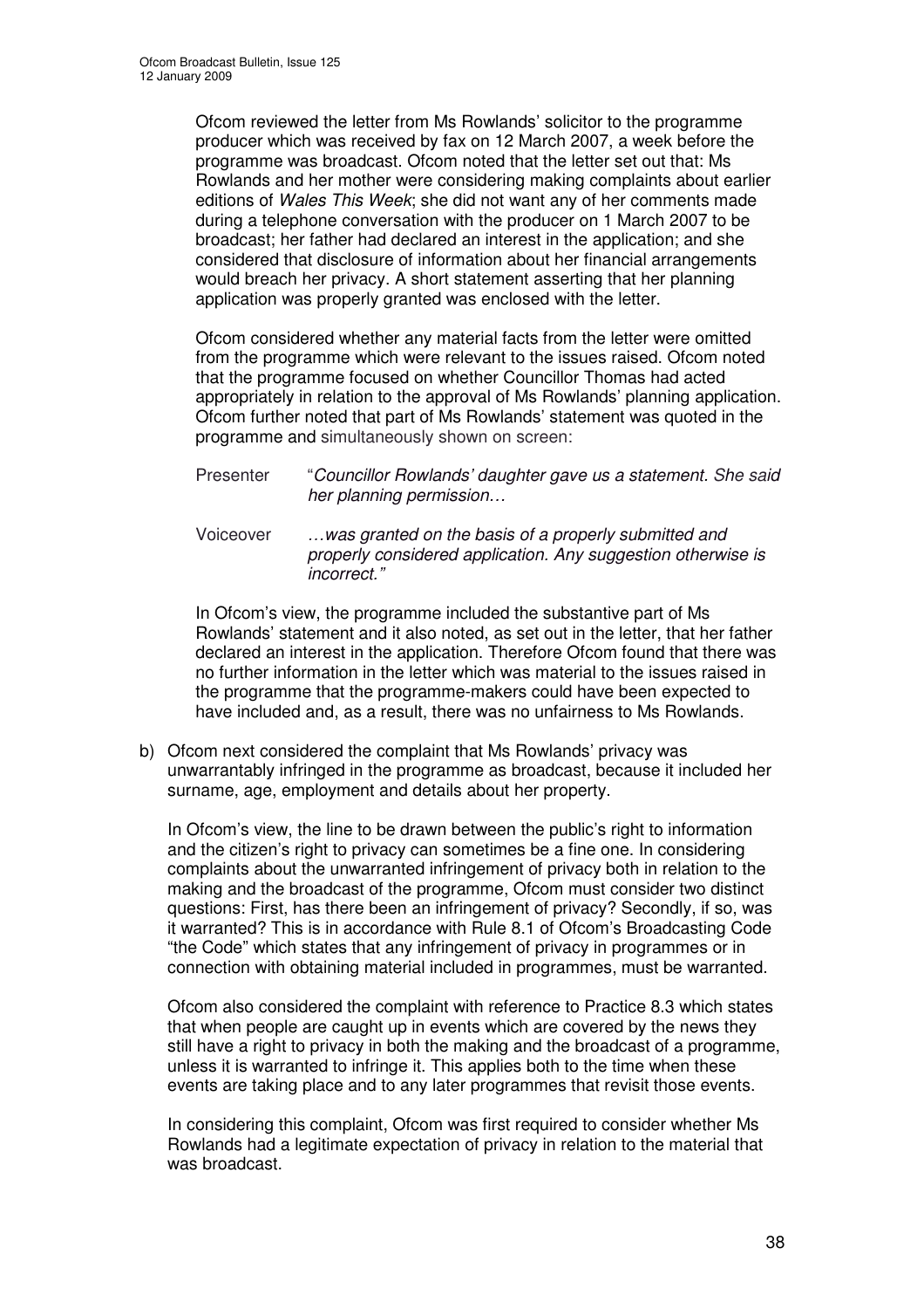Ofcom reviewed the letter from Ms Rowlands' solicitor to the programme producer which was received by fax on 12 March 2007, a week before the programme was broadcast. Ofcom noted that the letter set out that: Ms Rowlands and her mother were considering making complaints about earlier editions of *Wales This Week*; she did not want any of her comments made during a telephone conversation with the producer on 1 March 2007 to be broadcast; her father had declared an interest in the application; and she considered that disclosure of information about her financial arrangements would breach her privacy. A short statement asserting that her planning application was properly granted was enclosed with the letter.

Ofcom considered whether any material facts from the letter were omitted from the programme which were relevant to the issues raised. Ofcom noted that the programme focused on whether Councillor Thomas had acted appropriately in relation to the approval of Ms Rowlands' planning application. Ofcom further noted that part of Ms Rowlands' statement was quoted in the programme and simultaneously shown on screen:

Presenter "*Councillor Rowlands' daughter gave us a statement. She said her planning permission…*

Voiceover *…was granted on the basis of a properly submitted and properly considered application. Any suggestion otherwise is incorrect."*

In Ofcom's view, the programme included the substantive part of Ms Rowlands' statement and it also noted, as set out in the letter, that her father declared an interest in the application. Therefore Ofcom found that there was no further information in the letter which was material to the issues raised in the programme that the programme-makers could have been expected to have included and, as a result, there was no unfairness to Ms Rowlands.

b) Ofcom next considered the complaint that Ms Rowlands' privacy was unwarrantably infringed in the programme as broadcast, because it included her surname, age, employment and details about her property.

In Ofcom's view, the line to be drawn between the public's right to information and the citizen's right to privacy can sometimes be a fine one. In considering complaints about the unwarranted infringement of privacy both in relation to the making and the broadcast of the programme, Ofcom must consider two distinct questions: First, has there been an infringement of privacy? Secondly, if so, was it warranted? This is in accordance with Rule 8.1 of Ofcom's Broadcasting Code "the Code" which states that any infringement of privacy in programmes or in connection with obtaining material included in programmes, must be warranted.

Ofcom also considered the complaint with reference to Practice 8.3 which states that when people are caught up in events which are covered by the news they still have a right to privacy in both the making and the broadcast of a programme, unless it is warranted to infringe it. This applies both to the time when these events are taking place and to any later programmes that revisit those events.

In considering this complaint, Ofcom was first required to consider whether Ms Rowlands had a legitimate expectation of privacy in relation to the material that was broadcast.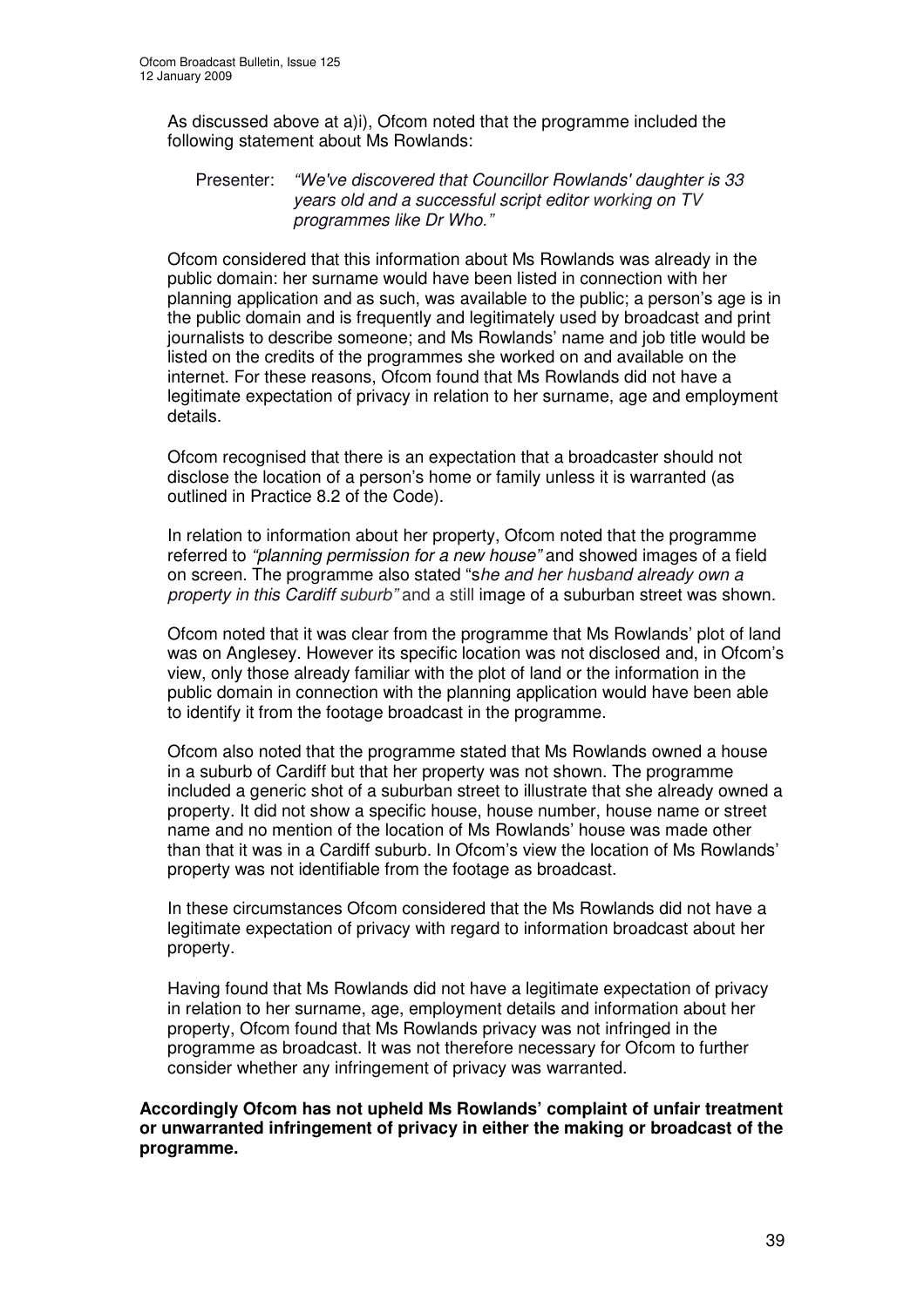As discussed above at a)i), Ofcom noted that the programme included the following statement about Ms Rowlands:

> Presenter: *"We've discovered that Councillor Rowlands' daughter is 33 years old and a successful script editor working on TV programmes like Dr Who."*

Ofcom considered that this information about Ms Rowlands was already in the public domain: her surname would have been listed in connection with her planning application and as such, was available to the public; a person's age is in the public domain and is frequently and legitimately used by broadcast and print journalists to describe someone; and Ms Rowlands' name and job title would be listed on the credits of the programmes she worked on and available on the internet. For these reasons, Ofcom found that Ms Rowlands did not have a legitimate expectation of privacy in relation to her surname, age and employment details.

Ofcom recognised that there is an expectation that a broadcaster should not disclose the location of a person's home or family unless it is warranted (as outlined in Practice 8.2 of the Code).

In relation to information about her property, Ofcom noted that the programme referred to *"planning permission for a new house"* and showed images of a field on screen. The programme also stated "s*he and her husband already own a property in this Cardiff suburb"* and a still image of a suburban street was shown.

Ofcom noted that it was clear from the programme that Ms Rowlands' plot of land was on Anglesey. However its specific location was not disclosed and, in Ofcom's view, only those already familiar with the plot of land or the information in the public domain in connection with the planning application would have been able to identify it from the footage broadcast in the programme.

Ofcom also noted that the programme stated that Ms Rowlands owned a house in a suburb of Cardiff but that her property was not shown. The programme included a generic shot of a suburban street to illustrate that she already owned a property. It did not show a specific house, house number, house name or street name and no mention of the location of Ms Rowlands' house was made other than that it was in a Cardiff suburb. In Ofcom's view the location of Ms Rowlands' property was not identifiable from the footage as broadcast.

In these circumstances Ofcom considered that the Ms Rowlands did not have a legitimate expectation of privacy with regard to information broadcast about her property.

Having found that Ms Rowlands did not have a legitimate expectation of privacy in relation to her surname, age, employment details and information about her property, Ofcom found that Ms Rowlands privacy was not infringed in the programme as broadcast. It was not therefore necessary for Ofcom to further consider whether any infringement of privacy was warranted.

**Accordingly Ofcom has not upheld Ms Rowlands' complaint of unfair treatment or unwarranted infringement of privacy in either the making or broadcast of the programme.**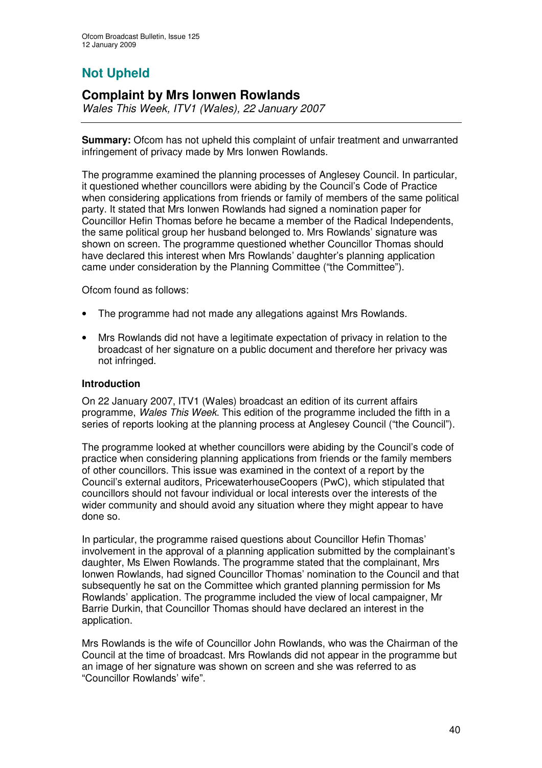## Not Upheld

# Complaint by Mrs Ionwen Rowlands

*Wales This Week, ITV1 (Wales), 22 January 2007*

**Summary:** Ofcom has not upheld this complaint of unfair treatment and unwarranted infringement of privacy made by Mrs Ionwen Rowlands.

The programme examined the planning processes of Anglesey Council. In particular, it questioned whether councillors were abiding by the Council's Code of Practice when considering applications from friends or family of members of the same political party. It stated that Mrs Ionwen Rowlands had signed a nomination paper for Councillor Hefin Thomas before he became a member of the Radical Independents, the same political group her husband belonged to. Mrs Rowlands' signature was shown on screen. The programme questioned whether Councillor Thomas should have declared this interest when Mrs Rowlands' daughter's planning application came under consideration by the Planning Committee ("the Committee").

Ofcom found as follows:

- The programme had not made any allegations against Mrs Rowlands.
- Mrs Rowlands did not have a legitimate expectation of privacy in relation to the broadcast of her signature on a public document and therefore her privacy was not infringed.

### Introduction

On 22 January 2007, ITV1 (Wales) broadcast an edition of its current affairs programme, *Wales This Week*. This edition of the programme included the fifth in a series of reports looking at the planning process at Anglesey Council ("the Council").

The programme looked at whether councillors were abiding by the Council's code of practice when considering planning applications from friends or the family members of other councillors. This issue was examined in the context of a report by the Council's external auditors, PricewaterhouseCoopers (PwC), which stipulated that councillors should not favour individual or local interests over the interests of the wider community and should avoid any situation where they might appear to have done so.

In particular, the programme raised questions about Councillor Hefin Thomas' involvement in the approval of a planning application submitted by the complainant's daughter, Ms Elwen Rowlands. The programme stated that the complainant, Mrs Ionwen Rowlands, had signed Councillor Thomas' nomination to the Council and that subsequently he sat on the Committee which granted planning permission for Ms Rowlands' application. The programme included the view of local campaigner, Mr Barrie Durkin, that Councillor Thomas should have declared an interest in the application.

Mrs Rowlands is the wife of Councillor John Rowlands, who was the Chairman of the Council at the time of broadcast. Mrs Rowlands did not appear in the programme but an image of her signature was shown on screen and she was referred to as "Councillor Rowlands' wife".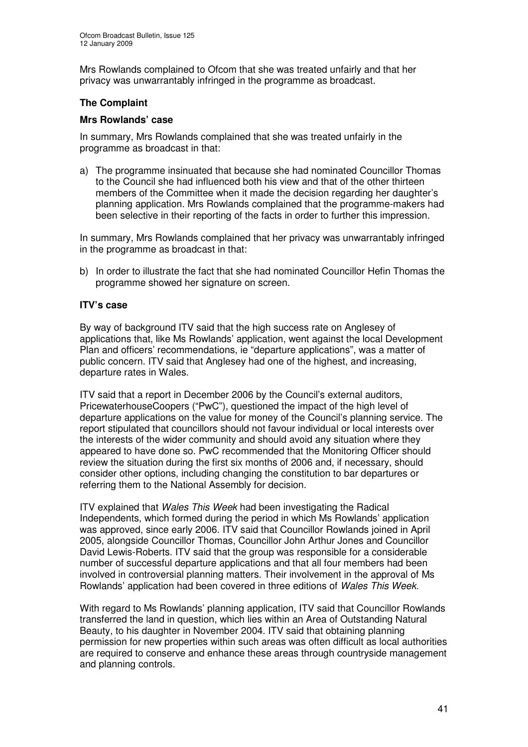Mrs Rowlands complained to Ofcom that she was treated unfairly and that her privacy was unwarrantably infringed in the programme as broadcast.

## The Complaint

### Mrs Rowlands' case

In summary, Mrs Rowlands complained that she was treated unfairly in the programme as broadcast in that:

a) The programme insinuated that because she had nominated Councillor Thomas to the Council she had influenced both his view and that of the other thirteen members of the Committee when it made the decision regarding her daughter's planning application. Mrs Rowlands complained that the programme-makers had been selective in their reporting of the facts in order to further this impression.

In summary, Mrs Rowlands complained that her privacy was unwarrantably infringed in the programme as broadcast in that:

b) In order to illustrate the fact that she had nominated Councillor Hefin Thomas the programme showed her signature on screen.

### ITV's case

By way of background ITV said that the high success rate on Anglesey of applications that, like Ms Rowlands' application, went against the local Development Plan and officers' recommendations, ie "departure applications", was a matter of public concern. ITV said that Anglesey had one of the highest, and increasing, departure rates in Wales.

ITV said that a report in December 2006 by the Council's external auditors, PricewaterhouseCoopers ("PwC"), questioned the impact of the high level of departure applications on the value for money of the Council's planning service. The report stipulated that councillors should not favour individual or local interests over the interests of the wider community and should avoid any situation where they appeared to have done so. PwC recommended that the Monitoring Officer should review the situation during the first six months of 2006 and, if necessary, should consider other options, including changing the constitution to bar departures or referring them to the National Assembly for decision.

ITV explained that *Wales This Week* had been investigating the Radical Independents, which formed during the period in which Ms Rowlands' application was approved, since early 2006. ITV said that Councillor Rowlands joined in April 2005, alongside Councillor Thomas, Councillor John Arthur Jones and Councillor David Lewis-Roberts. ITV said that the group was responsible for a considerable number of successful departure applications and that all four members had been involved in controversial planning matters. Their involvement in the approval of Ms Rowlands' application had been covered in three editions of *Wales This Week*.

With regard to Ms Rowlands' planning application, ITV said that Councillor Rowlands transferred the land in question, which lies within an Area of Outstanding Natural Beauty, to his daughter in November 2004. ITV said that obtaining planning permission for new properties within such areas was often difficult as local authorities are required to conserve and enhance these areas through countryside management and planning controls.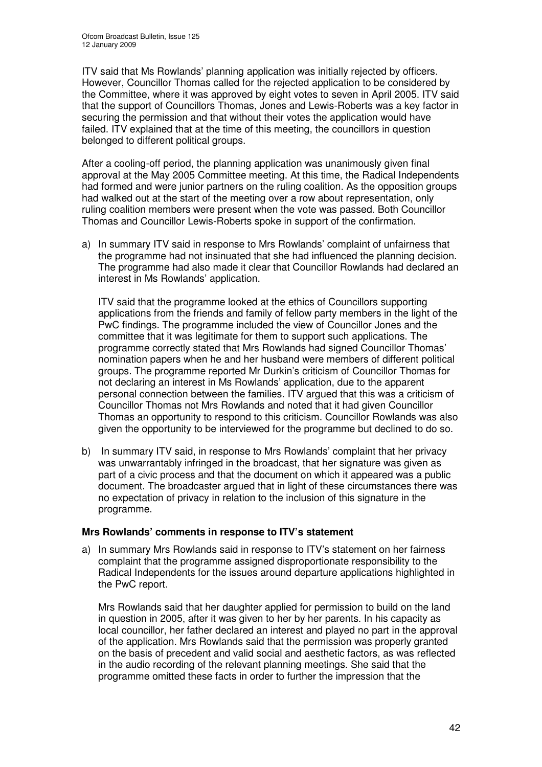ITV said that Ms Rowlands' planning application was initially rejected by officers. However, Councillor Thomas called for the rejected application to be considered by the Committee, where it was approved by eight votes to seven in April 2005. ITV said that the support of Councillors Thomas, Jones and Lewis-Roberts was a key factor in securing the permission and that without their votes the application would have failed. ITV explained that at the time of this meeting, the councillors in question belonged to different political groups.

After a cooling-off period, the planning application was unanimously given final approval at the May 2005 Committee meeting. At this time, the Radical Independents had formed and were junior partners on the ruling coalition. As the opposition groups had walked out at the start of the meeting over a row about representation, only ruling coalition members were present when the vote was passed. Both Councillor Thomas and Councillor Lewis-Roberts spoke in support of the confirmation.

a) In summary ITV said in response to Mrs Rowlands' complaint of unfairness that the programme had not insinuated that she had influenced the planning decision. The programme had also made it clear that Councillor Rowlands had declared an interest in Ms Rowlands' application.

   ITV said that the programme looked at the ethics of Councillors supporting applications from the friends and family of fellow party members in the light of the PwC findings. The programme included the view of Councillor Jones and the committee that it was legitimate for them to support such applications. The programme correctly stated that Mrs Rowlands had signed Councillor Thomas' nomination papers when he and her husband were members of different political groups. The programme reported Mr Durkin's criticism of Councillor Thomas for not declaring an interest in Ms Rowlands' application, due to the apparent personal connection between the families. ITV argued that this was a criticism of Councillor Thomas not Mrs Rowlands and noted that it had given Councillor Thomas an opportunity to respond to this criticism. Councillor Rowlands was also given the opportunity to be interviewed for the programme but declined to do so.

b) In summary ITV said, in response to Mrs Rowlands' complaint that her privacy was unwarrantably infringed in the broadcast, that her signature was given as part of a civic process and that the document on which it appeared was a public document. The broadcaster argued that in light of these circumstances there was no expectation of privacy in relation to the inclusion of this signature in the programme.

**Mrs Rowlands' comments in response to ITV's statement**

a) In summary Mrs Rowlands said in response to ITV's statement on her fairness complaint that the programme assigned disproportionate responsibility to the Radical Independents for the issues around departure applications highlighted in the PwC report.

   Mrs Rowlands said that her daughter applied for permission to build on the land in question in 2005, after it was given to her by her parents. In his capacity as local councillor, her father declared an interest and played no part in the approval of the application. Mrs Rowlands said that the permission was properly granted on the basis of precedent and valid social and aesthetic factors, as was reflected in the audio recording of the relevant planning meetings. She said that the programme omitted these facts in order to further the impression that the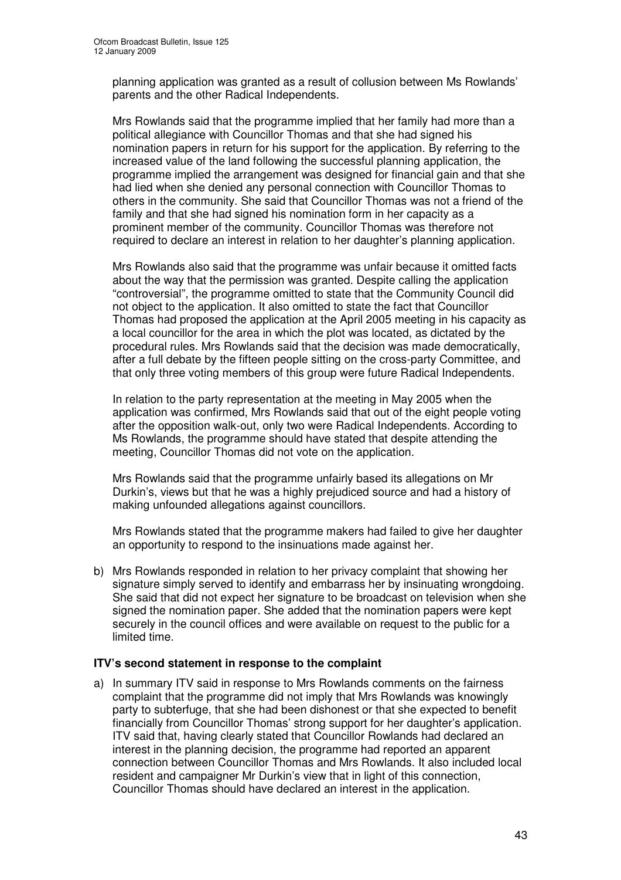planning application was granted as a result of collusion between Ms Rowlands' parents and the other Radical Independents.

Mrs Rowlands said that the programme implied that her family had more than a political allegiance with Councillor Thomas and that she had signed his nomination papers in return for his support for the application. By referring to the increased value of the land following the successful planning application, the programme implied the arrangement was designed for financial gain and that she had lied when she denied any personal connection with Councillor Thomas to others in the community. She said that Councillor Thomas was not a friend of the family and that she had signed his nomination form in her capacity as a prominent member of the community. Councillor Thomas was therefore not required to declare an interest in relation to her daughter's planning application.

Mrs Rowlands also said that the programme was unfair because it omitted facts about the way that the permission was granted. Despite calling the application "controversial", the programme omitted to state that the Community Council did not object to the application. It also omitted to state the fact that Councillor Thomas had proposed the application at the April 2005 meeting in his capacity as a local councillor for the area in which the plot was located, as dictated by the procedural rules. Mrs Rowlands said that the decision was made democratically, after a full debate by the fifteen people sitting on the cross-party Committee, and that only three voting members of this group were future Radical Independents.

In relation to the party representation at the meeting in May 2005 when the application was confirmed, Mrs Rowlands said that out of the eight people voting after the opposition walk-out, only two were Radical Independents. According to Ms Rowlands, the programme should have stated that despite attending the meeting, Councillor Thomas did not vote on the application.

Mrs Rowlands said that the programme unfairly based its allegations on Mr Durkin's, views but that he was a highly prejudiced source and had a history of making unfounded allegations against councillors.

Mrs Rowlands stated that the programme makers had failed to give her daughter an opportunity to respond to the insinuations made against her.

b) Mrs Rowlands responded in relation to her privacy complaint that showing her signature simply served to identify and embarrass her by insinuating wrongdoing. She said that did not expect her signature to be broadcast on television when she signed the nomination paper. She added that the nomination papers were kept securely in the council offices and were available on request to the public for a limited time.

**ITV's second statement in response to the complaint**

a) In summary ITV said in response to Mrs Rowlands comments on the fairness complaint that the programme did not imply that Mrs Rowlands was knowingly party to subterfuge, that she had been dishonest or that she expected to benefit financially from Councillor Thomas' strong support for her daughter's application. ITV said that, having clearly stated that Councillor Rowlands had declared an interest in the planning decision, the programme had reported an apparent connection between Councillor Thomas and Mrs Rowlands. It also included local resident and campaigner Mr Durkin's view that in light of this connection, Councillor Thomas should have declared an interest in the application.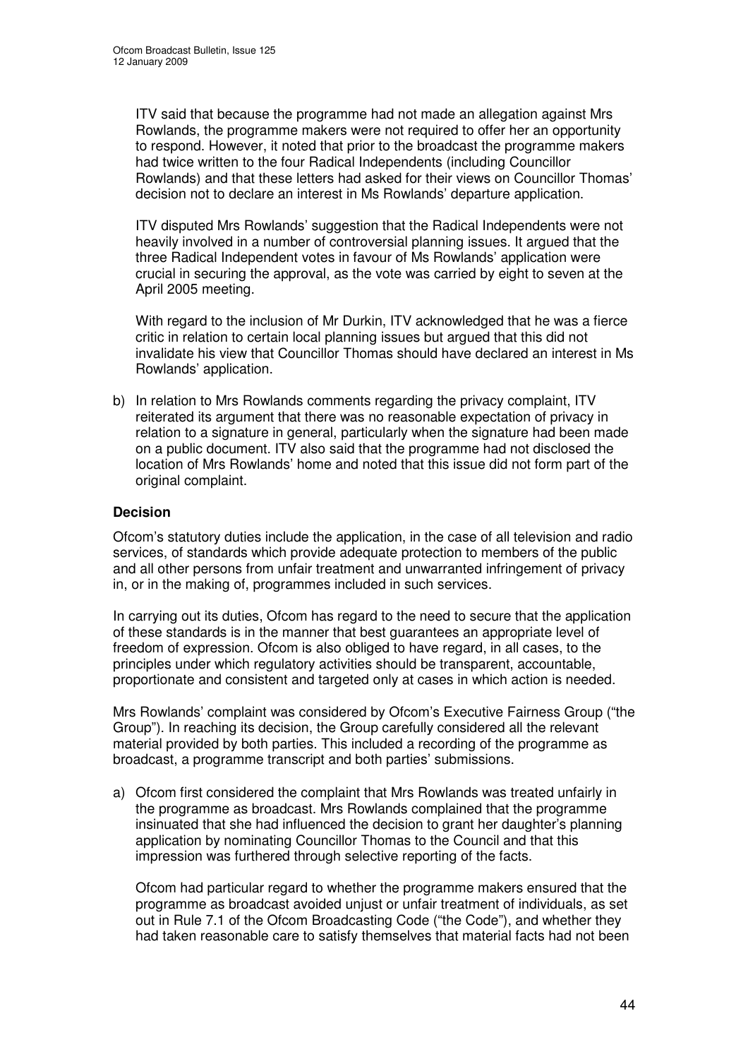ITV said that because the programme had not made an allegation against Mrs Rowlands, the programme makers were not required to offer her an opportunity to respond. However, it noted that prior to the broadcast the programme makers had twice written to the four Radical Independents (including Councillor Rowlands) and that these letters had asked for their views on Councillor Thomas' decision not to declare an interest in Ms Rowlands' departure application.

ITV disputed Mrs Rowlands' suggestion that the Radical Independents were not heavily involved in a number of controversial planning issues. It argued that the three Radical Independent votes in favour of Ms Rowlands' application were crucial in securing the approval, as the vote was carried by eight to seven at the April 2005 meeting.

With regard to the inclusion of Mr Durkin, ITV acknowledged that he was a fierce critic in relation to certain local planning issues but argued that this did not invalidate his view that Councillor Thomas should have declared an interest in Ms Rowlands' application.

b) In relation to Mrs Rowlands comments regarding the privacy complaint, ITV reiterated its argument that there was no reasonable expectation of privacy in relation to a signature in general, particularly when the signature had been made on a public document. ITV also said that the programme had not disclosed the location of Mrs Rowlands' home and noted that this issue did not form part of the original complaint.

## Decision

Ofcom's statutory duties include the application, in the case of all television and radio services, of standards which provide adequate protection to members of the public and all other persons from unfair treatment and unwarranted infringement of privacy in, or in the making of, programmes included in such services.

In carrying out its duties, Ofcom has regard to the need to secure that the application of these standards is in the manner that best guarantees an appropriate level of freedom of expression. Ofcom is also obliged to have regard, in all cases, to the principles under which regulatory activities should be transparent, accountable, proportionate and consistent and targeted only at cases in which action is needed.

Mrs Rowlands' complaint was considered by Ofcom's Executive Fairness Group ("the Group"). In reaching its decision, the Group carefully considered all the relevant material provided by both parties. This included a recording of the programme as broadcast, a programme transcript and both parties' submissions.

a) Ofcom first considered the complaint that Mrs Rowlands was treated unfairly in the programme as broadcast. Mrs Rowlands complained that the programme insinuated that she had influenced the decision to grant her daughter's planning application by nominating Councillor Thomas to the Council and that this impression was furthered through selective reporting of the facts.

   Ofcom had particular regard to whether the programme makers ensured that the programme as broadcast avoided unjust or unfair treatment of individuals, as set out in Rule 7.1 of the Ofcom Broadcasting Code ("the Code"), and whether they had taken reasonable care to satisfy themselves that material facts had not been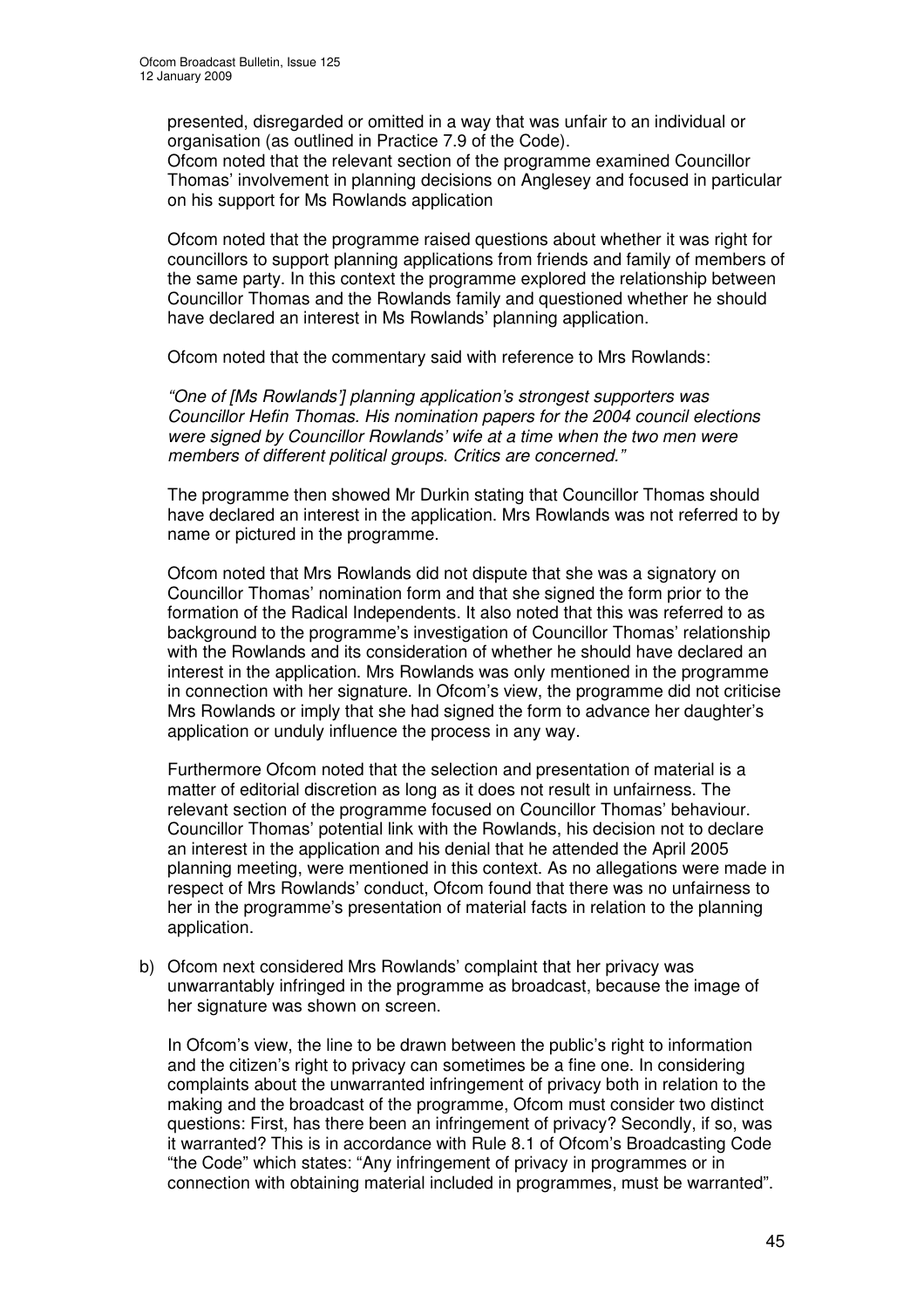presented, disregarded or omitted in a way that was unfair to an individual or organisation (as outlined in Practice 7.9 of the Code).
Ofcom noted that the relevant section of the programme examined Councillor Thomas' involvement in planning decisions on Anglesey and focused in particular on his support for Ms Rowlands application

Ofcom noted that the programme raised questions about whether it was right for councillors to support planning applications from friends and family of members of the same party. In this context the programme explored the relationship between Councillor Thomas and the Rowlands family and questioned whether he should have declared an interest in Ms Rowlands' planning application.

Ofcom noted that the commentary said with reference to Mrs Rowlands:

*"One of [Ms Rowlands'] planning application's strongest supporters was Councillor Hefin Thomas. His nomination papers for the 2004 council elections were signed by Councillor Rowlands' wife at a time when the two men were members of different political groups. Critics are concerned."*

The programme then showed Mr Durkin stating that Councillor Thomas should have declared an interest in the application. Mrs Rowlands was not referred to by name or pictured in the programme.

Ofcom noted that Mrs Rowlands did not dispute that she was a signatory on Councillor Thomas' nomination form and that she signed the form prior to the formation of the Radical Independents. It also noted that this was referred to as background to the programme's investigation of Councillor Thomas' relationship with the Rowlands and its consideration of whether he should have declared an interest in the application. Mrs Rowlands was only mentioned in the programme in connection with her signature. In Ofcom's view, the programme did not criticise Mrs Rowlands or imply that she had signed the form to advance her daughter's application or unduly influence the process in any way.

Furthermore Ofcom noted that the selection and presentation of material is a matter of editorial discretion as long as it does not result in unfairness. The relevant section of the programme focused on Councillor Thomas' behaviour. Councillor Thomas' potential link with the Rowlands, his decision not to declare an interest in the application and his denial that he attended the April 2005 planning meeting, were mentioned in this context. As no allegations were made in respect of Mrs Rowlands' conduct, Ofcom found that there was no unfairness to her in the programme's presentation of material facts in relation to the planning application.

b) Ofcom next considered Mrs Rowlands' complaint that her privacy was unwarrantably infringed in the programme as broadcast, because the image of her signature was shown on screen.

In Ofcom's view, the line to be drawn between the public's right to information and the citizen's right to privacy can sometimes be a fine one. In considering complaints about the unwarranted infringement of privacy both in relation to the making and the broadcast of the programme, Ofcom must consider two distinct questions: First, has there been an infringement of privacy? Secondly, if so, was it warranted? This is in accordance with Rule 8.1 of Ofcom's Broadcasting Code "the Code" which states: "Any infringement of privacy in programmes or in connection with obtaining material included in programmes, must be warranted".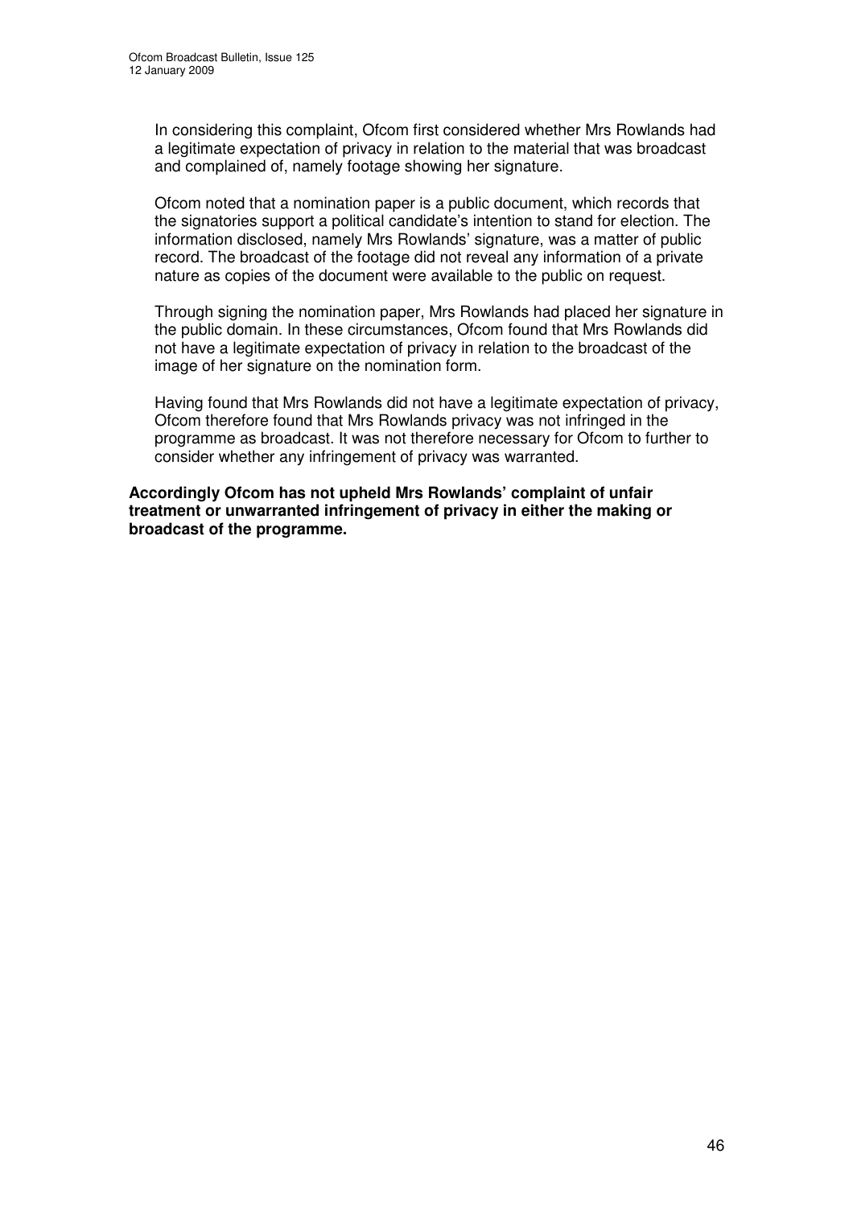In considering this complaint, Ofcom first considered whether Mrs Rowlands had a legitimate expectation of privacy in relation to the material that was broadcast and complained of, namely footage showing her signature.

Ofcom noted that a nomination paper is a public document, which records that the signatories support a political candidate's intention to stand for election. The information disclosed, namely Mrs Rowlands' signature, was a matter of public record. The broadcast of the footage did not reveal any information of a private nature as copies of the document were available to the public on request.

Through signing the nomination paper, Mrs Rowlands had placed her signature in the public domain. In these circumstances, Ofcom found that Mrs Rowlands did not have a legitimate expectation of privacy in relation to the broadcast of the image of her signature on the nomination form.

Having found that Mrs Rowlands did not have a legitimate expectation of privacy, Ofcom therefore found that Mrs Rowlands privacy was not infringed in the programme as broadcast. It was not therefore necessary for Ofcom to further to consider whether any infringement of privacy was warranted.

**Accordingly Ofcom has not upheld Mrs Rowlands' complaint of unfair treatment or unwarranted infringement of privacy in either the making or broadcast of the programme.**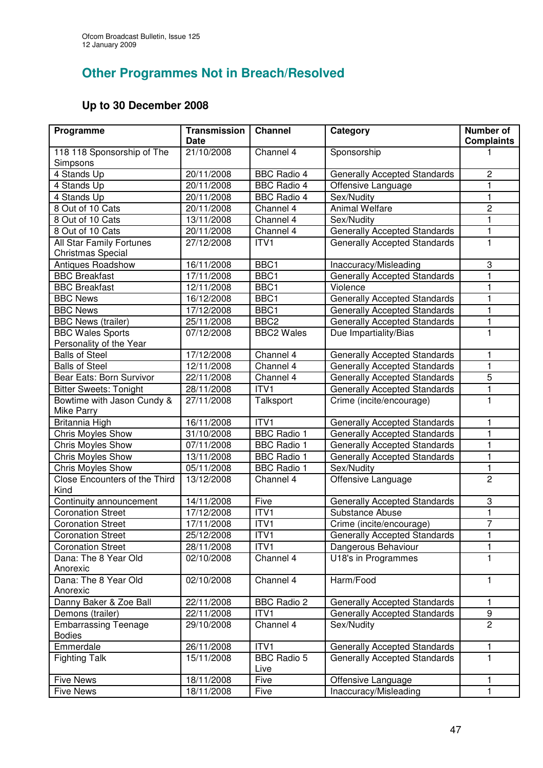## Other Programmes Not in Breach/Resolved

### Up to 30 December 2008

| Programme | Transmission Date | Channel | Category | Number of Complaints |
|---|---|---|---|---|
| 118 118 Sponsorship of The Simpsons | 21/10/2008 | Channel 4 | Sponsorship | 1 |
| 4 Stands Up | 20/11/2008 | BBC Radio 4 | Generally Accepted Standards | 2 |
| 4 Stands Up | 20/11/2008 | BBC Radio 4 | Offensive Language | 1 |
| 4 Stands Up | 20/11/2008 | BBC Radio 4 | Sex/Nudity | 1 |
| 8 Out of 10 Cats | 20/11/2008 | Channel 4 | Animal Welfare | 2 |
| 8 Out of 10 Cats | 13/11/2008 | Channel 4 | Sex/Nudity | 1 |
| 8 Out of 10 Cats | 20/11/2008 | Channel 4 | Generally Accepted Standards | 1 |
| All Star Family Fortunes Christmas Special | 27/12/2008 | ITV1 | Generally Accepted Standards | 1 |
| Antiques Roadshow | 16/11/2008 | BBC1 | Inaccuracy/Misleading | 3 |
| BBC Breakfast | 17/11/2008 | BBC1 | Generally Accepted Standards | 1 |
| BBC Breakfast | 12/11/2008 | BBC1 | Violence | 1 |
| BBC News | 16/12/2008 | BBC1 | Generally Accepted Standards | 1 |
| BBC News | 17/12/2008 | BBC1 | Generally Accepted Standards | 1 |
| BBC News (trailer) | 25/11/2008 | BBC2 | Generally Accepted Standards | 1 |
| BBC Wales Sports Personality of the Year | 07/12/2008 | BBC2 Wales | Due Impartiality/Bias | 1 |
| Balls of Steel | 17/12/2008 | Channel 4 | Generally Accepted Standards | 1 |
| Balls of Steel | 12/11/2008 | Channel 4 | Generally Accepted Standards | 1 |
| Bear Eats: Born Survivor | 22/11/2008 | Channel 4 | Generally Accepted Standards | 5 |
| Bitter Sweets: Tonight | 28/11/2008 | ITV1 | Generally Accepted Standards | 1 |
| Bowtime with Jason Cundy & Mike Parry | 27/11/2008 | Talksport | Crime (incite/encourage) | 1 |
| Britannia High | 16/11/2008 | ITV1 | Generally Accepted Standards | 1 |
| Chris Moyles Show | 31/10/2008 | BBC Radio 1 | Generally Accepted Standards | 1 |
| Chris Moyles Show | 07/11/2008 | BBC Radio 1 | Generally Accepted Standards | 1 |
| Chris Moyles Show | 13/11/2008 | BBC Radio 1 | Generally Accepted Standards | 1 |
| Chris Moyles Show | 05/11/2008 | BBC Radio 1 | Sex/Nudity | 1 |
| Close Encounters of the Third Kind | 13/12/2008 | Channel 4 | Offensive Language | 2 |
| Continuity announcement | 14/11/2008 | Five | Generally Accepted Standards | 3 |
| Coronation Street | 17/12/2008 | ITV1 | Substance Abuse | 1 |
| Coronation Street | 17/11/2008 | ITV1 | Crime (incite/encourage) | 7 |
| Coronation Street | 25/12/2008 | ITV1 | Generally Accepted Standards | 1 |
| Coronation Street | 28/11/2008 | ITV1 | Dangerous Behaviour | 1 |
| Dana: The 8 Year Old Anorexic | 02/10/2008 | Channel 4 | U18's in Programmes | 1 |
| Dana: The 8 Year Old Anorexic | 02/10/2008 | Channel 4 | Harm/Food | 1 |
| Danny Baker & Zoe Ball | 22/11/2008 | BBC Radio 2 | Generally Accepted Standards | 1 |
| Demons (trailer) | 22/11/2008 | ITV1 | Generally Accepted Standards | 9 |
| Embarrassing Teenage Bodies | 29/10/2008 | Channel 4 | Sex/Nudity | 2 |
| Emmerdale | 26/11/2008 | ITV1 | Generally Accepted Standards | 1 |
| Fighting Talk | 15/11/2008 | BBC Radio 5 Live | Generally Accepted Standards | 1 |
| Five News | 18/11/2008 | Five | Offensive Language | 1 |
| Five News | 18/11/2008 | Five | Inaccuracy/Misleading | 1 |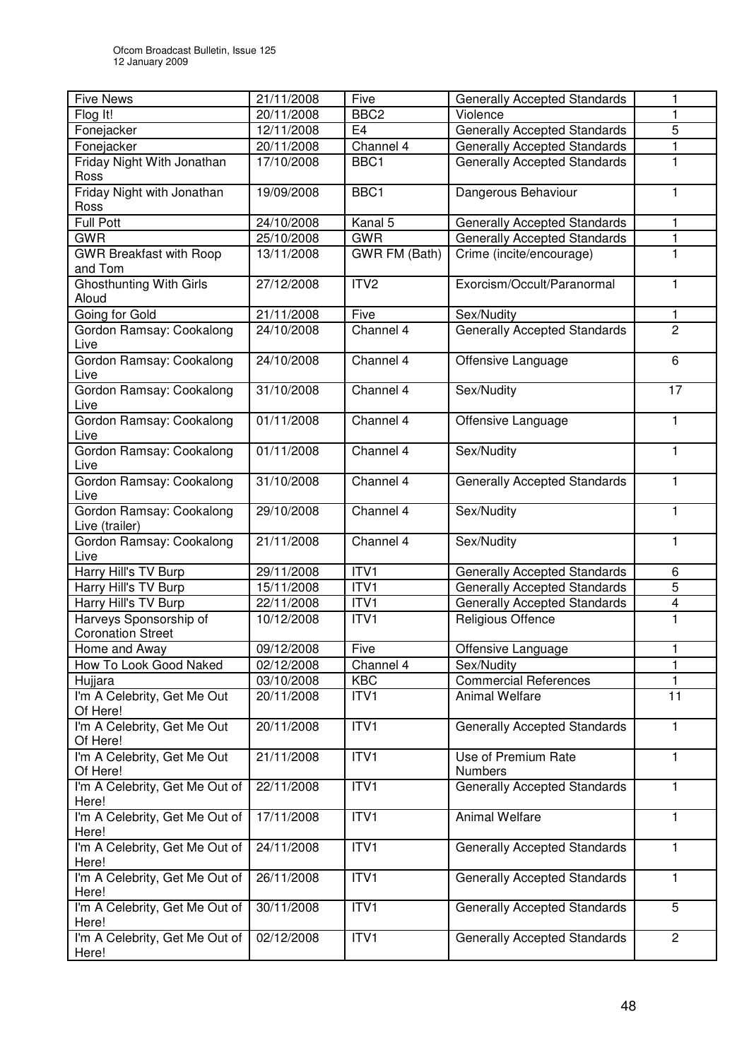| Five News | 21/11/2008 | Five | Generally Accepted Standards | 1 |
|---|---|---|---|---|
| Flog It! | 20/11/2008 | BBC2 | Violence | 1 |
| Fonejacker | 12/11/2008 | E4 | Generally Accepted Standards | 5 |
| Fonejacker | 20/11/2008 | Channel 4 | Generally Accepted Standards | 1 |
| Friday Night With Jonathan Ross | 17/10/2008 | BBC1 | Generally Accepted Standards | 1 |
| Friday Night with Jonathan Ross | 19/09/2008 | BBC1 | Dangerous Behaviour | 1 |
| Full Pott | 24/10/2008 | Kanal 5 | Generally Accepted Standards | 1 |
| GWR | 25/10/2008 | GWR | Generally Accepted Standards | 1 |
| GWR Breakfast with Roop and Tom | 13/11/2008 | GWR FM (Bath) | Crime (incite/encourage) | 1 |
| Ghosthunting With Girls Aloud | 27/12/2008 | ITV2 | Exorcism/Occult/Paranormal | 1 |
| Going for Gold | 21/11/2008 | Five | Sex/Nudity | 1 |
| Gordon Ramsay: Cookalong Live | 24/10/2008 | Channel 4 | Generally Accepted Standards | 2 |
| Gordon Ramsay: Cookalong Live | 24/10/2008 | Channel 4 | Offensive Language | 6 |
| Gordon Ramsay: Cookalong Live | 31/10/2008 | Channel 4 | Sex/Nudity | 17 |
| Gordon Ramsay: Cookalong Live | 01/11/2008 | Channel 4 | Offensive Language | 1 |
| Gordon Ramsay: Cookalong Live | 01/11/2008 | Channel 4 | Sex/Nudity | 1 |
| Gordon Ramsay: Cookalong Live | 31/10/2008 | Channel 4 | Generally Accepted Standards | 1 |
| Gordon Ramsay: Cookalong Live (trailer) | 29/10/2008 | Channel 4 | Sex/Nudity | 1 |
| Gordon Ramsay: Cookalong Live | 21/11/2008 | Channel 4 | Sex/Nudity | 1 |
| Harry Hill's TV Burp | 29/11/2008 | ITV1 | Generally Accepted Standards | 6 |
| Harry Hill's TV Burp | 15/11/2008 | ITV1 | Generally Accepted Standards | 5 |
| Harry Hill's TV Burp | 22/11/2008 | ITV1 | Generally Accepted Standards | 4 |
| Harveys Sponsorship of Coronation Street | 10/12/2008 | ITV1 | Religious Offence | 1 |
| Home and Away | 09/12/2008 | Five | Offensive Language | 1 |
| How To Look Good Naked | 02/12/2008 | Channel 4 | Sex/Nudity | 1 |
| Hujjara | 03/10/2008 | KBC | Commercial References | 1 |
| I'm A Celebrity, Get Me Out Of Here! | 20/11/2008 | ITV1 | Animal Welfare | 11 |
| I'm A Celebrity, Get Me Out Of Here! | 20/11/2008 | ITV1 | Generally Accepted Standards | 1 |
| I'm A Celebrity, Get Me Out Of Here! | 21/11/2008 | ITV1 | Use of Premium Rate Numbers | 1 |
| I'm A Celebrity, Get Me Out of Here! | 22/11/2008 | ITV1 | Generally Accepted Standards | 1 |
| I'm A Celebrity, Get Me Out of Here! | 17/11/2008 | ITV1 | Animal Welfare | 1 |
| I'm A Celebrity, Get Me Out of Here! | 24/11/2008 | ITV1 | Generally Accepted Standards | 1 |
| I'm A Celebrity, Get Me Out of Here! | 26/11/2008 | ITV1 | Generally Accepted Standards | 1 |
| I'm A Celebrity, Get Me Out of Here! | 30/11/2008 | ITV1 | Generally Accepted Standards | 5 |
| I'm A Celebrity, Get Me Out of Here! | 02/12/2008 | ITV1 | Generally Accepted Standards | 2 |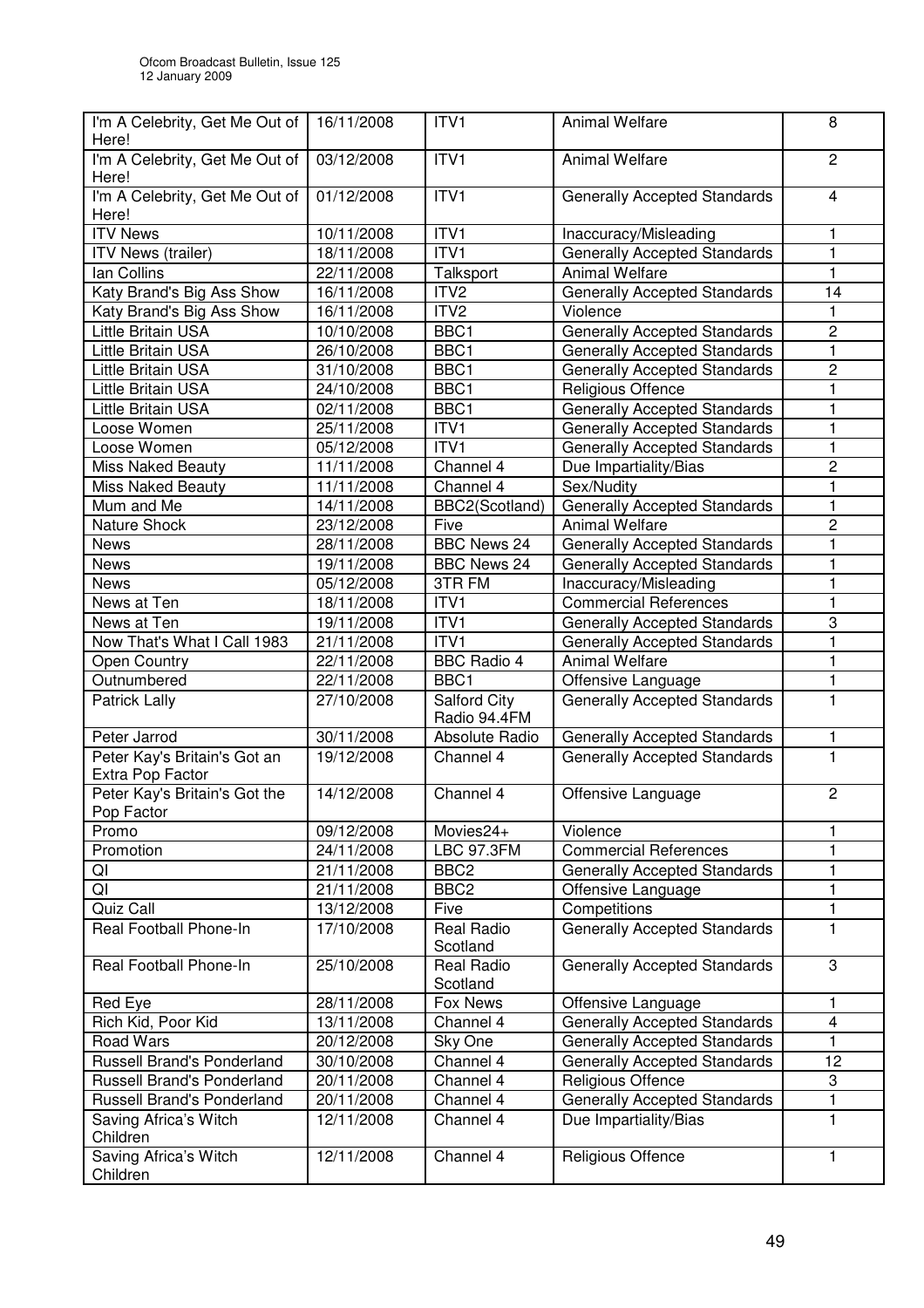| I'm A Celebrity, Get Me Out of Here! | 16/11/2008 | ITV1 | Animal Welfare | 8 |
|---|---|---|---|---|
| I'm A Celebrity, Get Me Out of Here! | 03/12/2008 | ITV1 | Animal Welfare | 2 |
| I'm A Celebrity, Get Me Out of Here! | 01/12/2008 | ITV1 | Generally Accepted Standards | 4 |
| ITV News | 10/11/2008 | ITV1 | Inaccuracy/Misleading | 1 |
| ITV News (trailer) | 18/11/2008 | ITV1 | Generally Accepted Standards | 1 |
| Ian Collins | 22/11/2008 | Talksport | Animal Welfare | 1 |
| Katy Brand's Big Ass Show | 16/11/2008 | ITV2 | Generally Accepted Standards | 14 |
| Katy Brand's Big Ass Show | 16/11/2008 | ITV2 | Violence | 1 |
| Little Britain USA | 10/10/2008 | BBC1 | Generally Accepted Standards | 2 |
| Little Britain USA | 26/10/2008 | BBC1 | Generally Accepted Standards | 1 |
| Little Britain USA | 31/10/2008 | BBC1 | Generally Accepted Standards | 2 |
| Little Britain USA | 24/10/2008 | BBC1 | Religious Offence | 1 |
| Little Britain USA | 02/11/2008 | BBC1 | Generally Accepted Standards | 1 |
| Loose Women | 25/11/2008 | ITV1 | Generally Accepted Standards | 1 |
| Loose Women | 05/12/2008 | ITV1 | Generally Accepted Standards | 1 |
| Miss Naked Beauty | 11/11/2008 | Channel 4 | Due Impartiality/Bias | 2 |
| Miss Naked Beauty | 11/11/2008 | Channel 4 | Sex/Nudity | 1 |
| Mum and Me | 14/11/2008 | BBC2(Scotland) | Generally Accepted Standards | 1 |
| Nature Shock | 23/12/2008 | Five | Animal Welfare | 2 |
| News | 28/11/2008 | BBC News 24 | Generally Accepted Standards | 1 |
| News | 19/11/2008 | BBC News 24 | Generally Accepted Standards | 1 |
| News | 05/12/2008 | 3TR FM | Inaccuracy/Misleading | 1 |
| News at Ten | 18/11/2008 | ITV1 | Commercial References | 1 |
| News at Ten | 19/11/2008 | ITV1 | Generally Accepted Standards | 3 |
| Now That's What I Call 1983 | 21/11/2008 | ITV1 | Generally Accepted Standards | 1 |
| Open Country | 22/11/2008 | BBC Radio 4 | Animal Welfare | 1 |
| Outnumbered | 22/11/2008 | BBC1 | Offensive Language | 1 |
| Patrick Lally | 27/10/2008 | Salford City Radio 94.4FM | Generally Accepted Standards | 1 |
| Peter Jarrod | 30/11/2008 | Absolute Radio | Generally Accepted Standards | 1 |
| Peter Kay's Britain's Got an Extra Pop Factor | 19/12/2008 | Channel 4 | Generally Accepted Standards | 1 |
| Peter Kay's Britain's Got the Pop Factor | 14/12/2008 | Channel 4 | Offensive Language | 2 |
| Promo | 09/12/2008 | Movies24+ | Violence | 1 |
| Promotion | 24/11/2008 | LBC 97.3FM | Commercial References | 1 |
| QI | 21/11/2008 | BBC2 | Generally Accepted Standards | 1 |
| QI | 21/11/2008 | BBC2 | Offensive Language | 1 |
| Quiz Call | 13/12/2008 | Five | Competitions | 1 |
| Real Football Phone-In | 17/10/2008 | Real Radio Scotland | Generally Accepted Standards | 1 |
| Real Football Phone-In | 25/10/2008 | Real Radio Scotland | Generally Accepted Standards | 3 |
| Red Eye | 28/11/2008 | Fox News | Offensive Language | 1 |
| Rich Kid, Poor Kid | 13/11/2008 | Channel 4 | Generally Accepted Standards | 4 |
| Road Wars | 20/12/2008 | Sky One | Generally Accepted Standards | 1 |
| Russell Brand's Ponderland | 30/10/2008 | Channel 4 | Generally Accepted Standards | 12 |
| Russell Brand's Ponderland | 20/11/2008 | Channel 4 | Religious Offence | 3 |
| Russell Brand's Ponderland | 20/11/2008 | Channel 4 | Generally Accepted Standards | 1 |
| Saving Africa's Witch Children | 12/11/2008 | Channel 4 | Due Impartiality/Bias | 1 |
| Saving Africa's Witch Children | 12/11/2008 | Channel 4 | Religious Offence | 1 |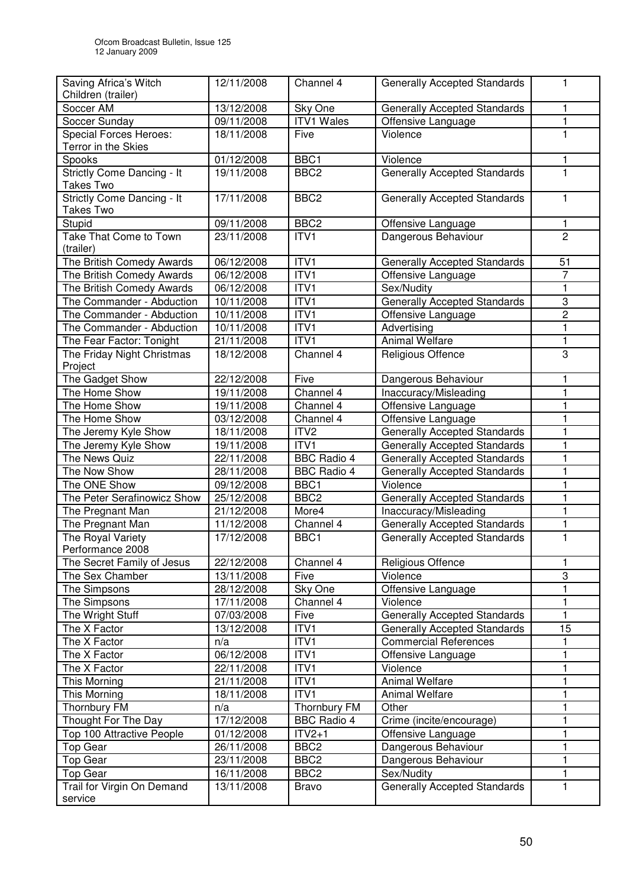| Saving Africa's Witch Children (trailer) | 12/11/2008 | Channel 4 | Generally Accepted Standards | 1 |
|---|---|---|---|---|
| Soccer AM | 13/12/2008 | Sky One | Generally Accepted Standards | 1 |
| Soccer Sunday | 09/11/2008 | ITV1 Wales | Offensive Language | 1 |
| Special Forces Heroes: Terror in the Skies | 18/11/2008 | Five | Violence | 1 |
| Spooks | 01/12/2008 | BBC1 | Violence | 1 |
| Strictly Come Dancing - It Takes Two | 19/11/2008 | BBC2 | Generally Accepted Standards | 1 |
| Strictly Come Dancing - It Takes Two | 17/11/2008 | BBC2 | Generally Accepted Standards | 1 |
| Stupid | 09/11/2008 | BBC2 | Offensive Language | 1 |
| Take That Come to Town (trailer) | 23/11/2008 | ITV1 | Dangerous Behaviour | 2 |
| The British Comedy Awards | 06/12/2008 | ITV1 | Generally Accepted Standards | 51 |
| The British Comedy Awards | 06/12/2008 | ITV1 | Offensive Language | 7 |
| The British Comedy Awards | 06/12/2008 | ITV1 | Sex/Nudity | 1 |
| The Commander - Abduction | 10/11/2008 | ITV1 | Generally Accepted Standards | 3 |
| The Commander - Abduction | 10/11/2008 | ITV1 | Offensive Language | 2 |
| The Commander - Abduction | 10/11/2008 | ITV1 | Advertising | 1 |
| The Fear Factor: Tonight | 21/11/2008 | ITV1 | Animal Welfare | 1 |
| The Friday Night Christmas Project | 18/12/2008 | Channel 4 | Religious Offence | 3 |
| The Gadget Show | 22/12/2008 | Five | Dangerous Behaviour | 1 |
| The Home Show | 19/11/2008 | Channel 4 | Inaccuracy/Misleading | 1 |
| The Home Show | 19/11/2008 | Channel 4 | Offensive Language | 1 |
| The Home Show | 03/12/2008 | Channel 4 | Offensive Language | 1 |
| The Jeremy Kyle Show | 18/11/2008 | ITV2 | Generally Accepted Standards | 1 |
| The Jeremy Kyle Show | 19/11/2008 | ITV1 | Generally Accepted Standards | 1 |
| The News Quiz | 22/11/2008 | BBC Radio 4 | Generally Accepted Standards | 1 |
| The Now Show | 28/11/2008 | BBC Radio 4 | Generally Accepted Standards | 1 |
| The ONE Show | 09/12/2008 | BBC1 | Violence | 1 |
| The Peter Serafinowicz Show | 25/12/2008 | BBC2 | Generally Accepted Standards | 1 |
| The Pregnant Man | 21/12/2008 | More4 | Inaccuracy/Misleading | 1 |
| The Pregnant Man | 11/12/2008 | Channel 4 | Generally Accepted Standards | 1 |
| The Royal Variety Performance 2008 | 17/12/2008 | BBC1 | Generally Accepted Standards | 1 |
| The Secret Family of Jesus | 22/12/2008 | Channel 4 | Religious Offence | 1 |
| The Sex Chamber | 13/11/2008 | Five | Violence | 3 |
| The Simpsons | 28/12/2008 | Sky One | Offensive Language | 1 |
| The Simpsons | 17/11/2008 | Channel 4 | Violence | 1 |
| The Wright Stuff | 07/03/2008 | Five | Generally Accepted Standards | 1 |
| The X Factor | 13/12/2008 | ITV1 | Generally Accepted Standards | 15 |
| The X Factor | n/a | ITV1 | Commercial References | 1 |
| The X Factor | 06/12/2008 | ITV1 | Offensive Language | 1 |
| The X Factor | 22/11/2008 | ITV1 | Violence | 1 |
| This Morning | 21/11/2008 | ITV1 | Animal Welfare | 1 |
| This Morning | 18/11/2008 | ITV1 | Animal Welfare | 1 |
| Thornbury FM | n/a | Thornbury FM | Other | 1 |
| Thought For The Day | 17/12/2008 | BBC Radio 4 | Crime (incite/encourage) | 1 |
| Top 100 Attractive People | 01/12/2008 | ITV2+1 | Offensive Language | 1 |
| Top Gear | 26/11/2008 | BBC2 | Dangerous Behaviour | 1 |
| Top Gear | 23/11/2008 | BBC2 | Dangerous Behaviour | 1 |
| Top Gear | 16/11/2008 | BBC2 | Sex/Nudity | 1 |
| Trail for Virgin On Demand service | 13/11/2008 | Bravo | Generally Accepted Standards | 1 |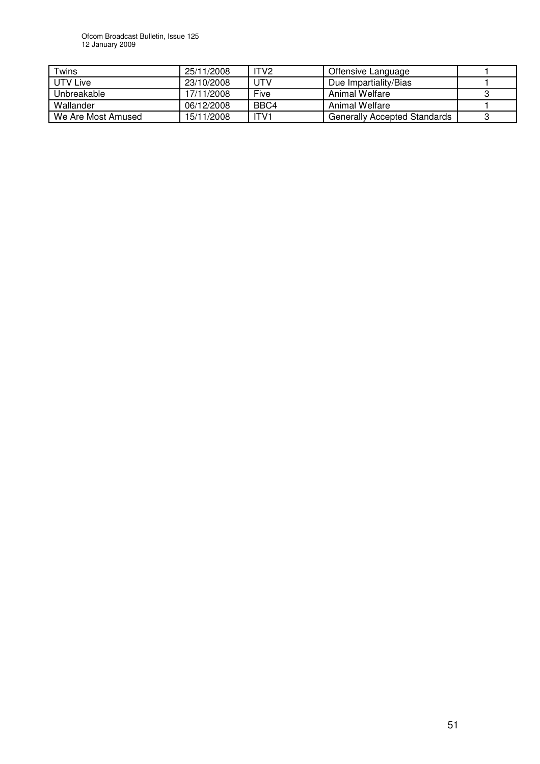| | | | | |
|---|---|---|---|---|
| Twins | 25/11/2008 | ITV2 | Offensive Language | 1 |
| UTV Live | 23/10/2008 | UTV | Due Impartiality/Bias | 1 |
| Unbreakable | 17/11/2008 | Five | Animal Welfare | 3 |
| Wallander | 06/12/2008 | BBC4 | Animal Welfare | 1 |
| We Are Most Amused | 15/11/2008 | ITV1 | Generally Accepted Standards | 3 |